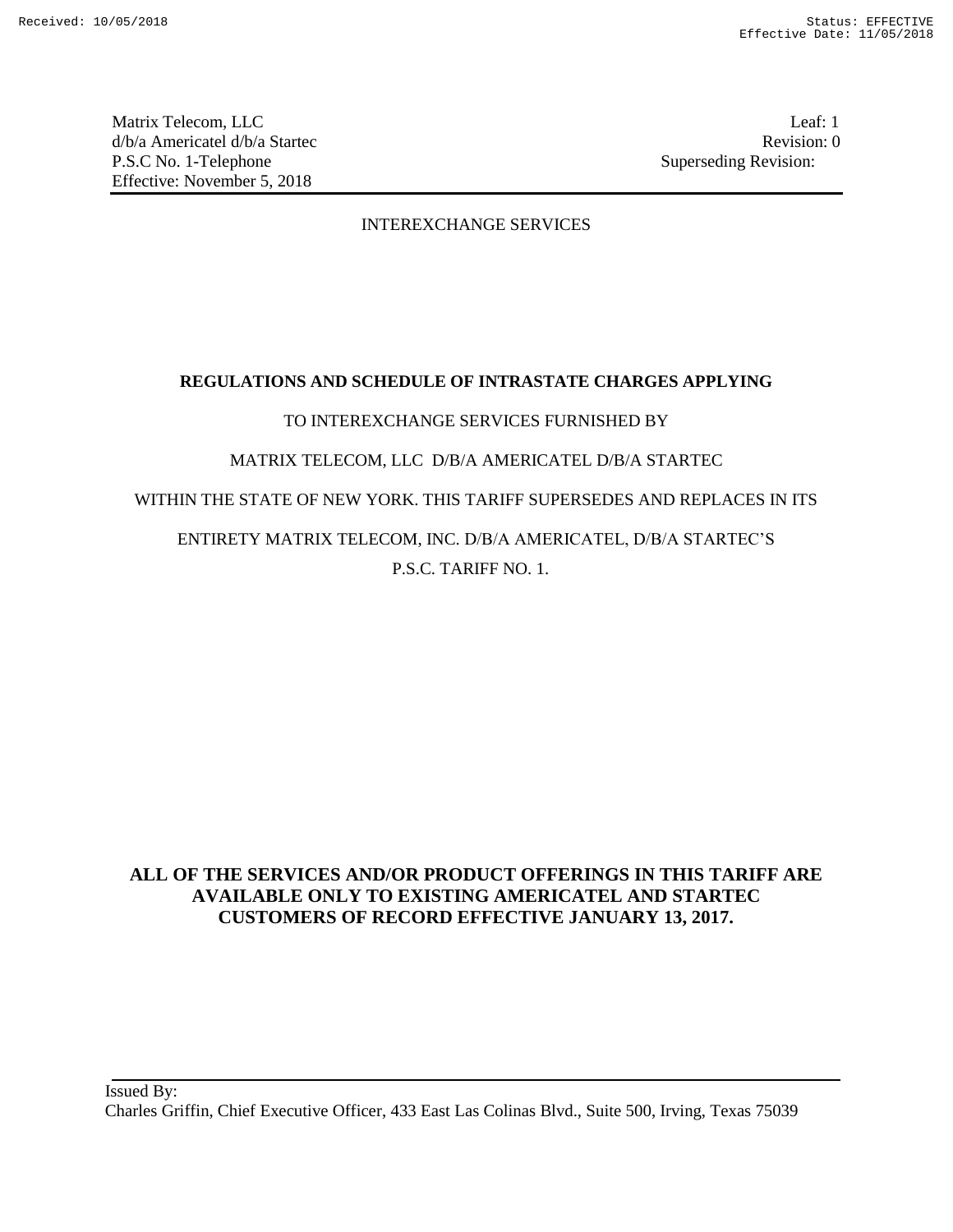INTEREXCHANGE SERVICES

**REGULATIONS AND SCHEDULE OF INTRASTATE CHARGES APPLYING**

TO INTEREXCHANGE SERVICES FURNISHED BY

MATRIX TELECOM, LLC D/B/A AMERICATEL D/B/A STARTEC

WITHIN THE STATE OF NEW YORK. THIS TARIFF SUPERSEDES AND REPLACES IN ITS

ENTIRETY MATRIX TELECOM, INC. D/B/A AMERICATEL, D/B/A STARTEC'S

P.S.C. TARIFF NO. 1.

**ALL OF THE SERVICES AND/OR PRODUCT OFFERINGS IN THIS TARIFF ARE AVAILABLE ONLY TO EXISTING AMERICATEL AND STARTEC CUSTOMERS OF RECORD EFFECTIVE JANUARY 13, 2017.**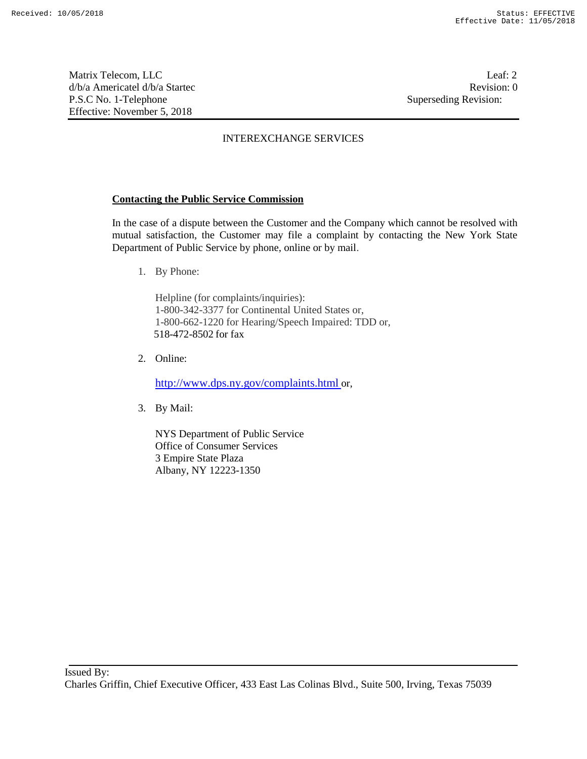## INTEREXCHANGE SERVICES

**Contacting the Public Service Commission**

In the case of a dispute between the Customer and the Company which cannot be resolved with mutual satisfaction, the Customer may file a complaint by contacting the New York State Department of Public Service by phone, online or by mail.

1. By Phone:

   Helpline (for complaints/inquiries):
   1-800-342-3377 for Continental United States or,
   1-800-662-1220 for Hearing/Speech Impaired: TDD or,
   518-472-8502 for fax

2. Online:

   http://www.dps.ny.gov/complaints.html or,

3. By Mail:

   NYS Department of Public Service
   Office of Consumer Services
   3 Empire State Plaza
   Albany, NY 12223-1350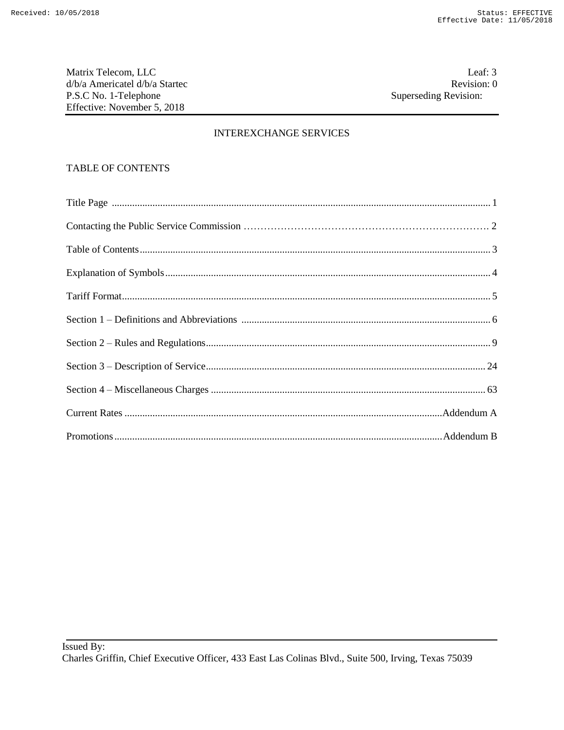# INTEREXCHANGE SERVICES

## TABLE OF CONTENTS

| | |
|---|---|
| Title Page | 1 |
| Contacting the Public Service Commission | 2 |
| Table of Contents | 3 |
| Explanation of Symbols | 4 |
| Tariff Format | 5 |
| Section 1 – Definitions and Abbreviations | 6 |
| Section 2 – Rules and Regulations | 9 |
| Section 3 – Description of Service | 24 |
| Section 4 – Miscellaneous Charges | 63 |
| Current Rates | Addendum A |
| Promotions | Addendum B |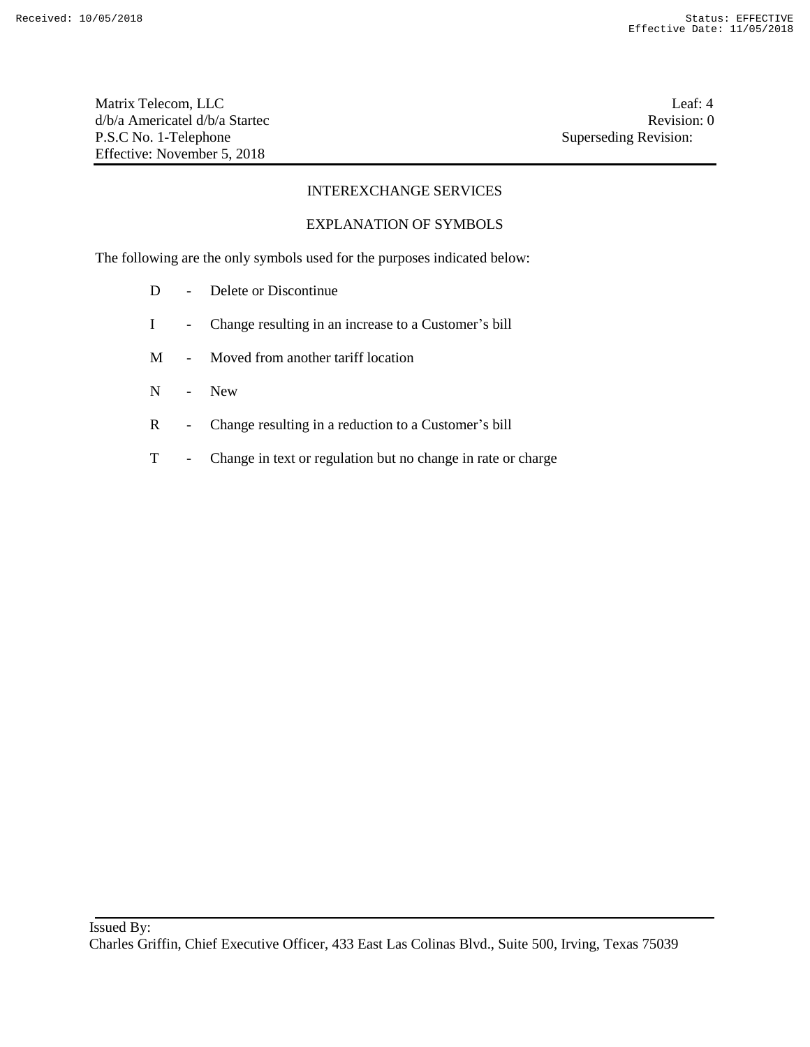## INTEREXCHANGE SERVICES

## EXPLANATION OF SYMBOLS

The following are the only symbols used for the purposes indicated below:

- D - Delete or Discontinue
- I - Change resulting in an increase to a Customer's bill
- M - Moved from another tariff location
- N - New
- R - Change resulting in a reduction to a Customer's bill
- T - Change in text or regulation but no change in rate or charge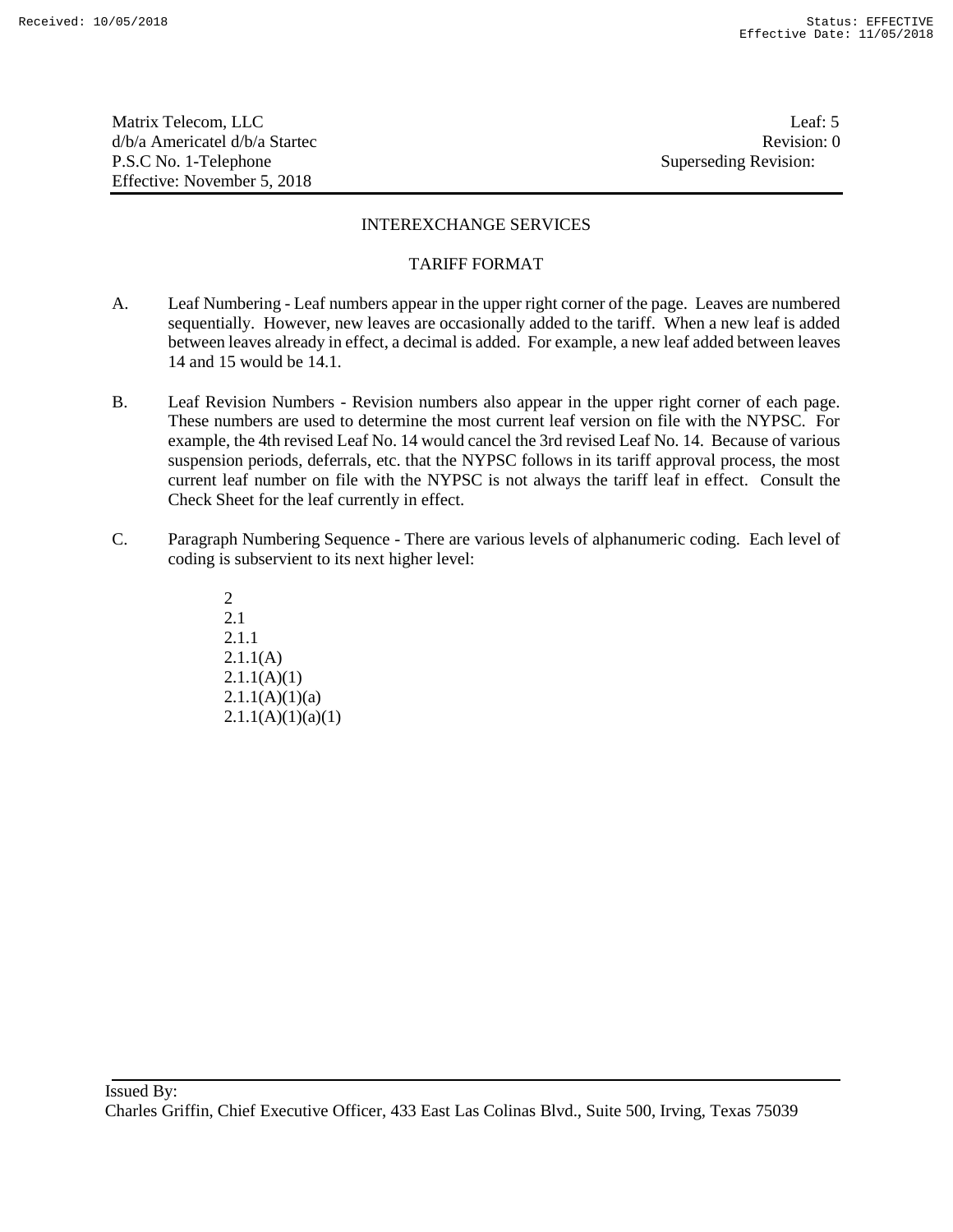## INTEREXCHANGE SERVICES

### TARIFF FORMAT

A. Leaf Numbering - Leaf numbers appear in the upper right corner of the page. Leaves are numbered sequentially. However, new leaves are occasionally added to the tariff. When a new leaf is added between leaves already in effect, a decimal is added. For example, a new leaf added between leaves 14 and 15 would be 14.1.

B. Leaf Revision Numbers - Revision numbers also appear in the upper right corner of each page. These numbers are used to determine the most current leaf version on file with the NYPSC. For example, the 4th revised Leaf No. 14 would cancel the 3rd revised Leaf No. 14. Because of various suspension periods, deferrals, etc. that the NYPSC follows in its tariff approval process, the most current leaf number on file with the NYPSC is not always the tariff leaf in effect. Consult the Check Sheet for the leaf currently in effect.

C. Paragraph Numbering Sequence - There are various levels of alphanumeric coding. Each level of coding is subservient to its next higher level:

2
2.1
2.1.1
2.1.1(A)
2.1.1(A)(1)
2.1.1(A)(1)(a)
2.1.1(A)(1)(a)(1)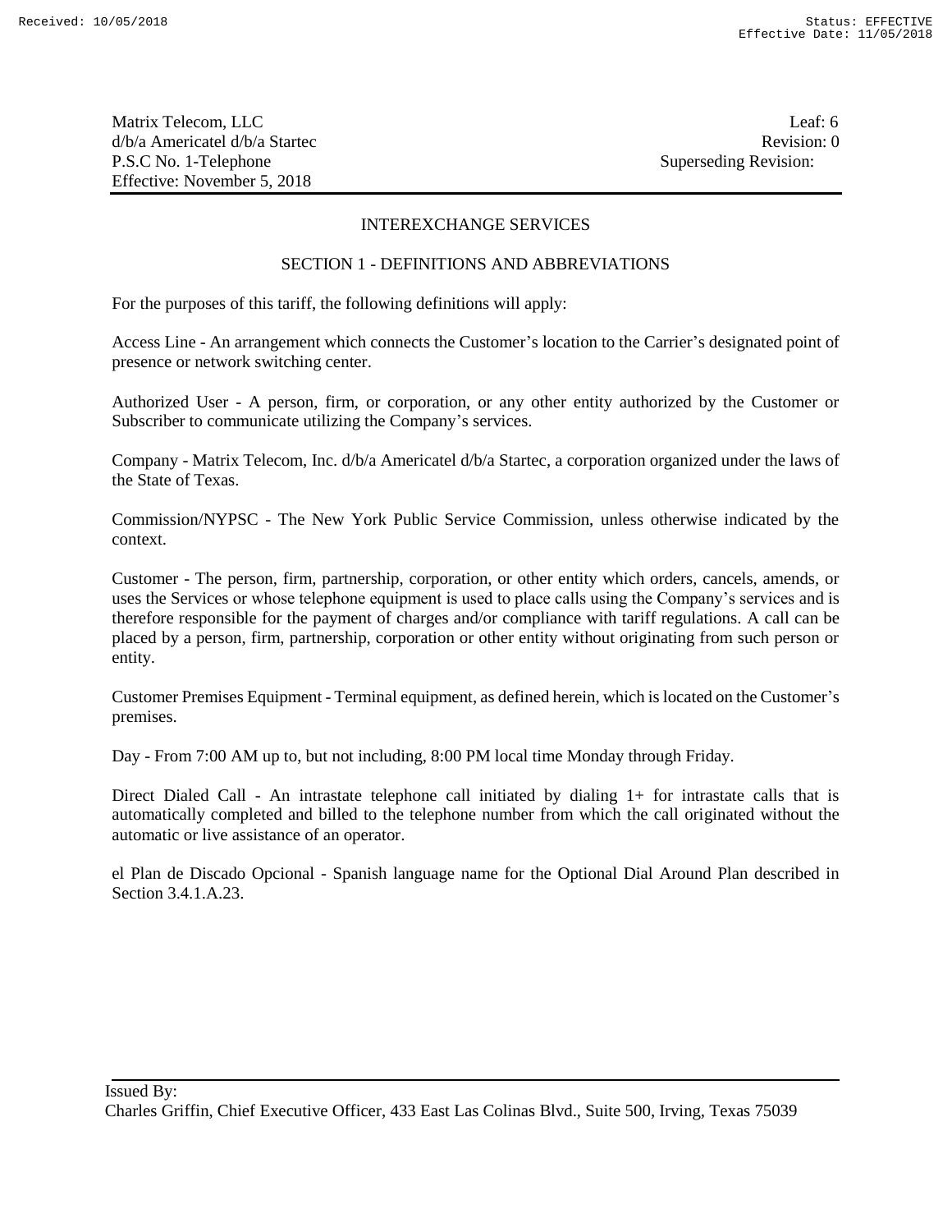## INTEREXCHANGE SERVICES

### SECTION 1 - DEFINITIONS AND ABBREVIATIONS

For the purposes of this tariff, the following definitions will apply:

Access Line - An arrangement which connects the Customer's location to the Carrier's designated point of presence or network switching center.

Authorized User - A person, firm, or corporation, or any other entity authorized by the Customer or Subscriber to communicate utilizing the Company's services.

Company - Matrix Telecom, Inc. d/b/a Americatel d/b/a Startec, a corporation organized under the laws of the State of Texas.

Commission/NYPSC - The New York Public Service Commission, unless otherwise indicated by the context.

Customer - The person, firm, partnership, corporation, or other entity which orders, cancels, amends, or uses the Services or whose telephone equipment is used to place calls using the Company's services and is therefore responsible for the payment of charges and/or compliance with tariff regulations. A call can be placed by a person, firm, partnership, corporation or other entity without originating from such person or entity.

Customer Premises Equipment - Terminal equipment, as defined herein, which is located on the Customer's premises.

Day - From 7:00 AM up to, but not including, 8:00 PM local time Monday through Friday.

Direct Dialed Call - An intrastate telephone call initiated by dialing 1+ for intrastate calls that is automatically completed and billed to the telephone number from which the call originated without the automatic or live assistance of an operator.

el Plan de Discado Opcional - Spanish language name for the Optional Dial Around Plan described in Section 3.4.1.A.23.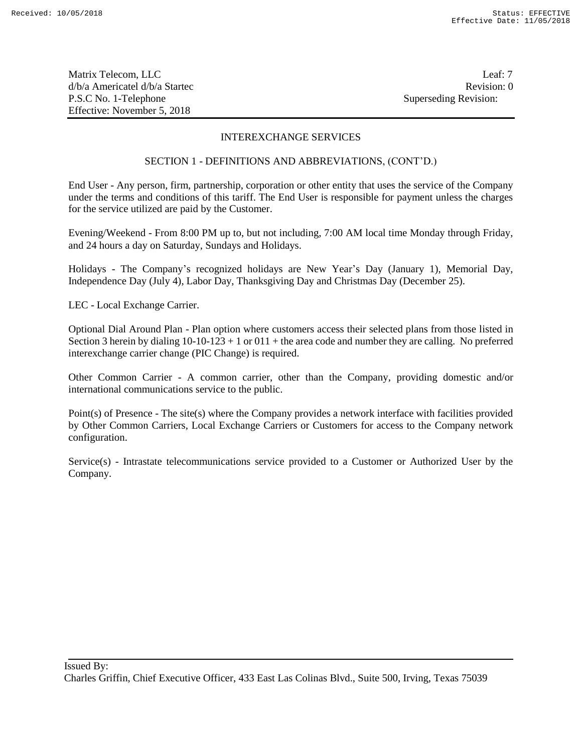Matrix Telecom, LLC  
d/b/a Americatel d/b/a Startec  
P.S.C No. 1-Telephone  
Effective: November 5, 2018

Leaf: 7  
Revision: 0  
Superseding Revision:

## INTEREXCHANGE SERVICES

### SECTION 1 - DEFINITIONS AND ABBREVIATIONS, (CONT'D.)

End User - Any person, firm, partnership, corporation or other entity that uses the service of the Company under the terms and conditions of this tariff. The End User is responsible for payment unless the charges for the service utilized are paid by the Customer.

Evening/Weekend - From 8:00 PM up to, but not including, 7:00 AM local time Monday through Friday, and 24 hours a day on Saturday, Sundays and Holidays.

Holidays - The Company's recognized holidays are New Year's Day (January 1), Memorial Day, Independence Day (July 4), Labor Day, Thanksgiving Day and Christmas Day (December 25).

LEC - Local Exchange Carrier.

Optional Dial Around Plan - Plan option where customers access their selected plans from those listed in Section 3 herein by dialing 10-10-123 + 1 or 011 + the area code and number they are calling. No preferred interexchange carrier change (PIC Change) is required.

Other Common Carrier - A common carrier, other than the Company, providing domestic and/or international communications service to the public.

Point(s) of Presence - The site(s) where the Company provides a network interface with facilities provided by Other Common Carriers, Local Exchange Carriers or Customers for access to the Company network configuration.

Service(s) - Intrastate telecommunications service provided to a Customer or Authorized User by the Company.

Issued By:  
Charles Griffin, Chief Executive Officer, 433 East Las Colinas Blvd., Suite 500, Irving, Texas 75039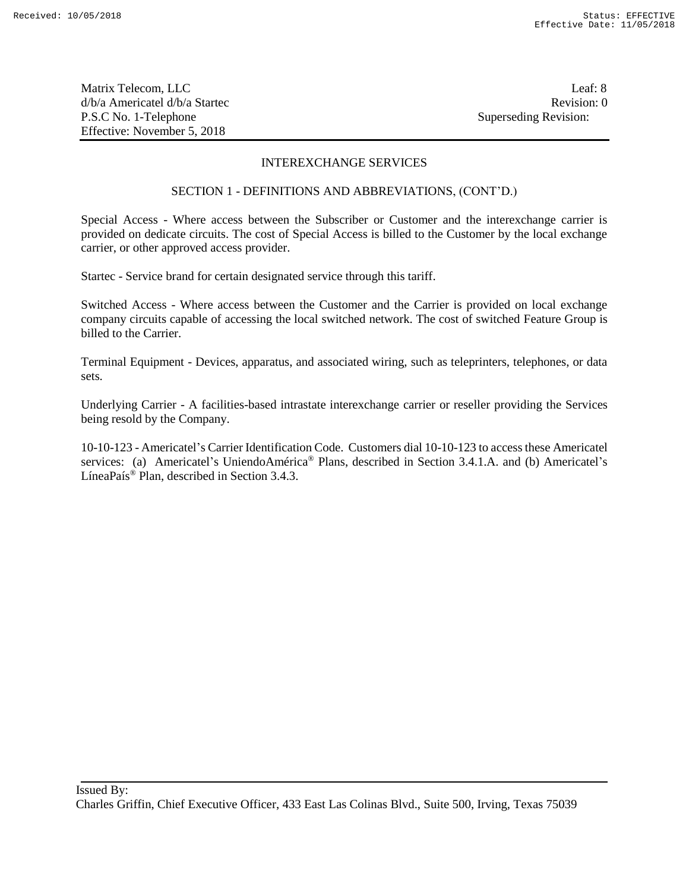## INTEREXCHANGE SERVICES

### SECTION 1 - DEFINITIONS AND ABBREVIATIONS, (CONT'D.)

Special Access - Where access between the Subscriber or Customer and the interexchange carrier is provided on dedicate circuits. The cost of Special Access is billed to the Customer by the local exchange carrier, or other approved access provider.

Startec - Service brand for certain designated service through this tariff.

Switched Access - Where access between the Customer and the Carrier is provided on local exchange company circuits capable of accessing the local switched network. The cost of switched Feature Group is billed to the Carrier.

Terminal Equipment - Devices, apparatus, and associated wiring, such as teleprinters, telephones, or data sets.

Underlying Carrier - A facilities-based intrastate interexchange carrier or reseller providing the Services being resold by the Company.

10-10-123 - Americatel's Carrier Identification Code. Customers dial 10-10-123 to access these Americatel services: (a) Americatel's UniendoAmérica® Plans, described in Section 3.4.1.A. and (b) Americatel's LíneaPaís® Plan, described in Section 3.4.3.

Issued By:
Charles Griffin, Chief Executive Officer, 433 East Las Colinas Blvd., Suite 500, Irving, Texas 75039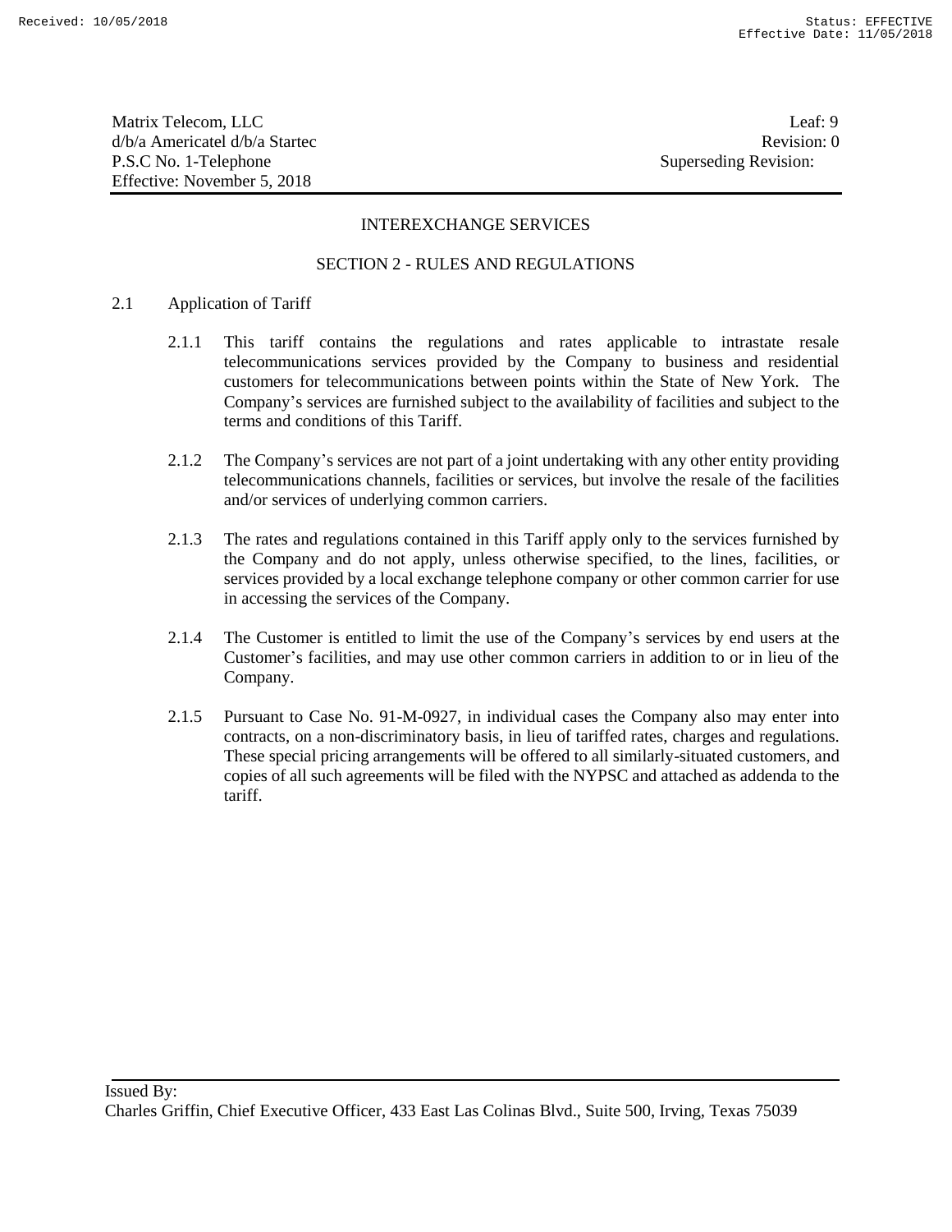## INTEREXCHANGE SERVICES

## SECTION 2 - RULES AND REGULATIONS

2.1 Application of Tariff

2.1.1 This tariff contains the regulations and rates applicable to intrastate resale telecommunications services provided by the Company to business and residential customers for telecommunications between points within the State of New York. The Company's services are furnished subject to the availability of facilities and subject to the terms and conditions of this Tariff.

2.1.2 The Company's services are not part of a joint undertaking with any other entity providing telecommunications channels, facilities or services, but involve the resale of the facilities and/or services of underlying common carriers.

2.1.3 The rates and regulations contained in this Tariff apply only to the services furnished by the Company and do not apply, unless otherwise specified, to the lines, facilities, or services provided by a local exchange telephone company or other common carrier for use in accessing the services of the Company.

2.1.4 The Customer is entitled to limit the use of the Company's services by end users at the Customer's facilities, and may use other common carriers in addition to or in lieu of the Company.

2.1.5 Pursuant to Case No. 91-M-0927, in individual cases the Company also may enter into contracts, on a non-discriminatory basis, in lieu of tariffed rates, charges and regulations. These special pricing arrangements will be offered to all similarly-situated customers, and copies of all such agreements will be filed with the NYPSC and attached as addenda to the tariff.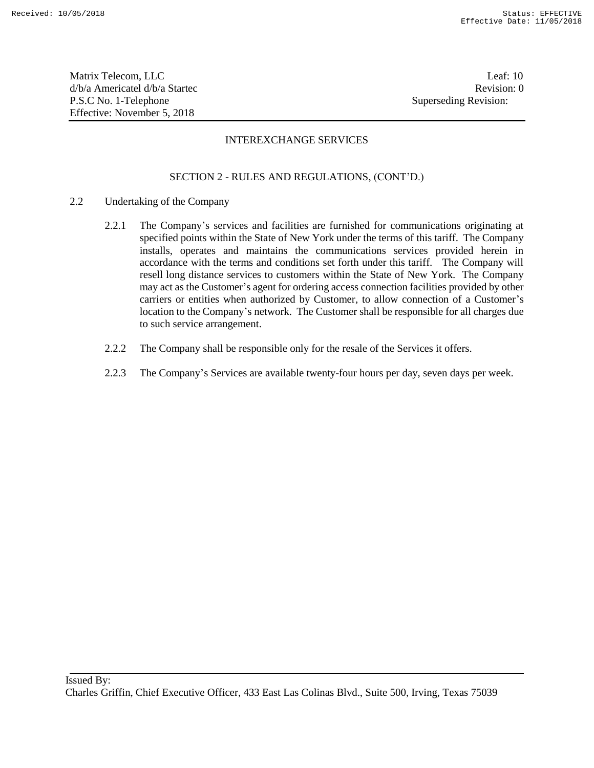## INTEREXCHANGE SERVICES

### SECTION 2 - RULES AND REGULATIONS, (CONT'D.)

2.2 Undertaking of the Company

2.2.1 The Company's services and facilities are furnished for communications originating at specified points within the State of New York under the terms of this tariff. The Company installs, operates and maintains the communications services provided herein in accordance with the terms and conditions set forth under this tariff. The Company will resell long distance services to customers within the State of New York. The Company may act as the Customer's agent for ordering access connection facilities provided by other carriers or entities when authorized by Customer, to allow connection of a Customer's location to the Company's network. The Customer shall be responsible for all charges due to such service arrangement.

2.2.2 The Company shall be responsible only for the resale of the Services it offers.

2.2.3 The Company's Services are available twenty-four hours per day, seven days per week.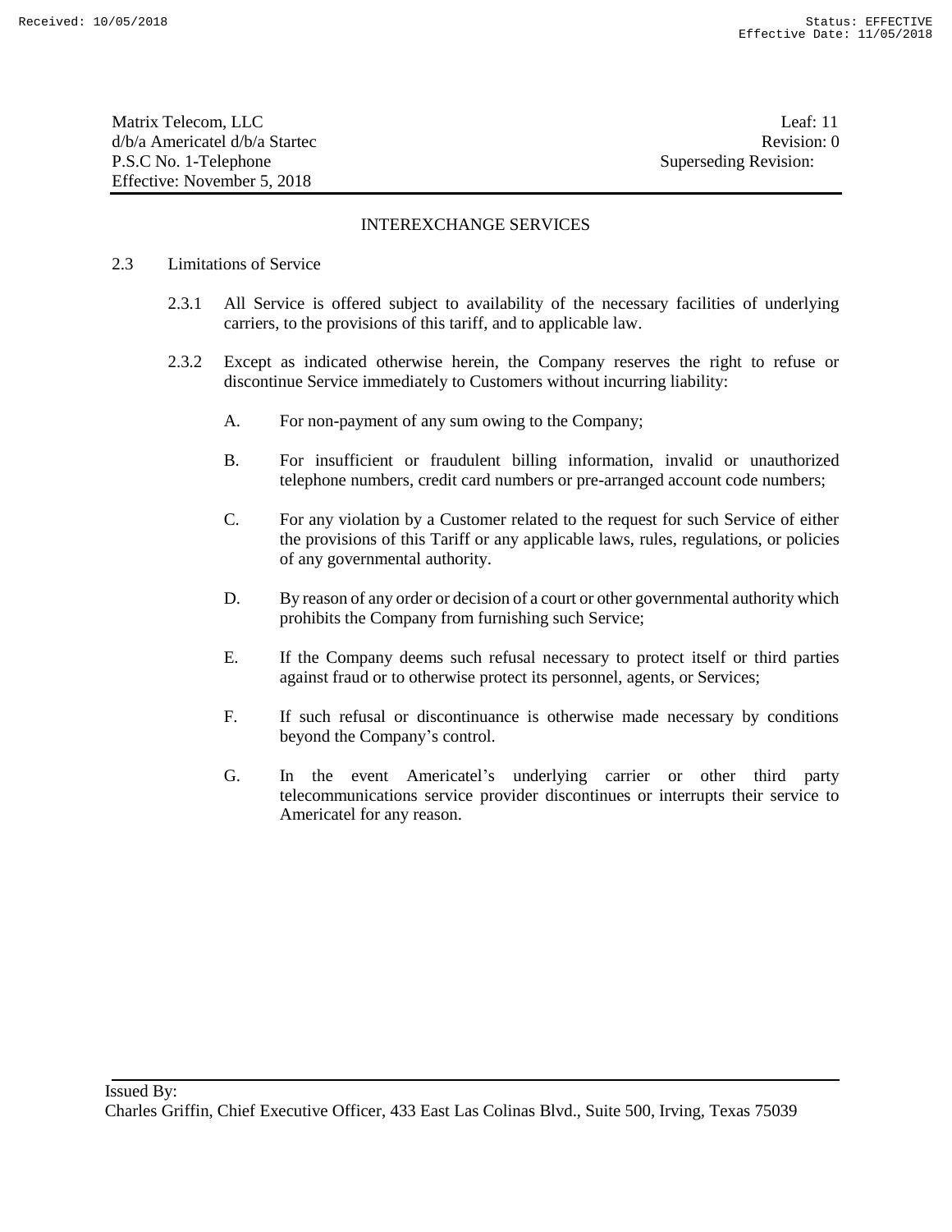## INTEREXCHANGE SERVICES

2.3 Limitations of Service

2.3.1 All Service is offered subject to availability of the necessary facilities of underlying carriers, to the provisions of this tariff, and to applicable law.

2.3.2 Except as indicated otherwise herein, the Company reserves the right to refuse or discontinue Service immediately to Customers without incurring liability:

A. For non-payment of any sum owing to the Company;

B. For insufficient or fraudulent billing information, invalid or unauthorized telephone numbers, credit card numbers or pre-arranged account code numbers;

C. For any violation by a Customer related to the request for such Service of either the provisions of this Tariff or any applicable laws, rules, regulations, or policies of any governmental authority.

D. By reason of any order or decision of a court or other governmental authority which prohibits the Company from furnishing such Service;

E. If the Company deems such refusal necessary to protect itself or third parties against fraud or to otherwise protect its personnel, agents, or Services;

F. If such refusal or discontinuance is otherwise made necessary by conditions beyond the Company's control.

G. In the event Americatel's underlying carrier or other third party telecommunications service provider discontinues or interrupts their service to Americatel for any reason.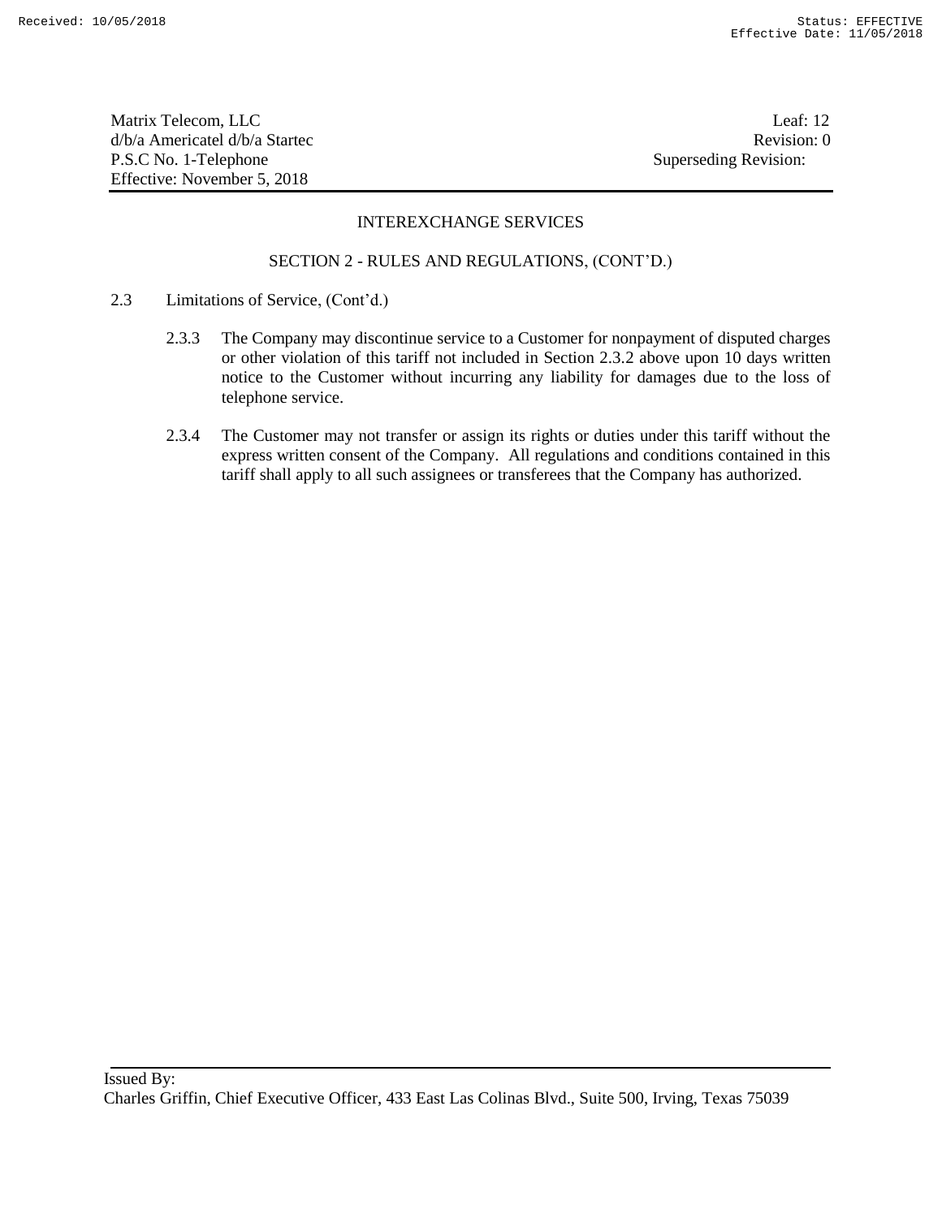## INTEREXCHANGE SERVICES

### SECTION 2 - RULES AND REGULATIONS, (CONT'D.)

2.3 Limitations of Service, (Cont'd.)

2.3.3 The Company may discontinue service to a Customer for nonpayment of disputed charges or other violation of this tariff not included in Section 2.3.2 above upon 10 days written notice to the Customer without incurring any liability for damages due to the loss of telephone service.

2.3.4 The Customer may not transfer or assign its rights or duties under this tariff without the express written consent of the Company. All regulations and conditions contained in this tariff shall apply to all such assignees or transferees that the Company has authorized.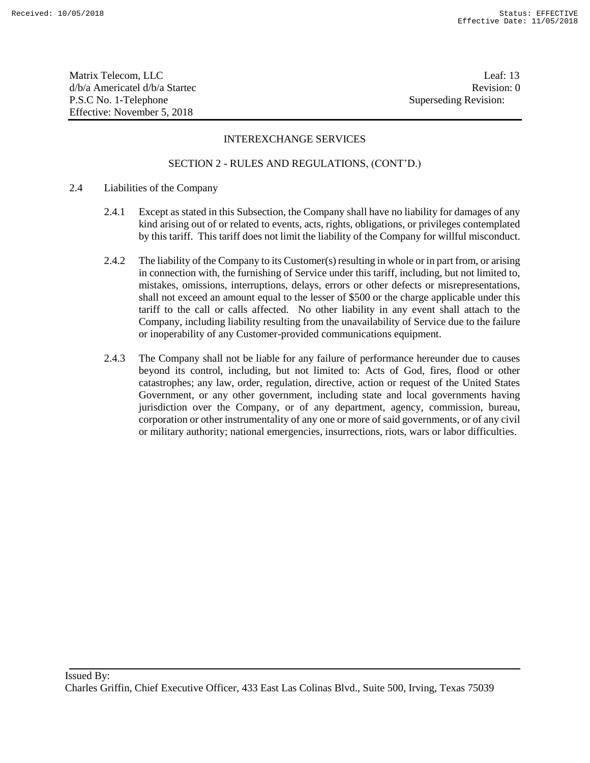## INTEREXCHANGE SERVICES

### SECTION 2 - RULES AND REGULATIONS, (CONT'D.)

2.4 Liabilities of the Company

2.4.1 Except as stated in this Subsection, the Company shall have no liability for damages of any kind arising out of or related to events, acts, rights, obligations, or privileges contemplated by this tariff. This tariff does not limit the liability of the Company for willful misconduct.

2.4.2 The liability of the Company to its Customer(s) resulting in whole or in part from, or arising in connection with, the furnishing of Service under this tariff, including, but not limited to, mistakes, omissions, interruptions, delays, errors or other defects or misrepresentations, shall not exceed an amount equal to the lesser of $500 or the charge applicable under this tariff to the call or calls affected. No other liability in any event shall attach to the Company, including liability resulting from the unavailability of Service due to the failure or inoperability of any Customer-provided communications equipment.

2.4.3 The Company shall not be liable for any failure of performance hereunder due to causes beyond its control, including, but not limited to: Acts of God, fires, flood or other catastrophes; any law, order, regulation, directive, action or request of the United States Government, or any other government, including state and local governments having jurisdiction over the Company, or of any department, agency, commission, bureau, corporation or other instrumentality of any one or more of said governments, or of any civil or military authority; national emergencies, insurrections, riots, wars or labor difficulties.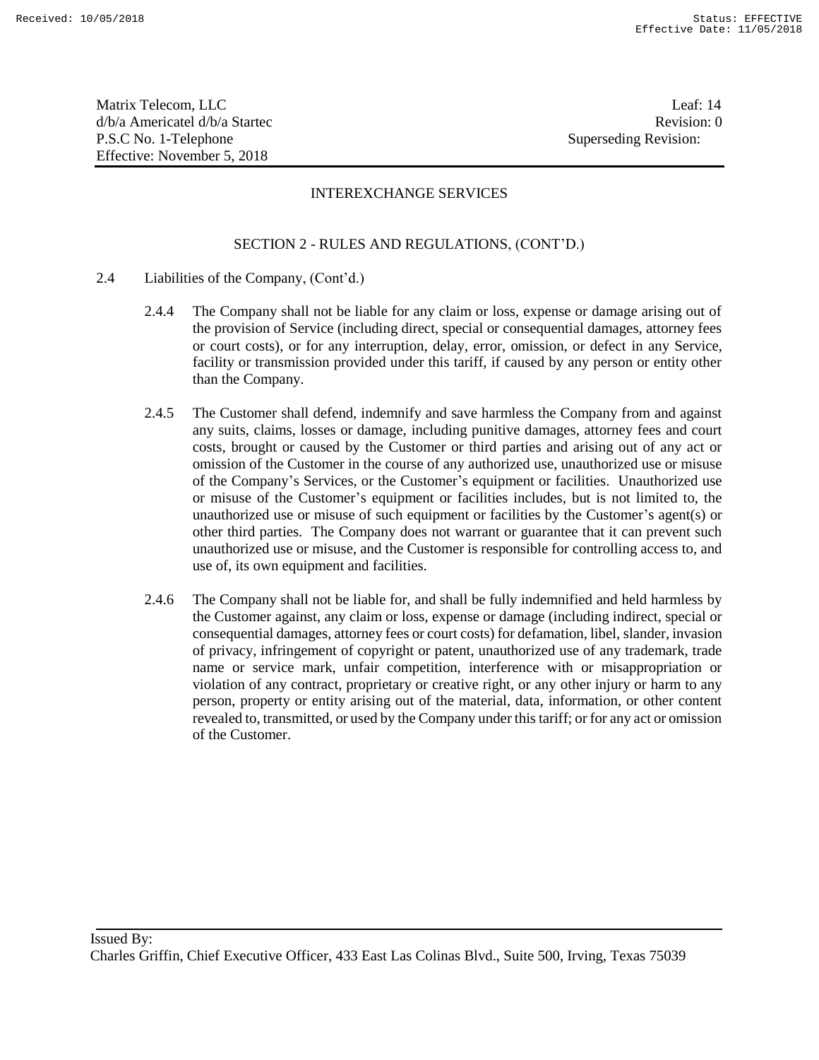## INTEREXCHANGE SERVICES

### SECTION 2 - RULES AND REGULATIONS, (CONT'D.)

2.4 Liabilities of the Company, (Cont'd.)

2.4.4 The Company shall not be liable for any claim or loss, expense or damage arising out of the provision of Service (including direct, special or consequential damages, attorney fees or court costs), or for any interruption, delay, error, omission, or defect in any Service, facility or transmission provided under this tariff, if caused by any person or entity other than the Company.

2.4.5 The Customer shall defend, indemnify and save harmless the Company from and against any suits, claims, losses or damage, including punitive damages, attorney fees and court costs, brought or caused by the Customer or third parties and arising out of any act or omission of the Customer in the course of any authorized use, unauthorized use or misuse of the Company's Services, or the Customer's equipment or facilities. Unauthorized use or misuse of the Customer's equipment or facilities includes, but is not limited to, the unauthorized use or misuse of such equipment or facilities by the Customer's agent(s) or other third parties. The Company does not warrant or guarantee that it can prevent such unauthorized use or misuse, and the Customer is responsible for controlling access to, and use of, its own equipment and facilities.

2.4.6 The Company shall not be liable for, and shall be fully indemnified and held harmless by the Customer against, any claim or loss, expense or damage (including indirect, special or consequential damages, attorney fees or court costs) for defamation, libel, slander, invasion of privacy, infringement of copyright or patent, unauthorized use of any trademark, trade name or service mark, unfair competition, interference with or misappropriation or violation of any contract, proprietary or creative right, or any other injury or harm to any person, property or entity arising out of the material, data, information, or other content revealed to, transmitted, or used by the Company under this tariff; or for any act or omission of the Customer.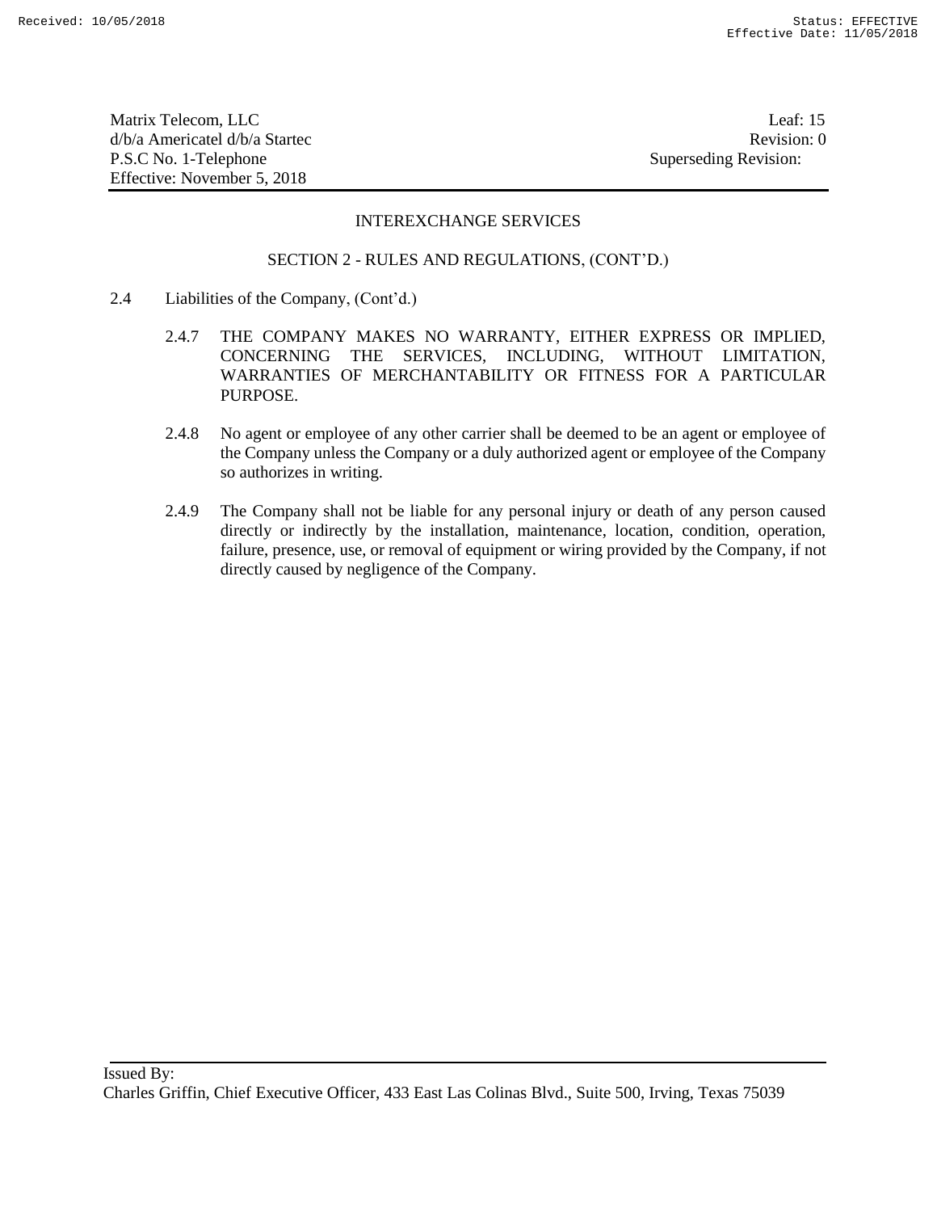## INTEREXCHANGE SERVICES

### SECTION 2 - RULES AND REGULATIONS, (CONT'D.)

2.4 Liabilities of the Company, (Cont'd.)

2.4.7 THE COMPANY MAKES NO WARRANTY, EITHER EXPRESS OR IMPLIED, CONCERNING THE SERVICES, INCLUDING, WITHOUT LIMITATION, WARRANTIES OF MERCHANTABILITY OR FITNESS FOR A PARTICULAR PURPOSE.

2.4.8 No agent or employee of any other carrier shall be deemed to be an agent or employee of the Company unless the Company or a duly authorized agent or employee of the Company so authorizes in writing.

2.4.9 The Company shall not be liable for any personal injury or death of any person caused directly or indirectly by the installation, maintenance, location, condition, operation, failure, presence, use, or removal of equipment or wiring provided by the Company, if not directly caused by negligence of the Company.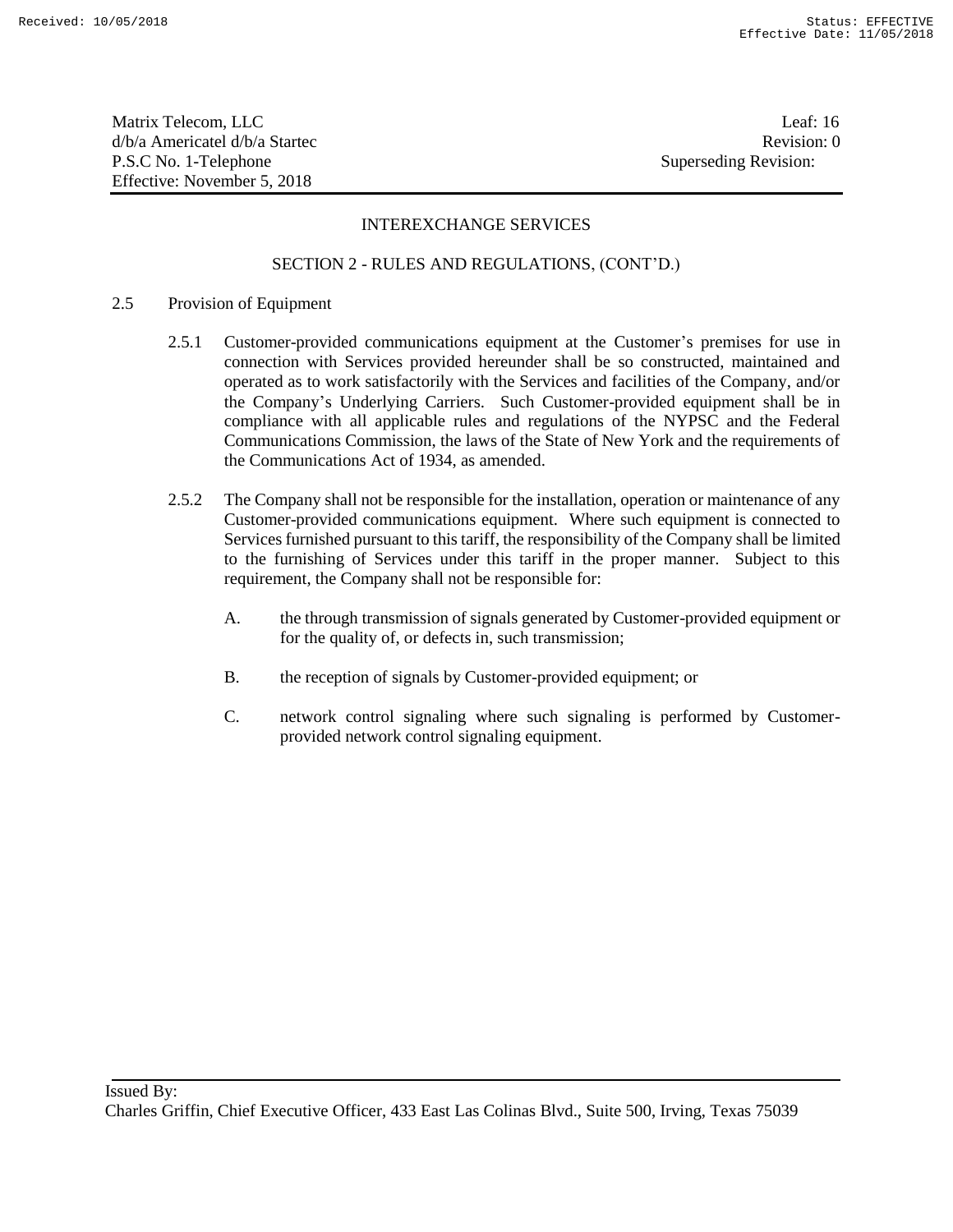## INTEREXCHANGE SERVICES

### SECTION 2 - RULES AND REGULATIONS, (CONT'D.)

2.5 Provision of Equipment

2.5.1 Customer-provided communications equipment at the Customer's premises for use in connection with Services provided hereunder shall be so constructed, maintained and operated as to work satisfactorily with the Services and facilities of the Company, and/or the Company's Underlying Carriers. Such Customer-provided equipment shall be in compliance with all applicable rules and regulations of the NYPSC and the Federal Communications Commission, the laws of the State of New York and the requirements of the Communications Act of 1934, as amended.

2.5.2 The Company shall not be responsible for the installation, operation or maintenance of any Customer-provided communications equipment. Where such equipment is connected to Services furnished pursuant to this tariff, the responsibility of the Company shall be limited to the furnishing of Services under this tariff in the proper manner. Subject to this requirement, the Company shall not be responsible for:

A. the through transmission of signals generated by Customer-provided equipment or for the quality of, or defects in, such transmission;

B. the reception of signals by Customer-provided equipment; or

C. network control signaling where such signaling is performed by Customer-provided network control signaling equipment.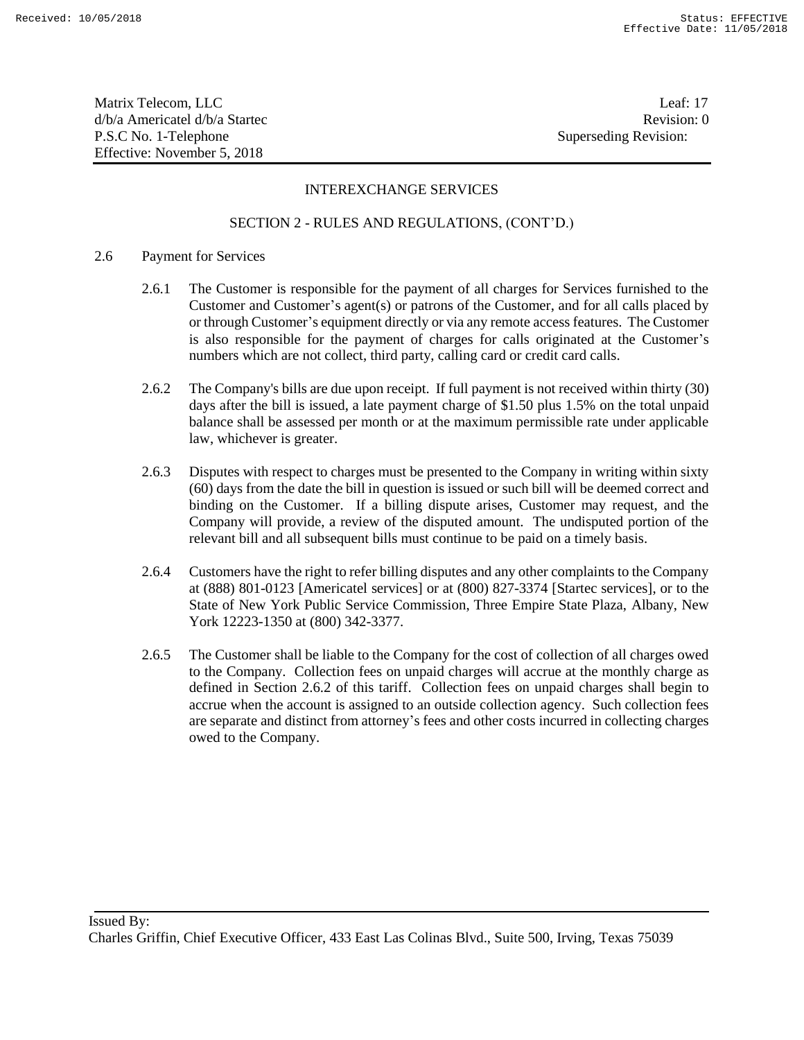INTEREXCHANGE SERVICES

SECTION 2 - RULES AND REGULATIONS, (CONT'D.)

2.6 Payment for Services

2.6.1 The Customer is responsible for the payment of all charges for Services furnished to the Customer and Customer's agent(s) or patrons of the Customer, and for all calls placed by or through Customer's equipment directly or via any remote access features. The Customer is also responsible for the payment of charges for calls originated at the Customer's numbers which are not collect, third party, calling card or credit card calls.

2.6.2 The Company's bills are due upon receipt. If full payment is not received within thirty (30) days after the bill is issued, a late payment charge of $1.50 plus 1.5% on the total unpaid balance shall be assessed per month or at the maximum permissible rate under applicable law, whichever is greater.

2.6.3 Disputes with respect to charges must be presented to the Company in writing within sixty (60) days from the date the bill in question is issued or such bill will be deemed correct and binding on the Customer. If a billing dispute arises, Customer may request, and the Company will provide, a review of the disputed amount. The undisputed portion of the relevant bill and all subsequent bills must continue to be paid on a timely basis.

2.6.4 Customers have the right to refer billing disputes and any other complaints to the Company at (888) 801-0123 [Americatel services] or at (800) 827-3374 [Startec services], or to the State of New York Public Service Commission, Three Empire State Plaza, Albany, New York 12223-1350 at (800) 342-3377.

2.6.5 The Customer shall be liable to the Company for the cost of collection of all charges owed to the Company. Collection fees on unpaid charges will accrue at the monthly charge as defined in Section 2.6.2 of this tariff. Collection fees on unpaid charges shall begin to accrue when the account is assigned to an outside collection agency. Such collection fees are separate and distinct from attorney's fees and other costs incurred in collecting charges owed to the Company.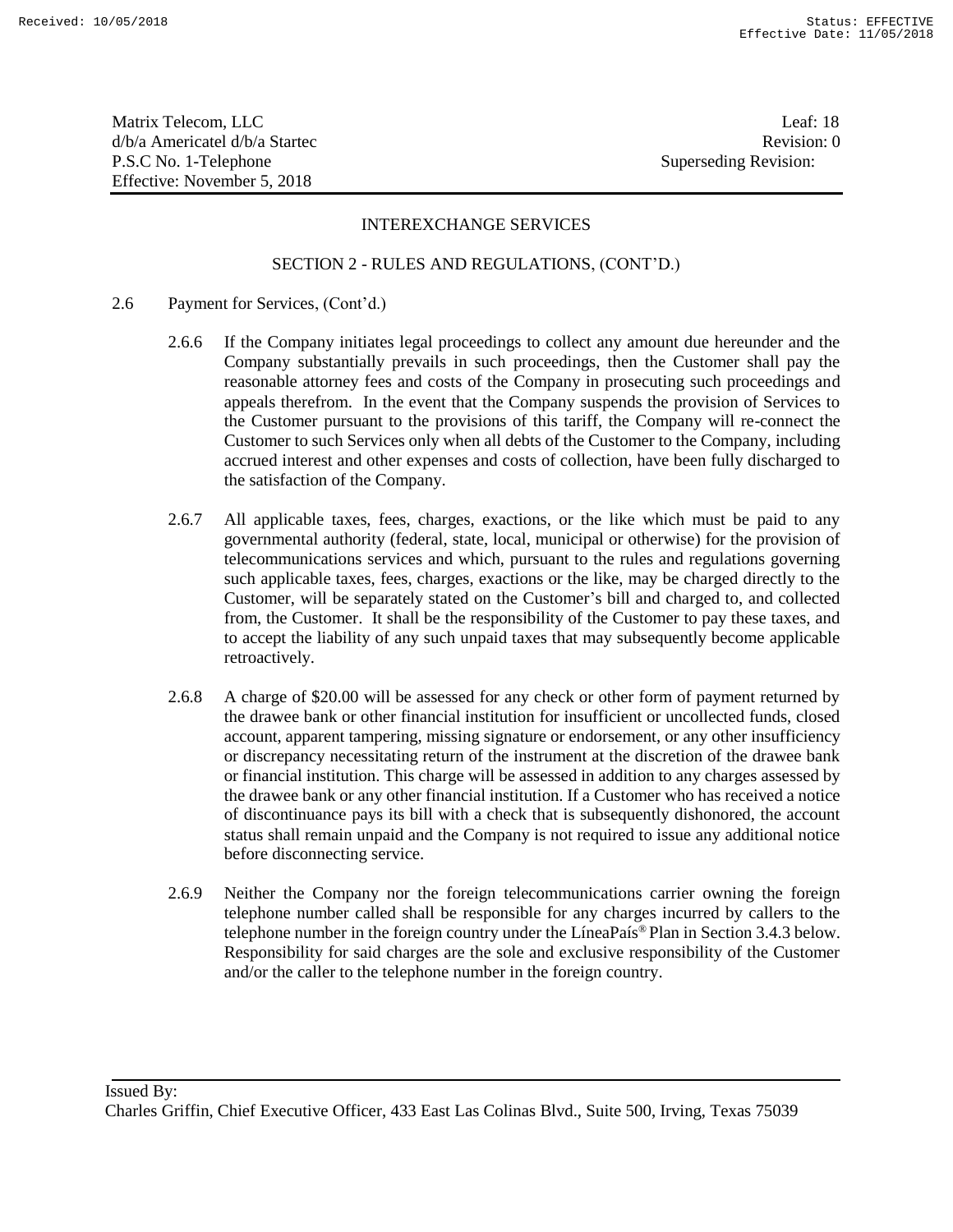## INTEREXCHANGE SERVICES

### SECTION 2 - RULES AND REGULATIONS, (CONT'D.)

2.6 Payment for Services, (Cont'd.)

2.6.6 If the Company initiates legal proceedings to collect any amount due hereunder and the Company substantially prevails in such proceedings, then the Customer shall pay the reasonable attorney fees and costs of the Company in prosecuting such proceedings and appeals therefrom. In the event that the Company suspends the provision of Services to the Customer pursuant to the provisions of this tariff, the Company will re-connect the Customer to such Services only when all debts of the Customer to the Company, including accrued interest and other expenses and costs of collection, have been fully discharged to the satisfaction of the Company.

2.6.7 All applicable taxes, fees, charges, exactions, or the like which must be paid to any governmental authority (federal, state, local, municipal or otherwise) for the provision of telecommunications services and which, pursuant to the rules and regulations governing such applicable taxes, fees, charges, exactions or the like, may be charged directly to the Customer, will be separately stated on the Customer's bill and charged to, and collected from, the Customer. It shall be the responsibility of the Customer to pay these taxes, and to accept the liability of any such unpaid taxes that may subsequently become applicable retroactively.

2.6.8 A charge of $20.00 will be assessed for any check or other form of payment returned by the drawee bank or other financial institution for insufficient or uncollected funds, closed account, apparent tampering, missing signature or endorsement, or any other insufficiency or discrepancy necessitating return of the instrument at the discretion of the drawee bank or financial institution. This charge will be assessed in addition to any charges assessed by the drawee bank or any other financial institution. If a Customer who has received a notice of discontinuance pays its bill with a check that is subsequently dishonored, the account status shall remain unpaid and the Company is not required to issue any additional notice before disconnecting service.

2.6.9 Neither the Company nor the foreign telecommunications carrier owning the foreign telephone number called shall be responsible for any charges incurred by callers to the telephone number in the foreign country under the LíneaPaís® Plan in Section 3.4.3 below. Responsibility for said charges are the sole and exclusive responsibility of the Customer and/or the caller to the telephone number in the foreign country.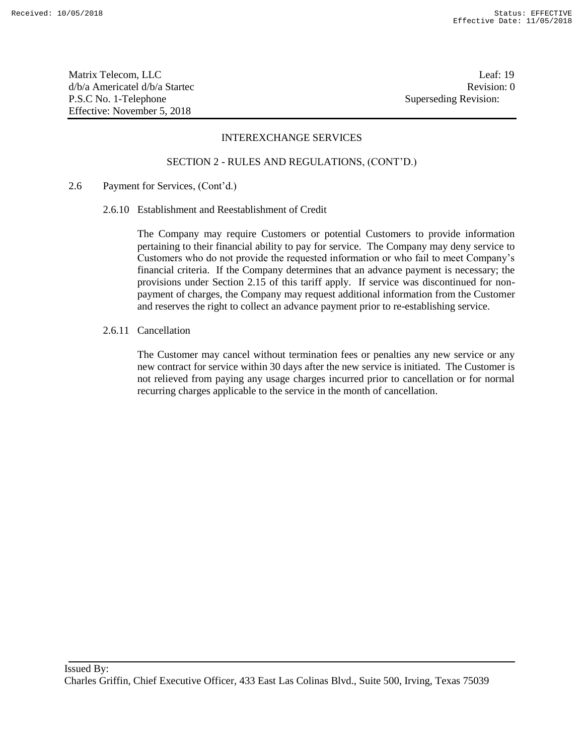INTEREXCHANGE SERVICES

SECTION 2 - RULES AND REGULATIONS, (CONT'D.)

2.6 Payment for Services, (Cont'd.)

2.6.10 Establishment and Reestablishment of Credit

The Company may require Customers or potential Customers to provide information pertaining to their financial ability to pay for service. The Company may deny service to Customers who do not provide the requested information or who fail to meet Company's financial criteria. If the Company determines that an advance payment is necessary; the provisions under Section 2.15 of this tariff apply. If service was discontinued for non-payment of charges, the Company may request additional information from the Customer and reserves the right to collect an advance payment prior to re-establishing service.

2.6.11 Cancellation

The Customer may cancel without termination fees or penalties any new service or any new contract for service within 30 days after the new service is initiated. The Customer is not relieved from paying any usage charges incurred prior to cancellation or for normal recurring charges applicable to the service in the month of cancellation.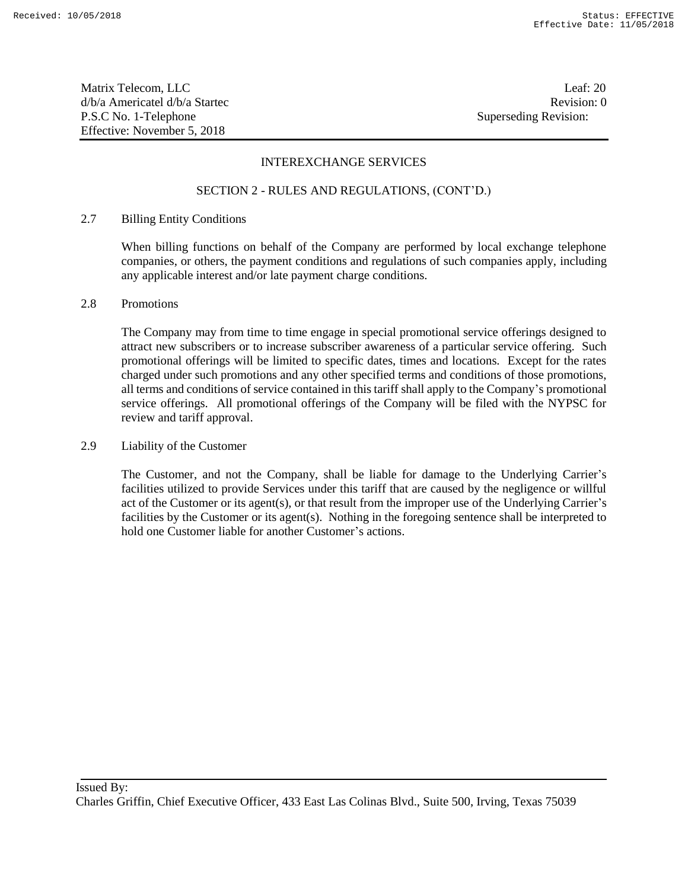INTEREXCHANGE SERVICES

SECTION 2 - RULES AND REGULATIONS, (CONT'D.)

2.7 Billing Entity Conditions

When billing functions on behalf of the Company are performed by local exchange telephone companies, or others, the payment conditions and regulations of such companies apply, including any applicable interest and/or late payment charge conditions.

2.8 Promotions

The Company may from time to time engage in special promotional service offerings designed to attract new subscribers or to increase subscriber awareness of a particular service offering. Such promotional offerings will be limited to specific dates, times and locations. Except for the rates charged under such promotions and any other specified terms and conditions of those promotions, all terms and conditions of service contained in this tariff shall apply to the Company's promotional service offerings. All promotional offerings of the Company will be filed with the NYPSC for review and tariff approval.

2.9 Liability of the Customer

The Customer, and not the Company, shall be liable for damage to the Underlying Carrier's facilities utilized to provide Services under this tariff that are caused by the negligence or willful act of the Customer or its agent(s), or that result from the improper use of the Underlying Carrier's facilities by the Customer or its agent(s). Nothing in the foregoing sentence shall be interpreted to hold one Customer liable for another Customer's actions.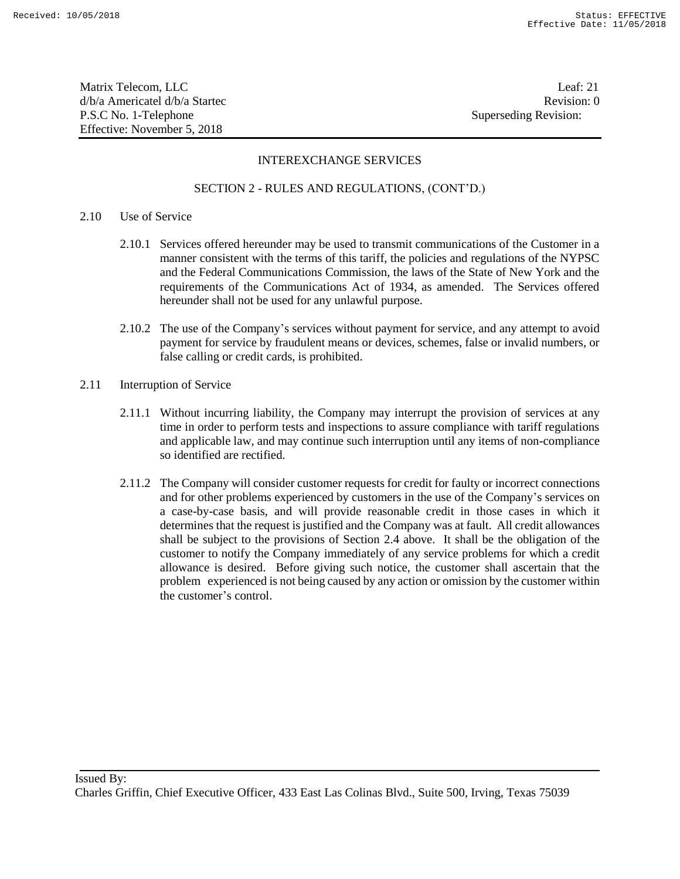## INTEREXCHANGE SERVICES

### SECTION 2 - RULES AND REGULATIONS, (CONT'D.)

2.10 Use of Service

2.10.1 Services offered hereunder may be used to transmit communications of the Customer in a manner consistent with the terms of this tariff, the policies and regulations of the NYPSC and the Federal Communications Commission, the laws of the State of New York and the requirements of the Communications Act of 1934, as amended. The Services offered hereunder shall not be used for any unlawful purpose.

2.10.2 The use of the Company's services without payment for service, and any attempt to avoid payment for service by fraudulent means or devices, schemes, false or invalid numbers, or false calling or credit cards, is prohibited.

2.11 Interruption of Service

2.11.1 Without incurring liability, the Company may interrupt the provision of services at any time in order to perform tests and inspections to assure compliance with tariff regulations and applicable law, and may continue such interruption until any items of non-compliance so identified are rectified.

2.11.2 The Company will consider customer requests for credit for faulty or incorrect connections and for other problems experienced by customers in the use of the Company's services on a case-by-case basis, and will provide reasonable credit in those cases in which it determines that the request is justified and the Company was at fault. All credit allowances shall be subject to the provisions of Section 2.4 above. It shall be the obligation of the customer to notify the Company immediately of any service problems for which a credit allowance is desired. Before giving such notice, the customer shall ascertain that the problem experienced is not being caused by any action or omission by the customer within the customer's control.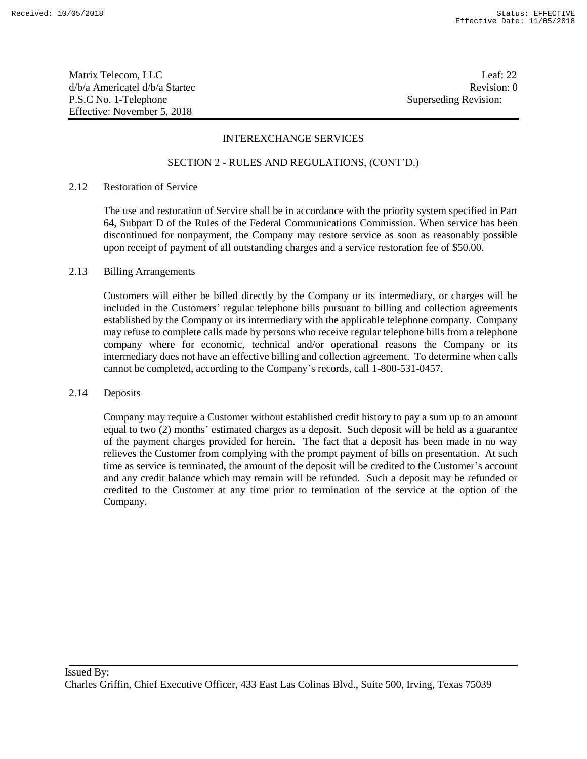## INTEREXCHANGE SERVICES

### SECTION 2 - RULES AND REGULATIONS, (CONT'D.)

2.12 Restoration of Service

The use and restoration of Service shall be in accordance with the priority system specified in Part 64, Subpart D of the Rules of the Federal Communications Commission. When service has been discontinued for nonpayment, the Company may restore service as soon as reasonably possible upon receipt of payment of all outstanding charges and a service restoration fee of $50.00.

2.13 Billing Arrangements

Customers will either be billed directly by the Company or its intermediary, or charges will be included in the Customers' regular telephone bills pursuant to billing and collection agreements established by the Company or its intermediary with the applicable telephone company. Company may refuse to complete calls made by persons who receive regular telephone bills from a telephone company where for economic, technical and/or operational reasons the Company or its intermediary does not have an effective billing and collection agreement. To determine when calls cannot be completed, according to the Company's records, call 1-800-531-0457.

2.14 Deposits

Company may require a Customer without established credit history to pay a sum up to an amount equal to two (2) months' estimated charges as a deposit. Such deposit will be held as a guarantee of the payment charges provided for herein. The fact that a deposit has been made in no way relieves the Customer from complying with the prompt payment of bills on presentation. At such time as service is terminated, the amount of the deposit will be credited to the Customer's account and any credit balance which may remain will be refunded. Such a deposit may be refunded or credited to the Customer at any time prior to termination of the service at the option of the Company.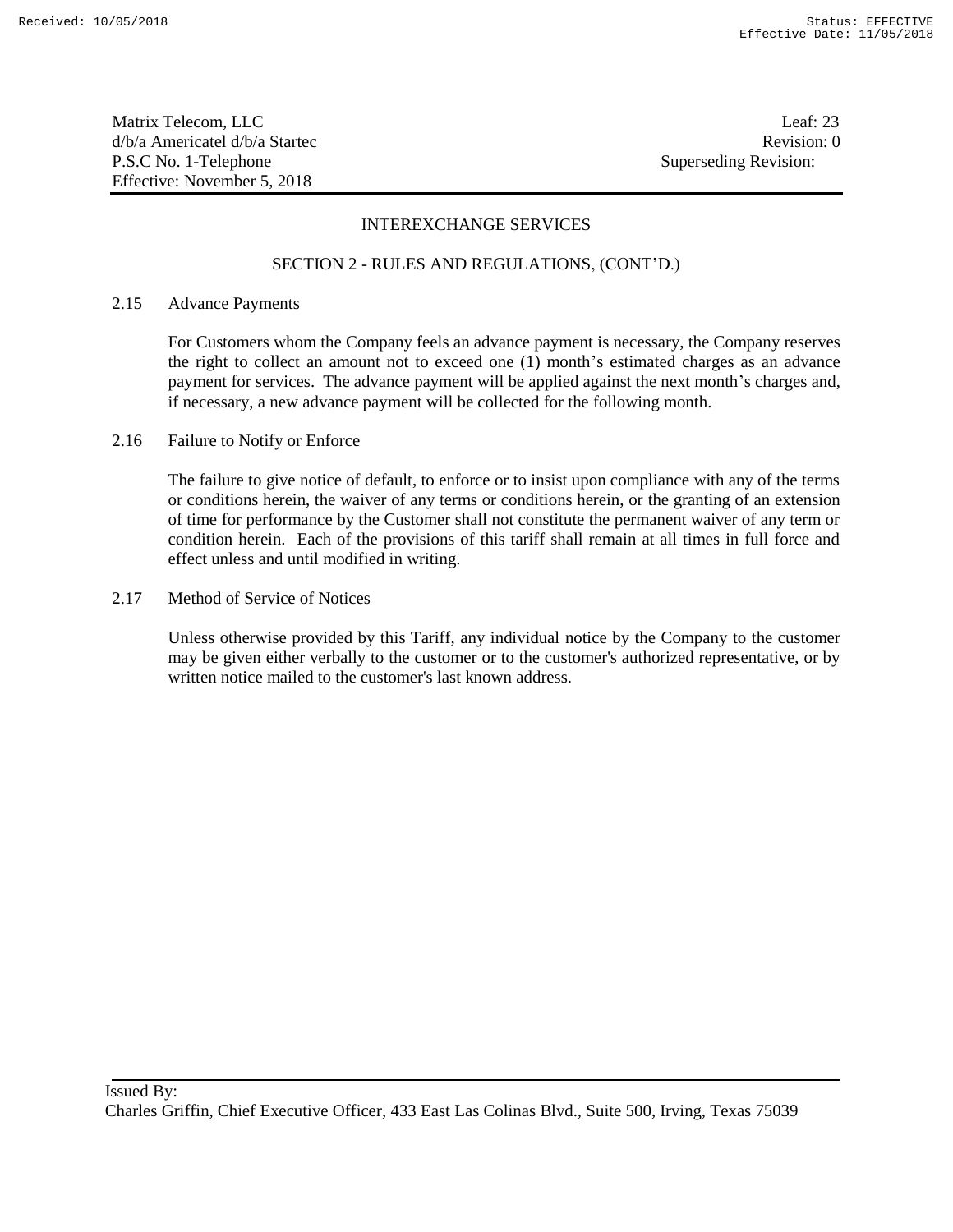INTEREXCHANGE SERVICES

SECTION 2 - RULES AND REGULATIONS, (CONT'D.)

2.15 Advance Payments

For Customers whom the Company feels an advance payment is necessary, the Company reserves the right to collect an amount not to exceed one (1) month's estimated charges as an advance payment for services. The advance payment will be applied against the next month's charges and, if necessary, a new advance payment will be collected for the following month.

2.16 Failure to Notify or Enforce

The failure to give notice of default, to enforce or to insist upon compliance with any of the terms or conditions herein, the waiver of any terms or conditions herein, or the granting of an extension of time for performance by the Customer shall not constitute the permanent waiver of any term or condition herein. Each of the provisions of this tariff shall remain at all times in full force and effect unless and until modified in writing.

2.17 Method of Service of Notices

Unless otherwise provided by this Tariff, any individual notice by the Company to the customer may be given either verbally to the customer or to the customer's authorized representative, or by written notice mailed to the customer's last known address.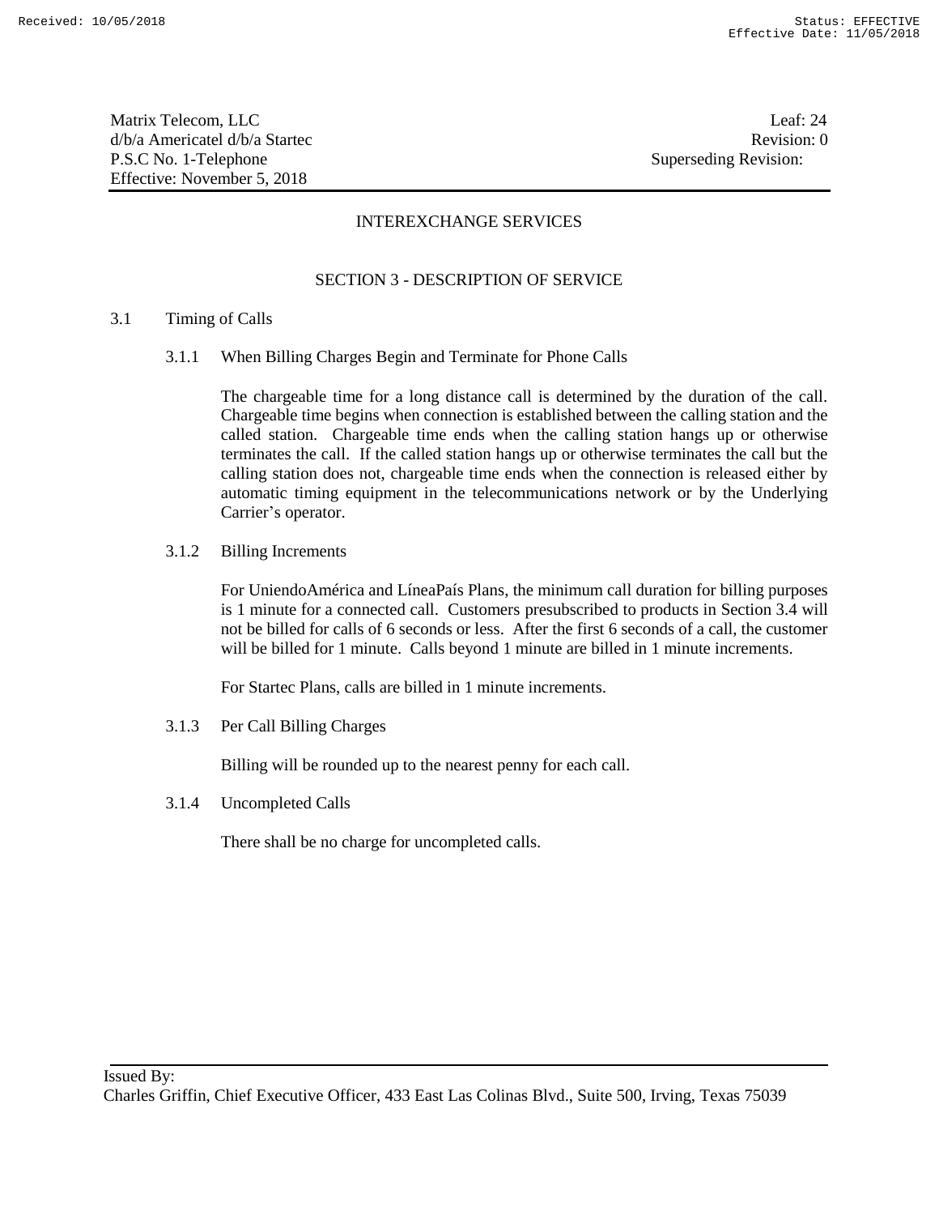## INTEREXCHANGE SERVICES

## SECTION 3 - DESCRIPTION OF SERVICE

### 3.1 Timing of Calls

#### 3.1.1 When Billing Charges Begin and Terminate for Phone Calls

The chargeable time for a long distance call is determined by the duration of the call. Chargeable time begins when connection is established between the calling station and the called station. Chargeable time ends when the calling station hangs up or otherwise terminates the call. If the called station hangs up or otherwise terminates the call but the calling station does not, chargeable time ends when the connection is released either by automatic timing equipment in the telecommunications network or by the Underlying Carrier's operator.

#### 3.1.2 Billing Increments

For UniendoAmérica and LíneaPaís Plans, the minimum call duration for billing purposes is 1 minute for a connected call. Customers presubscribed to products in Section 3.4 will not be billed for calls of 6 seconds or less. After the first 6 seconds of a call, the customer will be billed for 1 minute. Calls beyond 1 minute are billed in 1 minute increments.

For Startec Plans, calls are billed in 1 minute increments.

#### 3.1.3 Per Call Billing Charges

Billing will be rounded up to the nearest penny for each call.

#### 3.1.4 Uncompleted Calls

There shall be no charge for uncompleted calls.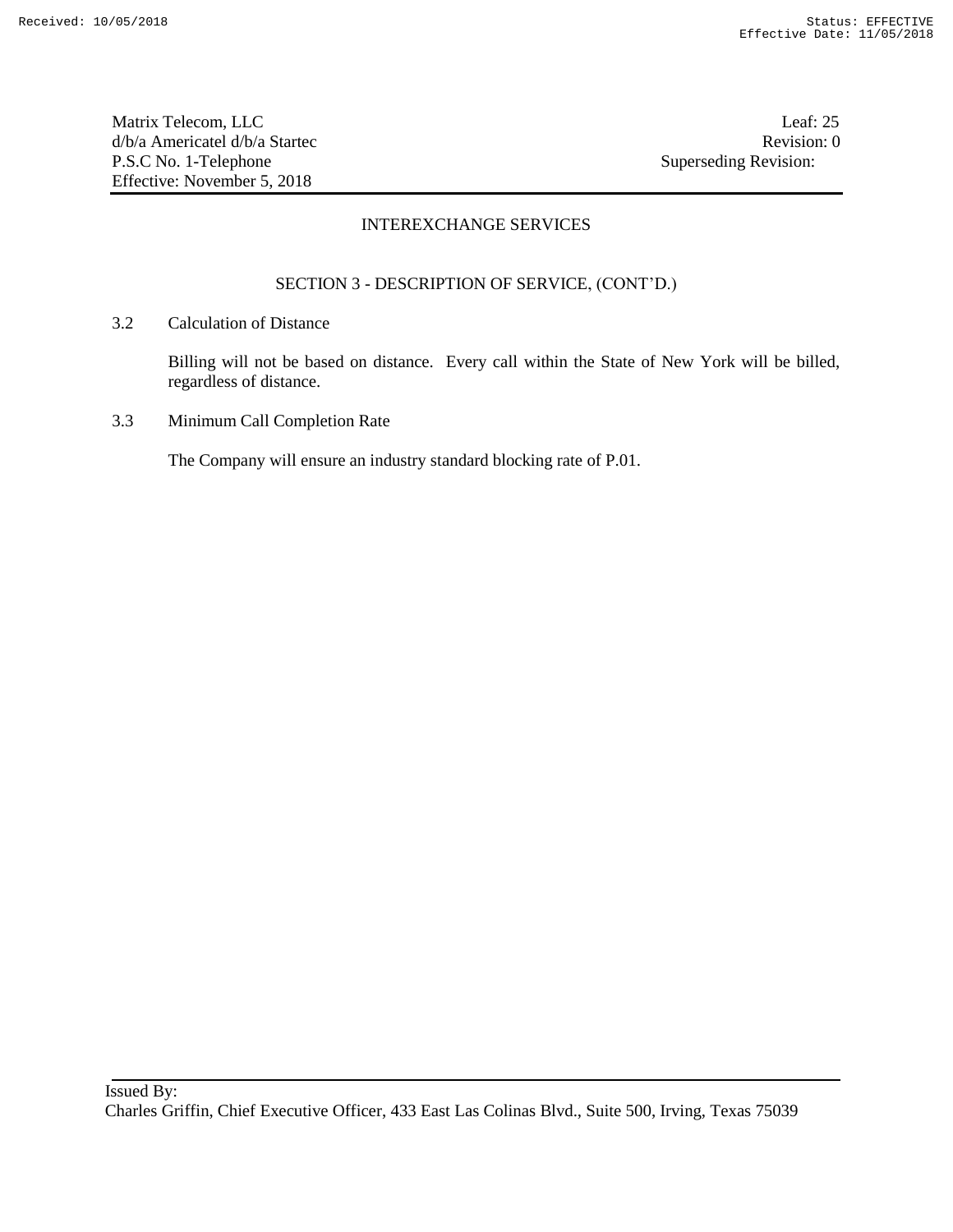## INTEREXCHANGE SERVICES

### SECTION 3 - DESCRIPTION OF SERVICE, (CONT'D.)

3.2 Calculation of Distance

Billing will not be based on distance. Every call within the State of New York will be billed, regardless of distance.

3.3 Minimum Call Completion Rate

The Company will ensure an industry standard blocking rate of P.01.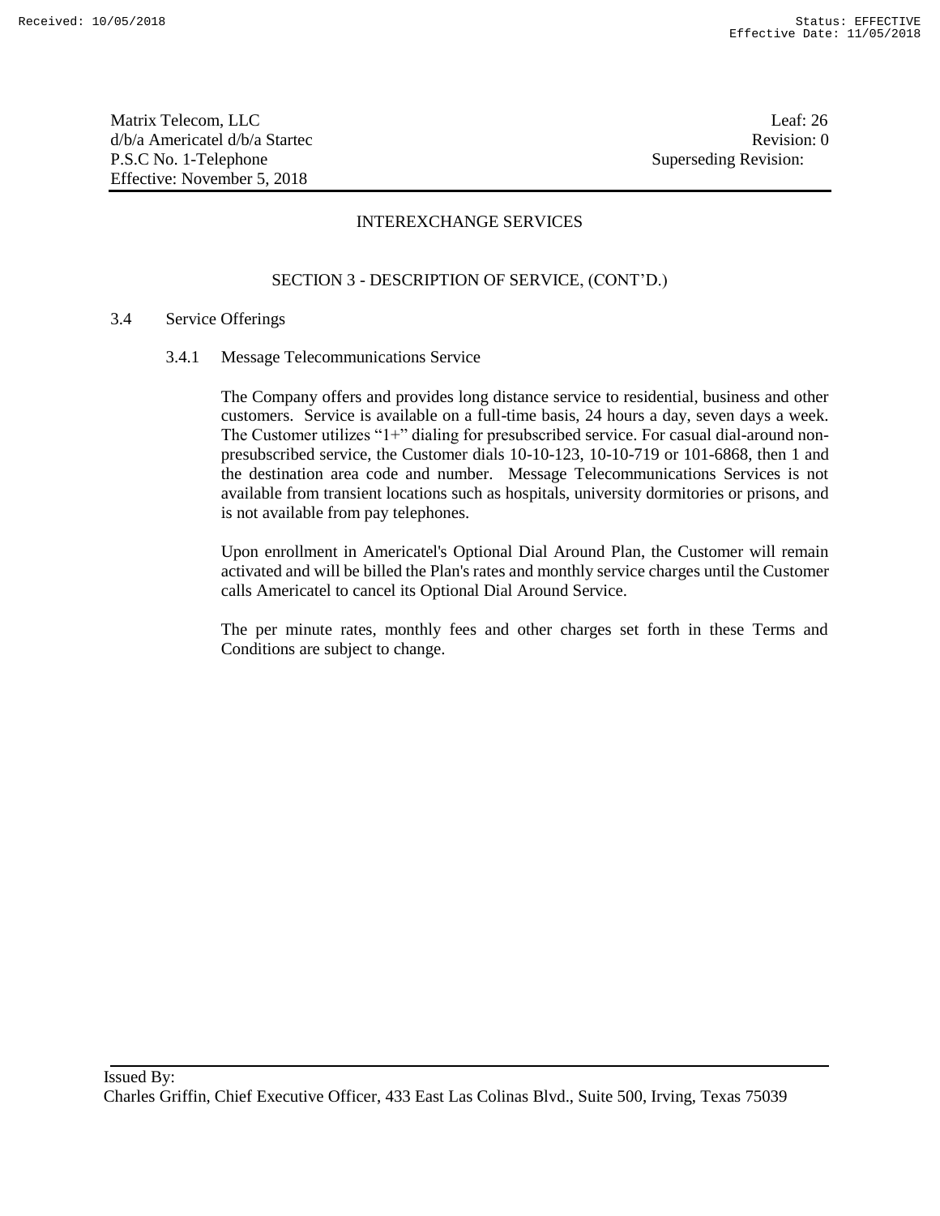## INTEREXCHANGE SERVICES

### SECTION 3 - DESCRIPTION OF SERVICE, (CONT'D.)

3.4 Service Offerings

3.4.1 Message Telecommunications Service

The Company offers and provides long distance service to residential, business and other customers. Service is available on a full-time basis, 24 hours a day, seven days a week. The Customer utilizes "1+" dialing for presubscribed service. For casual dial-around non-presubscribed service, the Customer dials 10-10-123, 10-10-719 or 101-6868, then 1 and the destination area code and number. Message Telecommunications Services is not available from transient locations such as hospitals, university dormitories or prisons, and is not available from pay telephones.

Upon enrollment in Americatel's Optional Dial Around Plan, the Customer will remain activated and will be billed the Plan's rates and monthly service charges until the Customer calls Americatel to cancel its Optional Dial Around Service.

The per minute rates, monthly fees and other charges set forth in these Terms and Conditions are subject to change.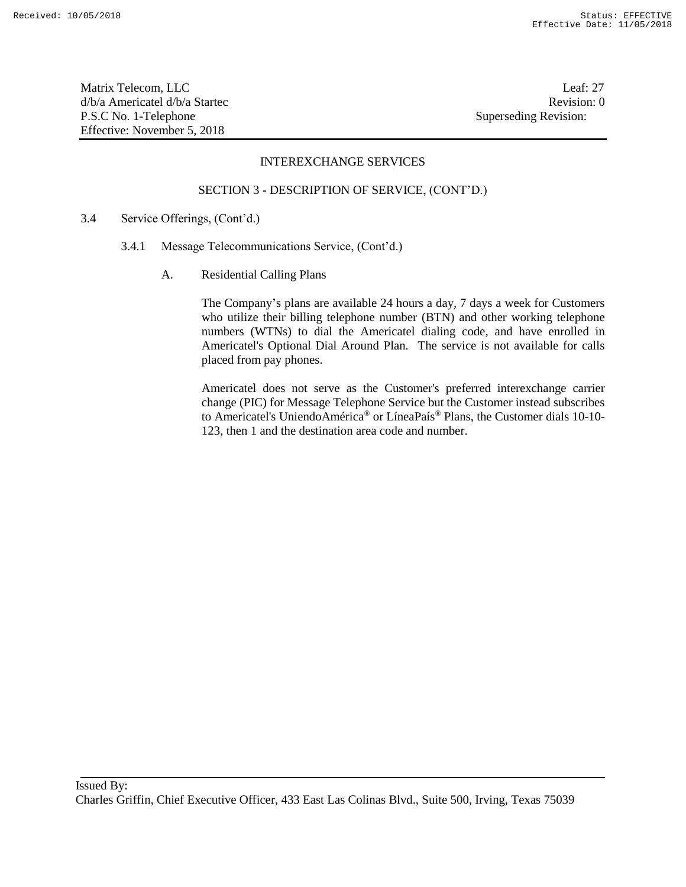## INTEREXCHANGE SERVICES

### SECTION 3 - DESCRIPTION OF SERVICE, (CONT'D.)

3.4 Service Offerings, (Cont'd.)

3.4.1 Message Telecommunications Service, (Cont'd.)

A. Residential Calling Plans

The Company's plans are available 24 hours a day, 7 days a week for Customers who utilize their billing telephone number (BTN) and other working telephone numbers (WTNs) to dial the Americatel dialing code, and have enrolled in Americatel's Optional Dial Around Plan. The service is not available for calls placed from pay phones.

Americatel does not serve as the Customer's preferred interexchange carrier change (PIC) for Message Telephone Service but the Customer instead subscribes to Americatel's UniendoAmérica® or LíneaPaís® Plans, the Customer dials 10-10-123, then 1 and the destination area code and number.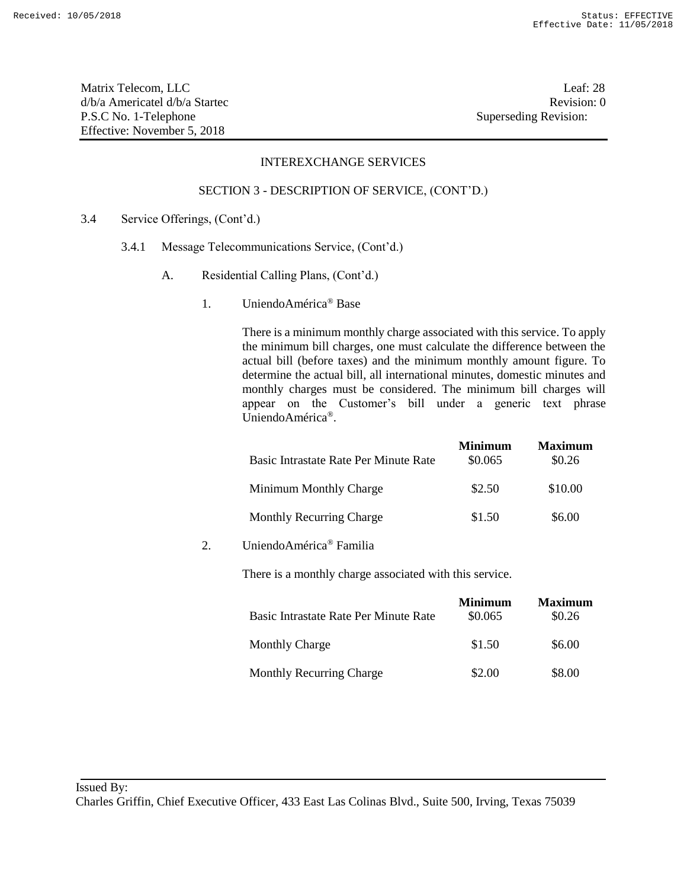Matrix Telecom, LLC
d/b/a Americatel d/b/a Startec
P.S.C No. 1-Telephone
Effective: November 5, 2018

Leaf: 28
Revision: 0
Superseding Revision:

INTEREXCHANGE SERVICES

SECTION 3 - DESCRIPTION OF SERVICE, (CONT'D.)

3.4 Service Offerings, (Cont'd.)

3.4.1 Message Telecommunications Service, (Cont'd.)

A. Residential Calling Plans, (Cont'd.)

1. UniendoAmérica® Base

There is a minimum monthly charge associated with this service. To apply the minimum bill charges, one must calculate the difference between the actual bill (before taxes) and the minimum monthly amount figure. To determine the actual bill, all international minutes, domestic minutes and monthly charges must be considered. The minimum bill charges will appear on the Customer's bill under a generic text phrase UniendoAmérica®.

| | **Minimum** | **Maximum** |
|---|---|---|
| Basic Intrastate Rate Per Minute Rate | $0.065 | $0.26 |
| Minimum Monthly Charge | $2.50 | $10.00 |
| Monthly Recurring Charge | $1.50 | $6.00 |

2. UniendoAmérica® Familia

There is a monthly charge associated with this service.

| | **Minimum** | **Maximum** |
|---|---|---|
| Basic Intrastate Rate Per Minute Rate | $0.065 | $0.26 |
| Monthly Charge | $1.50 | $6.00 |
| Monthly Recurring Charge | $2.00 | $8.00 |

Issued By:
Charles Griffin, Chief Executive Officer, 433 East Las Colinas Blvd., Suite 500, Irving, Texas 75039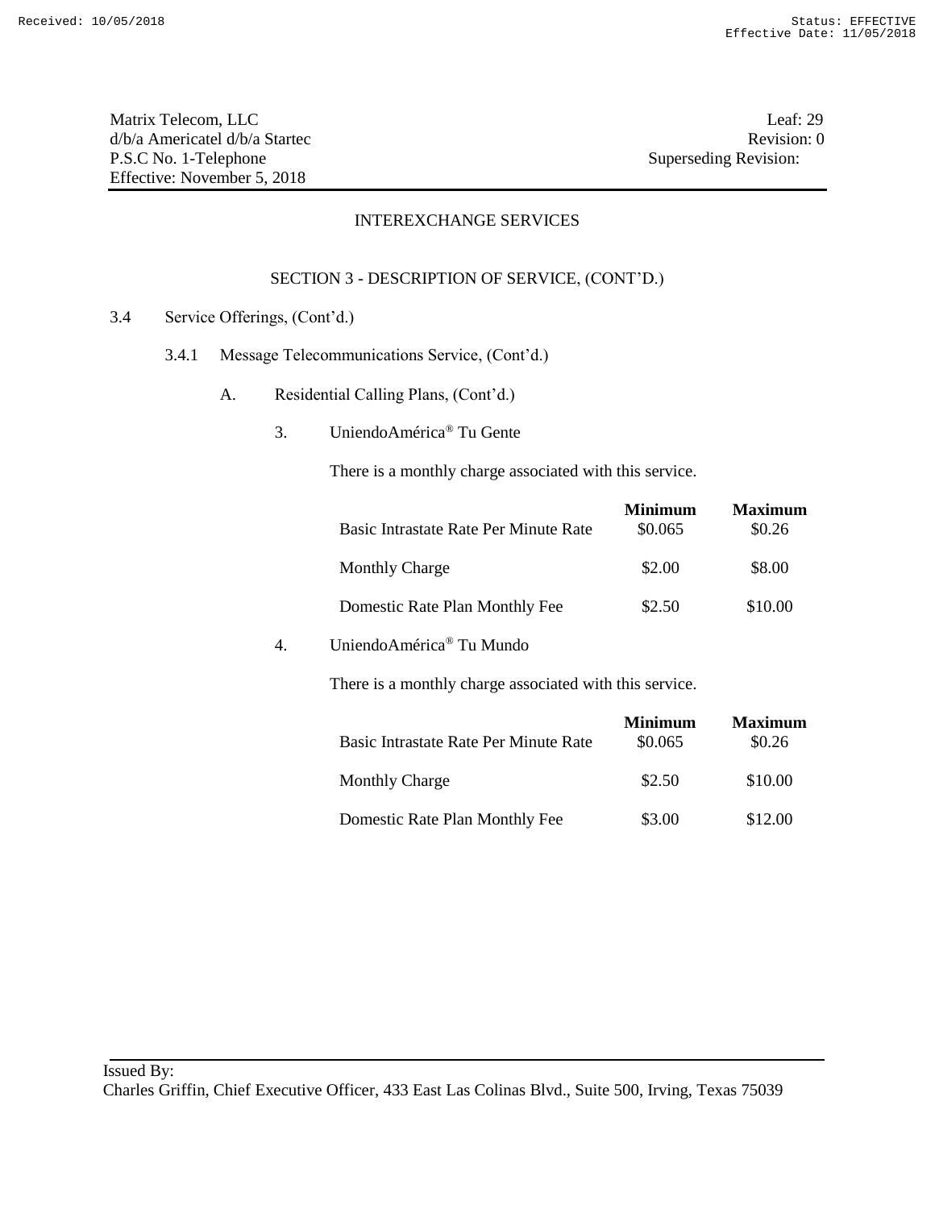Matrix Telecom, LLC
d/b/a Americatel d/b/a Startec
P.S.C No. 1-Telephone
Effective: November 5, 2018

Leaf: 29
Revision: 0
Superseding Revision:

INTEREXCHANGE SERVICES

SECTION 3 - DESCRIPTION OF SERVICE, (CONT'D.)

3.4 Service Offerings, (Cont'd.)

3.4.1 Message Telecommunications Service, (Cont'd.)

A. Residential Calling Plans, (Cont'd.)

3. UniendoAmérica® Tu Gente

There is a monthly charge associated with this service.

| | **Minimum** | **Maximum** |
|---|---|---|
| Basic Intrastate Rate Per Minute Rate | $0.065 | $0.26 |
| Monthly Charge | $2.00 | $8.00 |
| Domestic Rate Plan Monthly Fee | $2.50 | $10.00 |

4. UniendoAmérica® Tu Mundo

There is a monthly charge associated with this service.

| | **Minimum** | **Maximum** |
|---|---|---|
| Basic Intrastate Rate Per Minute Rate | $0.065 | $0.26 |
| Monthly Charge | $2.50 | $10.00 |
| Domestic Rate Plan Monthly Fee | $3.00 | $12.00 |

Issued By:
Charles Griffin, Chief Executive Officer, 433 East Las Colinas Blvd., Suite 500, Irving, Texas 75039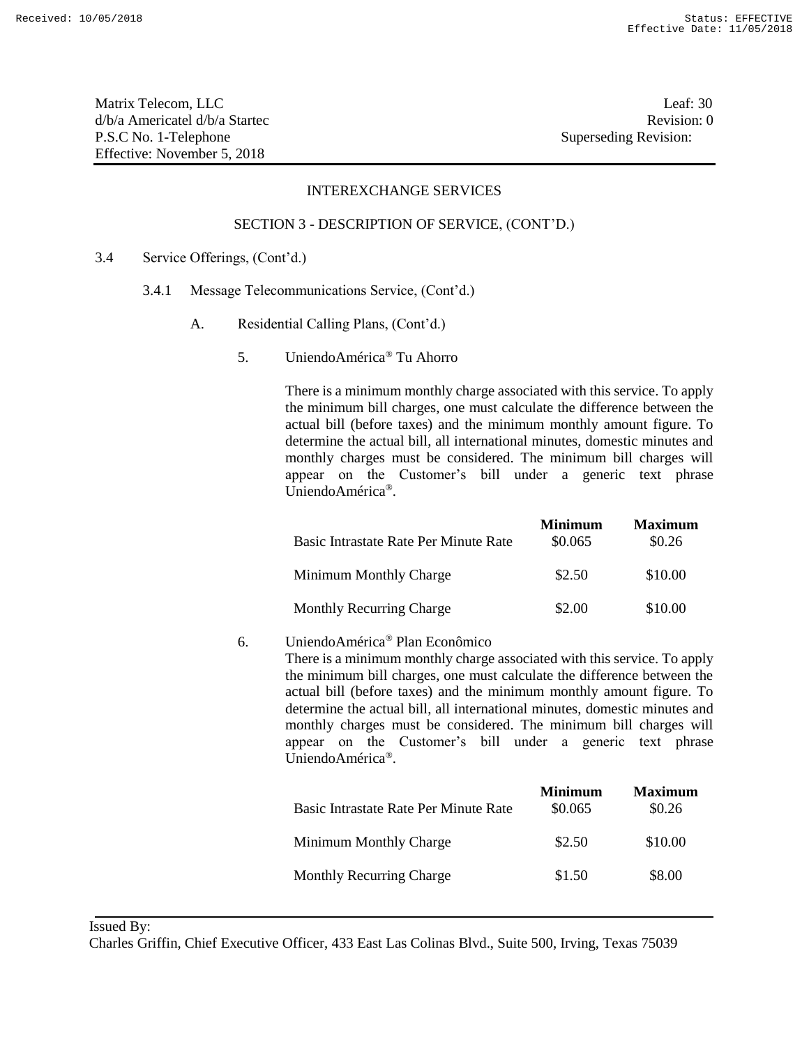Matrix Telecom, LLC
d/b/a Americatel d/b/a Startec
P.S.C No. 1-Telephone
Effective: November 5, 2018

Leaf: 30
Revision: 0
Superseding Revision:

INTEREXCHANGE SERVICES

SECTION 3 - DESCRIPTION OF SERVICE, (CONT'D.)

3.4 Service Offerings, (Cont'd.)

3.4.1 Message Telecommunications Service, (Cont'd.)

A. Residential Calling Plans, (Cont'd.)

5. UniendoAmérica® Tu Ahorro

There is a minimum monthly charge associated with this service. To apply the minimum bill charges, one must calculate the difference between the actual bill (before taxes) and the minimum monthly amount figure. To determine the actual bill, all international minutes, domestic minutes and monthly charges must be considered. The minimum bill charges will appear on the Customer's bill under a generic text phrase UniendoAmérica®.

| | **Minimum** | **Maximum** |
|---|---|---|
| Basic Intrastate Rate Per Minute Rate | $0.065 | $0.26 |
| Minimum Monthly Charge | $2.50 | $10.00 |
| Monthly Recurring Charge | $2.00 | $10.00 |

6. UniendoAmérica® Plan Econômico

There is a minimum monthly charge associated with this service. To apply the minimum bill charges, one must calculate the difference between the actual bill (before taxes) and the minimum monthly amount figure. To determine the actual bill, all international minutes, domestic minutes and monthly charges must be considered. The minimum bill charges will appear on the Customer's bill under a generic text phrase UniendoAmérica®.

| | **Minimum** | **Maximum** |
|---|---|---|
| Basic Intrastate Rate Per Minute Rate | $0.065 | $0.26 |
| Minimum Monthly Charge | $2.50 | $10.00 |
| Monthly Recurring Charge | $1.50 | $8.00 |

Issued By:
Charles Griffin, Chief Executive Officer, 433 East Las Colinas Blvd., Suite 500, Irving, Texas 75039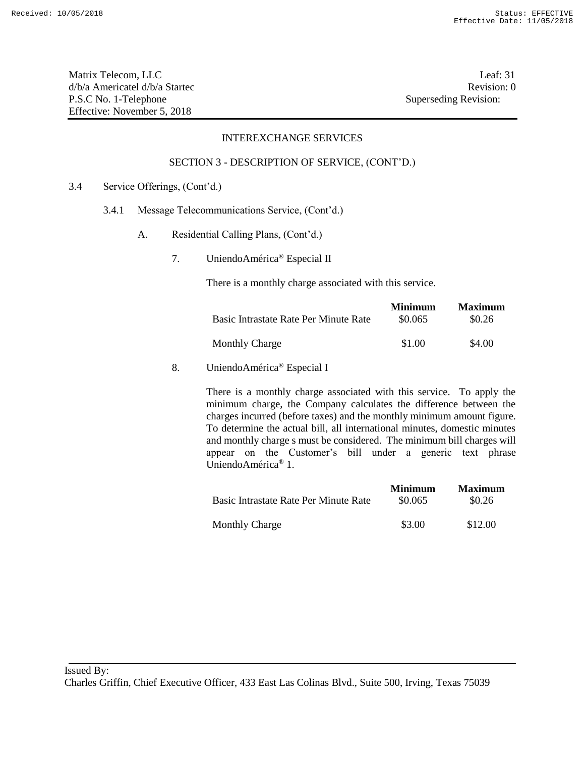Matrix Telecom, LLC
d/b/a Americatel d/b/a Startec
P.S.C No. 1-Telephone
Effective: November 5, 2018

Leaf: 31
Revision: 0
Superseding Revision:

INTEREXCHANGE SERVICES

SECTION 3 - DESCRIPTION OF SERVICE, (CONT'D.)

3.4 Service Offerings, (Cont'd.)

3.4.1 Message Telecommunications Service, (Cont'd.)

A. Residential Calling Plans, (Cont'd.)

7. UniendoAmérica® Especial II

There is a monthly charge associated with this service.

| | **Minimum** | **Maximum** |
|---|---|---|
| Basic Intrastate Rate Per Minute Rate | \$0.065 | \$0.26 |
| Monthly Charge | \$1.00 | \$4.00 |

8. UniendoAmérica® Especial I

There is a monthly charge associated with this service. To apply the minimum charge, the Company calculates the difference between the charges incurred (before taxes) and the monthly minimum amount figure. To determine the actual bill, all international minutes, domestic minutes and monthly charge s must be considered. The minimum bill charges will appear on the Customer's bill under a generic text phrase UniendoAmérica® 1.

| | **Minimum** | **Maximum** |
|---|---|---|
| Basic Intrastate Rate Per Minute Rate | \$0.065 | \$0.26 |
| Monthly Charge | \$3.00 | \$12.00 |

Issued By:
Charles Griffin, Chief Executive Officer, 433 East Las Colinas Blvd., Suite 500, Irving, Texas 75039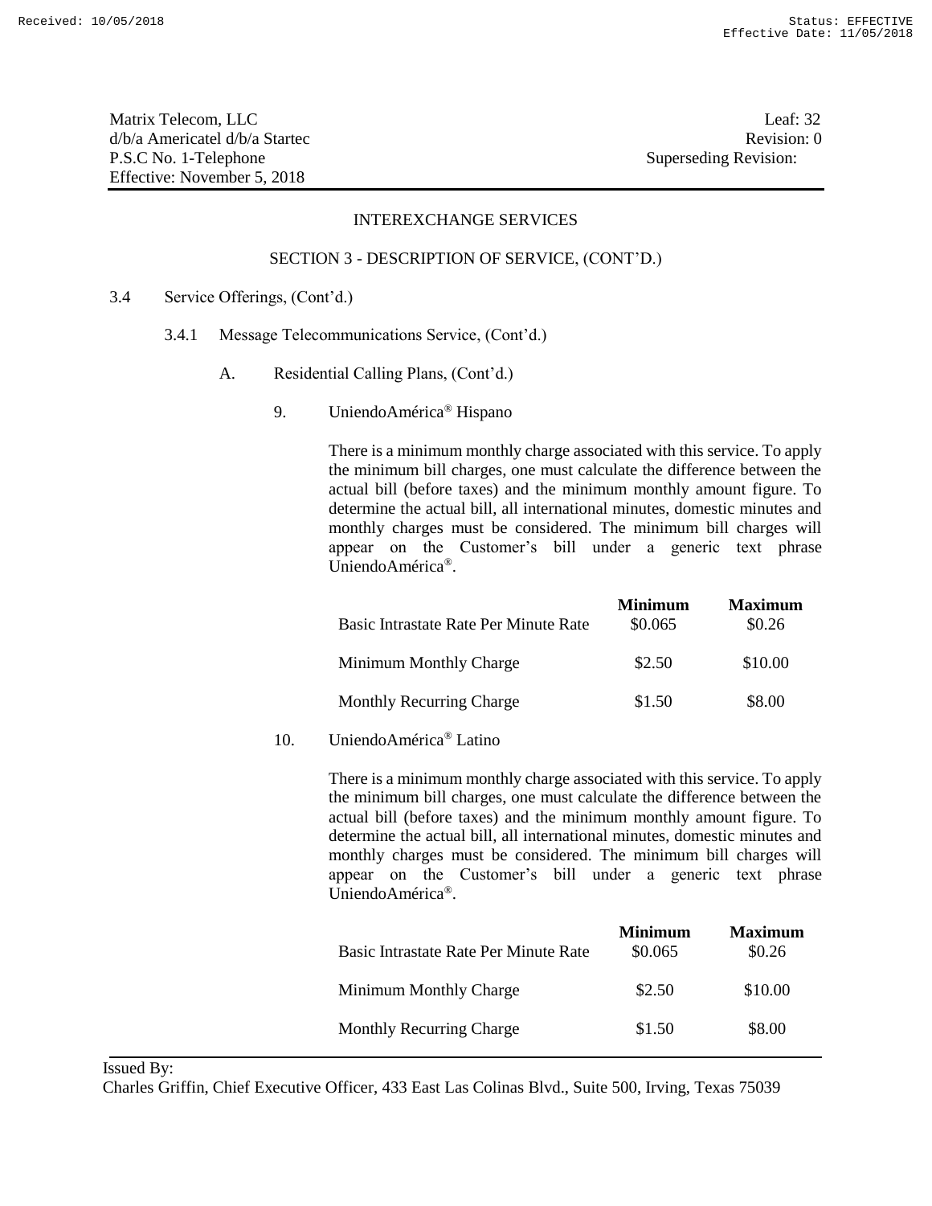Matrix Telecom, LLC
d/b/a Americatel d/b/a Startec
P.S.C No. 1-Telephone
Effective: November 5, 2018

Leaf: 32
Revision: 0
Superseding Revision:

INTEREXCHANGE SERVICES

SECTION 3 - DESCRIPTION OF SERVICE, (CONT'D.)

3.4 Service Offerings, (Cont'd.)

3.4.1 Message Telecommunications Service, (Cont'd.)

A. Residential Calling Plans, (Cont'd.)

9. UniendoAmérica® Hispano

There is a minimum monthly charge associated with this service. To apply the minimum bill charges, one must calculate the difference between the actual bill (before taxes) and the minimum monthly amount figure. To determine the actual bill, all international minutes, domestic minutes and monthly charges must be considered. The minimum bill charges will appear on the Customer's bill under a generic text phrase UniendoAmérica®.

| | Minimum | Maximum |
|---|---|---|
| Basic Intrastate Rate Per Minute Rate | $0.065 | $0.26 |
| Minimum Monthly Charge | $2.50 | $10.00 |
| Monthly Recurring Charge | $1.50 | $8.00 |

10. UniendoAmérica® Latino

There is a minimum monthly charge associated with this service. To apply the minimum bill charges, one must calculate the difference between the actual bill (before taxes) and the minimum monthly amount figure. To determine the actual bill, all international minutes, domestic minutes and monthly charges must be considered. The minimum bill charges will appear on the Customer's bill under a generic text phrase UniendoAmérica®.

| | Minimum | Maximum |
|---|---|---|
| Basic Intrastate Rate Per Minute Rate | $0.065 | $0.26 |
| Minimum Monthly Charge | $2.50 | $10.00 |
| Monthly Recurring Charge | $1.50 | $8.00 |

Issued By:
Charles Griffin, Chief Executive Officer, 433 East Las Colinas Blvd., Suite 500, Irving, Texas 75039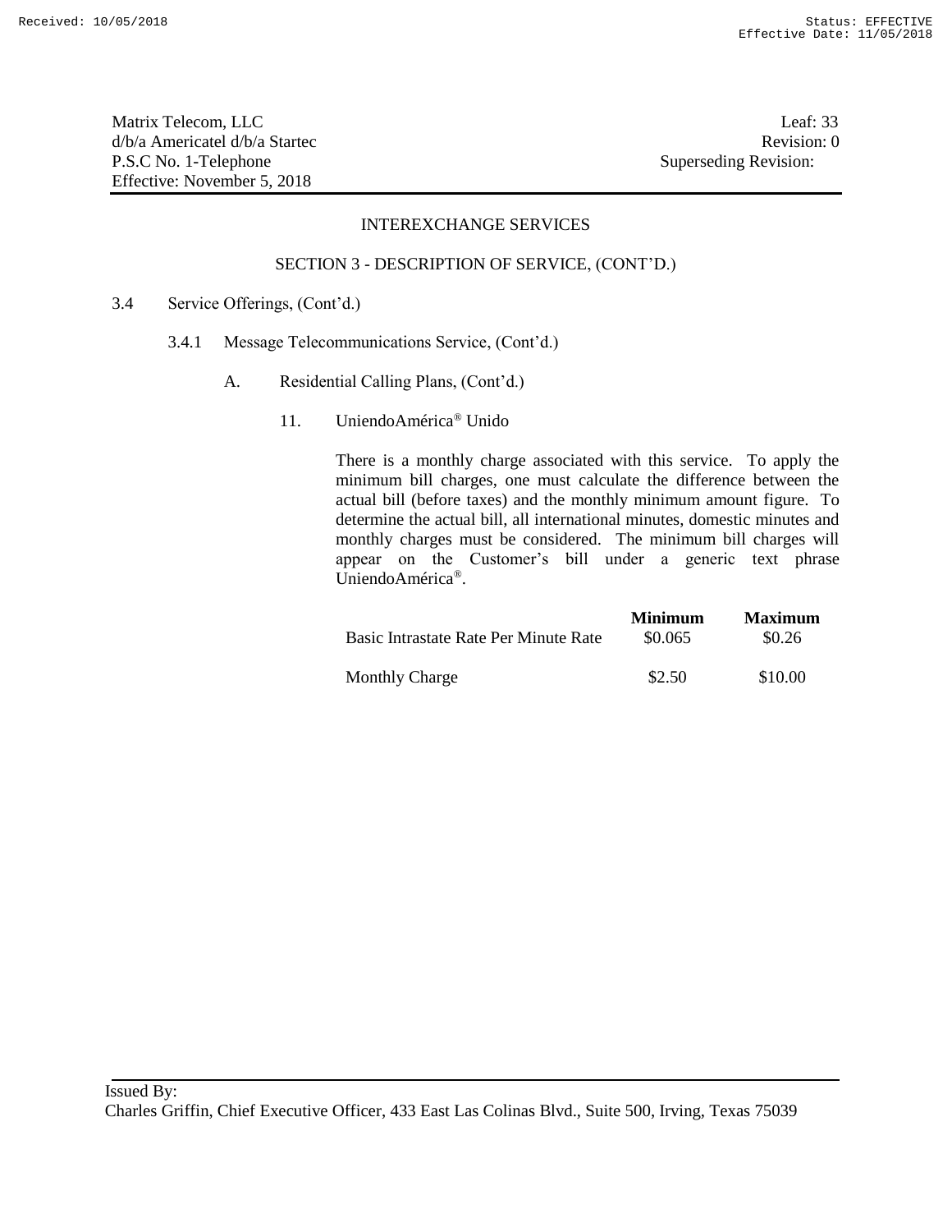Matrix Telecom, LLC
d/b/a Americatel d/b/a Startec
P.S.C No. 1-Telephone
Effective: November 5, 2018

Leaf: 33
Revision: 0
Superseding Revision:

INTEREXCHANGE SERVICES

SECTION 3 - DESCRIPTION OF SERVICE, (CONT'D.)

3.4 Service Offerings, (Cont'd.)

3.4.1 Message Telecommunications Service, (Cont'd.)

A. Residential Calling Plans, (Cont'd.)

11. UniendoAmérica® Unido

There is a monthly charge associated with this service. To apply the minimum bill charges, one must calculate the difference between the actual bill (before taxes) and the monthly minimum amount figure. To determine the actual bill, all international minutes, domestic minutes and monthly charges must be considered. The minimum bill charges will appear on the Customer's bill under a generic text phrase UniendoAmérica®.

| | **Minimum** | **Maximum** |
|---|---|---|
| Basic Intrastate Rate Per Minute Rate | \$0.065 | \$0.26 |
| Monthly Charge | \$2.50 | \$10.00 |

Issued By:
Charles Griffin, Chief Executive Officer, 433 East Las Colinas Blvd., Suite 500, Irving, Texas 75039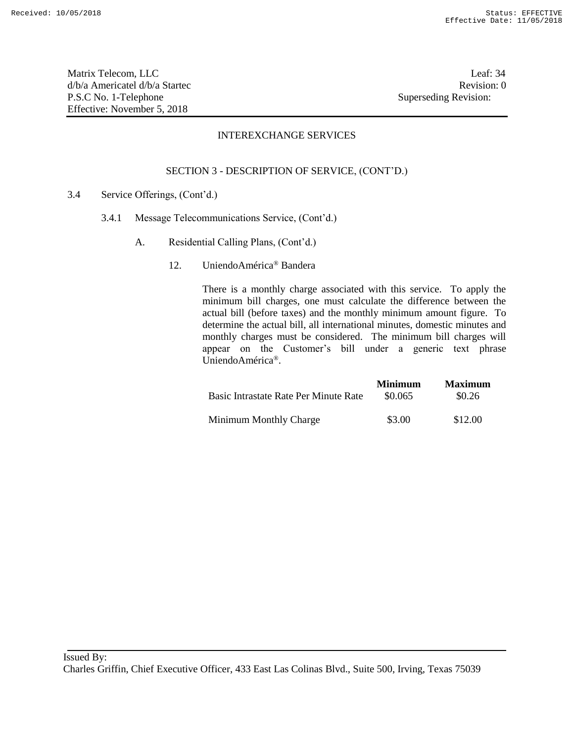Matrix Telecom, LLC
d/b/a Americatel d/b/a Startec
P.S.C No. 1-Telephone
Effective: November 5, 2018

Leaf: 34
Revision: 0
Superseding Revision:

INTEREXCHANGE SERVICES

SECTION 3 - DESCRIPTION OF SERVICE, (CONT'D.)

3.4 Service Offerings, (Cont'd.)

3.4.1 Message Telecommunications Service, (Cont'd.)

A. Residential Calling Plans, (Cont'd.)

12. UniendoAmérica® Bandera

There is a monthly charge associated with this service. To apply the minimum bill charges, one must calculate the difference between the actual bill (before taxes) and the monthly minimum amount figure. To determine the actual bill, all international minutes, domestic minutes and monthly charges must be considered. The minimum bill charges will appear on the Customer's bill under a generic text phrase UniendoAmérica®.

| | **Minimum** | **Maximum** |
|---|---|---|
| Basic Intrastate Rate Per Minute Rate | \$0.065 | \$0.26 |
| Minimum Monthly Charge | \$3.00 | \$12.00 |

Issued By:
Charles Griffin, Chief Executive Officer, 433 East Las Colinas Blvd., Suite 500, Irving, Texas 75039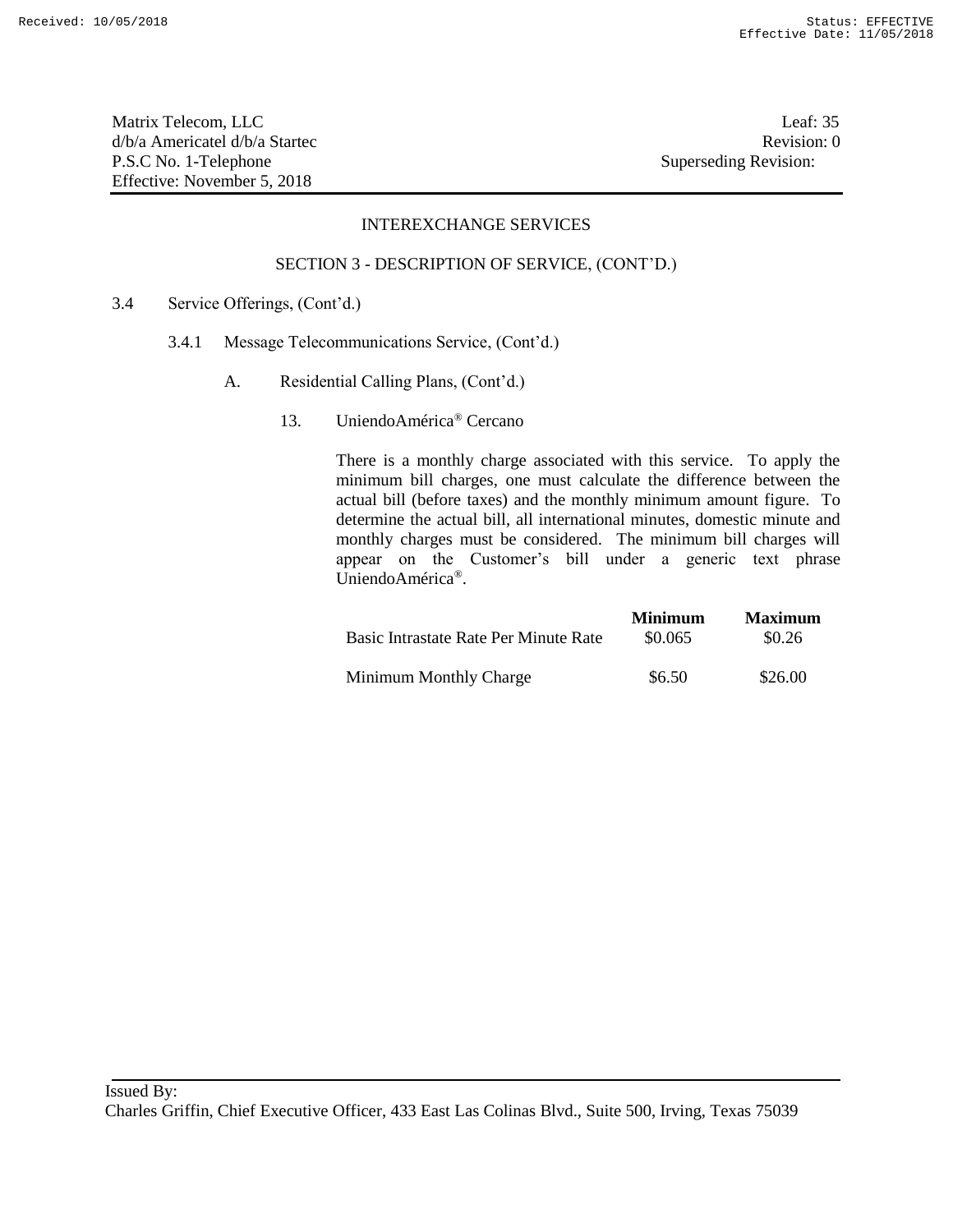## INTEREXCHANGE SERVICES

### SECTION 3 - DESCRIPTION OF SERVICE, (CONT'D.)

3.4 Service Offerings, (Cont'd.)

3.4.1 Message Telecommunications Service, (Cont'd.)

A. Residential Calling Plans, (Cont'd.)

13. UniendoAmérica® Cercano

There is a monthly charge associated with this service. To apply the minimum bill charges, one must calculate the difference between the actual bill (before taxes) and the monthly minimum amount figure. To determine the actual bill, all international minutes, domestic minute and monthly charges must be considered. The minimum bill charges will appear on the Customer's bill under a generic text phrase UniendoAmérica®.

| | **Minimum** | **Maximum** |
|---|---|---|
| Basic Intrastate Rate Per Minute Rate | \$0.065 | \$0.26 |
| Minimum Monthly Charge | \$6.50 | \$26.00 |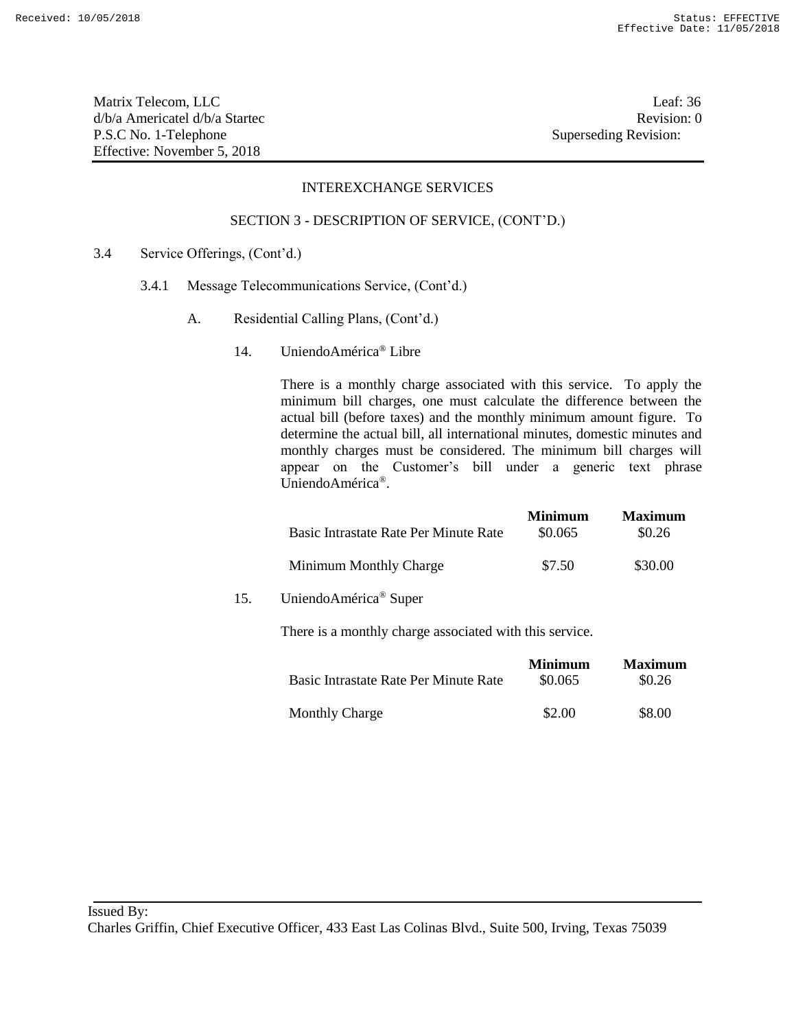Matrix Telecom, LLC
d/b/a Americatel d/b/a Startec
P.S.C No. 1-Telephone
Effective: November 5, 2018

Leaf: 36
Revision: 0
Superseding Revision:

INTEREXCHANGE SERVICES

SECTION 3 - DESCRIPTION OF SERVICE, (CONT'D.)

3.4 Service Offerings, (Cont'd.)

3.4.1 Message Telecommunications Service, (Cont'd.)

A. Residential Calling Plans, (Cont'd.)

14. UniendoAmérica® Libre

There is a monthly charge associated with this service. To apply the minimum bill charges, one must calculate the difference between the actual bill (before taxes) and the monthly minimum amount figure. To determine the actual bill, all international minutes, domestic minutes and monthly charges must be considered. The minimum bill charges will appear on the Customer's bill under a generic text phrase UniendoAmérica®.

| | **Minimum** | **Maximum** |
|---|---|---|
| Basic Intrastate Rate Per Minute Rate | \$0.065 | \$0.26 |
| Minimum Monthly Charge | \$7.50 | \$30.00 |

15. UniendoAmérica® Super

There is a monthly charge associated with this service.

| | **Minimum** | **Maximum** |
|---|---|---|
| Basic Intrastate Rate Per Minute Rate | \$0.065 | \$0.26 |
| Monthly Charge | \$2.00 | \$8.00 |

Issued By:
Charles Griffin, Chief Executive Officer, 433 East Las Colinas Blvd., Suite 500, Irving, Texas 75039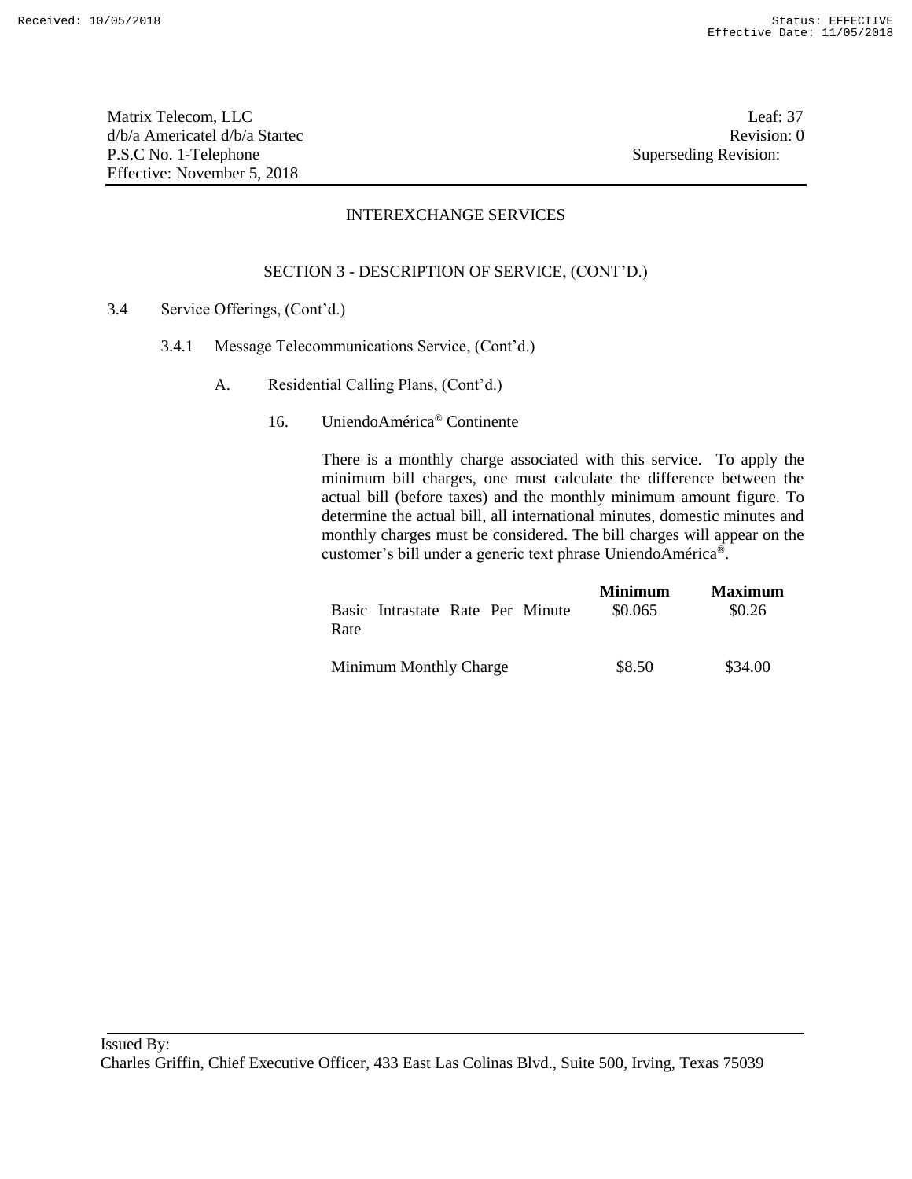Matrix Telecom, LLC
d/b/a Americatel d/b/a Startec
P.S.C No. 1-Telephone
Effective: November 5, 2018

Leaf: 37
Revision: 0
Superseding Revision:

INTEREXCHANGE SERVICES

SECTION 3 - DESCRIPTION OF SERVICE, (CONT'D.)

3.4 Service Offerings, (Cont'd.)

3.4.1 Message Telecommunications Service, (Cont'd.)

A. Residential Calling Plans, (Cont'd.)

16. UniendoAmérica® Continente

There is a monthly charge associated with this service. To apply the minimum bill charges, one must calculate the difference between the actual bill (before taxes) and the monthly minimum amount figure. To determine the actual bill, all international minutes, domestic minutes and monthly charges must be considered. The bill charges will appear on the customer's bill under a generic text phrase UniendoAmérica®.

| | **Minimum** | **Maximum** |
|---|---|---|
| Basic Intrastate Rate Per Minute Rate | \$0.065 | \$0.26 |
| Minimum Monthly Charge | \$8.50 | \$34.00 |

Issued By:
Charles Griffin, Chief Executive Officer, 433 East Las Colinas Blvd., Suite 500, Irving, Texas 75039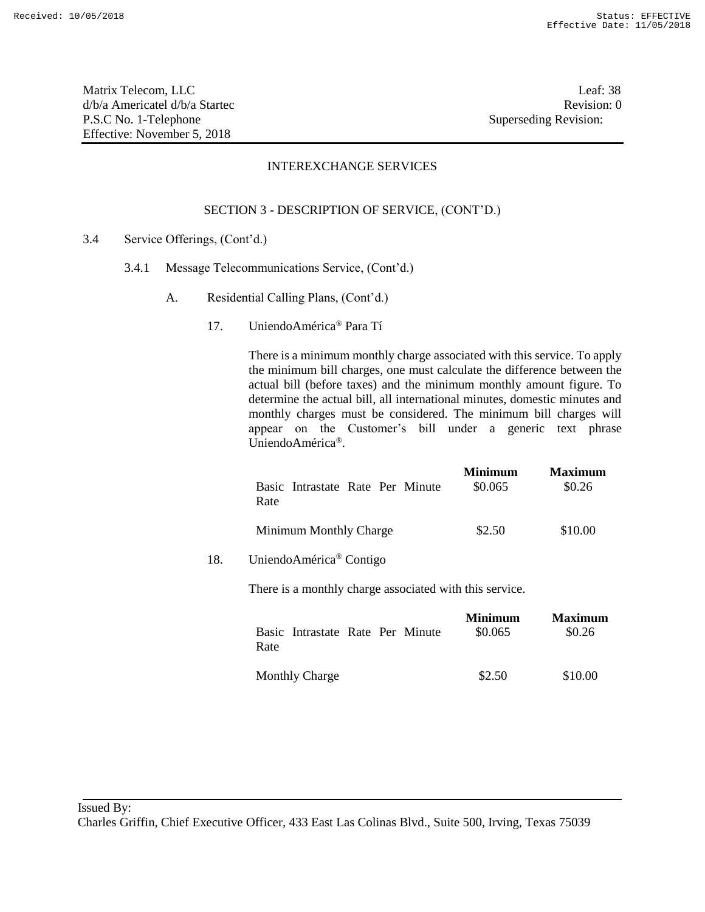Matrix Telecom, LLC
d/b/a Americatel d/b/a Startec
P.S.C No. 1-Telephone
Effective: November 5, 2018

Leaf: 38
Revision: 0
Superseding Revision:

INTEREXCHANGE SERVICES

SECTION 3 - DESCRIPTION OF SERVICE, (CONT'D.)

3.4 Service Offerings, (Cont'd.)

3.4.1 Message Telecommunications Service, (Cont'd.)

A. Residential Calling Plans, (Cont'd.)

17. UniendoAmérica® Para Tí

There is a minimum monthly charge associated with this service. To apply the minimum bill charges, one must calculate the difference between the actual bill (before taxes) and the minimum monthly amount figure. To determine the actual bill, all international minutes, domestic minutes and monthly charges must be considered. The minimum bill charges will appear on the Customer's bill under a generic text phrase UniendoAmérica®.

| | **Minimum** | **Maximum** |
|---|---|---|
| Basic Intrastate Rate Per Minute Rate | \$0.065 | \$0.26 |
| Minimum Monthly Charge | \$2.50 | \$10.00 |

18. UniendoAmérica® Contigo

There is a monthly charge associated with this service.

| | **Minimum** | **Maximum** |
|---|---|---|
| Basic Intrastate Rate Per Minute Rate | \$0.065 | \$0.26 |
| Monthly Charge | \$2.50 | \$10.00 |

Issued By:
Charles Griffin, Chief Executive Officer, 433 East Las Colinas Blvd., Suite 500, Irving, Texas 75039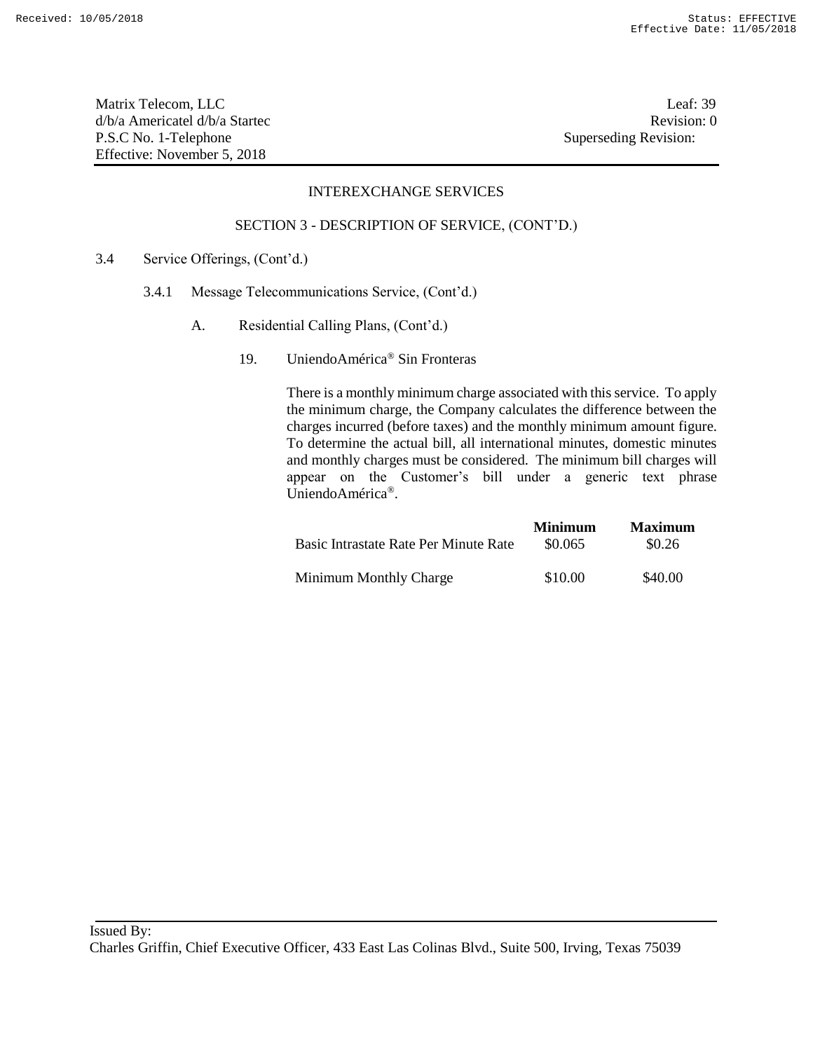Matrix Telecom, LLC
d/b/a Americatel d/b/a Startec
P.S.C No. 1-Telephone
Effective: November 5, 2018

Leaf: 39
Revision: 0
Superseding Revision:

INTEREXCHANGE SERVICES

SECTION 3 - DESCRIPTION OF SERVICE, (CONT'D.)

3.4 Service Offerings, (Cont'd.)

3.4.1 Message Telecommunications Service, (Cont'd.)

A. Residential Calling Plans, (Cont'd.)

19. UniendoAmérica® Sin Fronteras

There is a monthly minimum charge associated with this service. To apply the minimum charge, the Company calculates the difference between the charges incurred (before taxes) and the monthly minimum amount figure. To determine the actual bill, all international minutes, domestic minutes and monthly charges must be considered. The minimum bill charges will appear on the Customer's bill under a generic text phrase UniendoAmérica®.

| | **Minimum** | **Maximum** |
|---|---|---|
| Basic Intrastate Rate Per Minute Rate | $0.065 | $0.26 |
| Minimum Monthly Charge | $10.00 | $40.00 |

Issued By:
Charles Griffin, Chief Executive Officer, 433 East Las Colinas Blvd., Suite 500, Irving, Texas 75039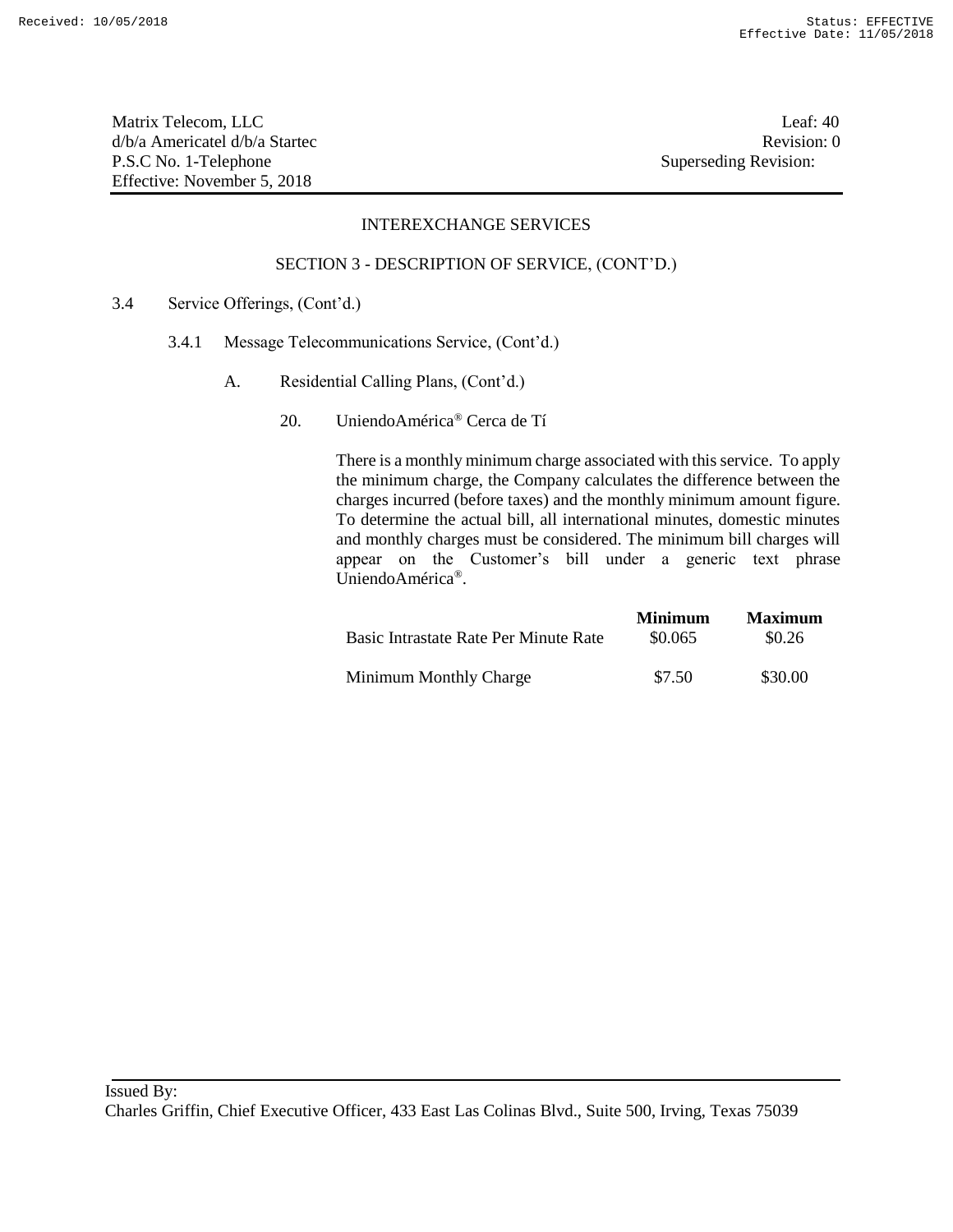Matrix Telecom, LLC
d/b/a Americatel d/b/a Startec
P.S.C No. 1-Telephone
Effective: November 5, 2018

Leaf: 40
Revision: 0
Superseding Revision:

INTEREXCHANGE SERVICES

SECTION 3 - DESCRIPTION OF SERVICE, (CONT'D.)

3.4 Service Offerings, (Cont'd.)

3.4.1 Message Telecommunications Service, (Cont'd.)

A. Residential Calling Plans, (Cont'd.)

20. UniendoAmérica® Cerca de Tí

There is a monthly minimum charge associated with this service. To apply the minimum charge, the Company calculates the difference between the charges incurred (before taxes) and the monthly minimum amount figure. To determine the actual bill, all international minutes, domestic minutes and monthly charges must be considered. The minimum bill charges will appear on the Customer's bill under a generic text phrase UniendoAmérica®.

| | **Minimum** | **Maximum** |
|---|---|---|
| Basic Intrastate Rate Per Minute Rate | $0.065 | $0.26 |
| Minimum Monthly Charge | $7.50 | $30.00 |

Issued By:
Charles Griffin, Chief Executive Officer, 433 East Las Colinas Blvd., Suite 500, Irving, Texas 75039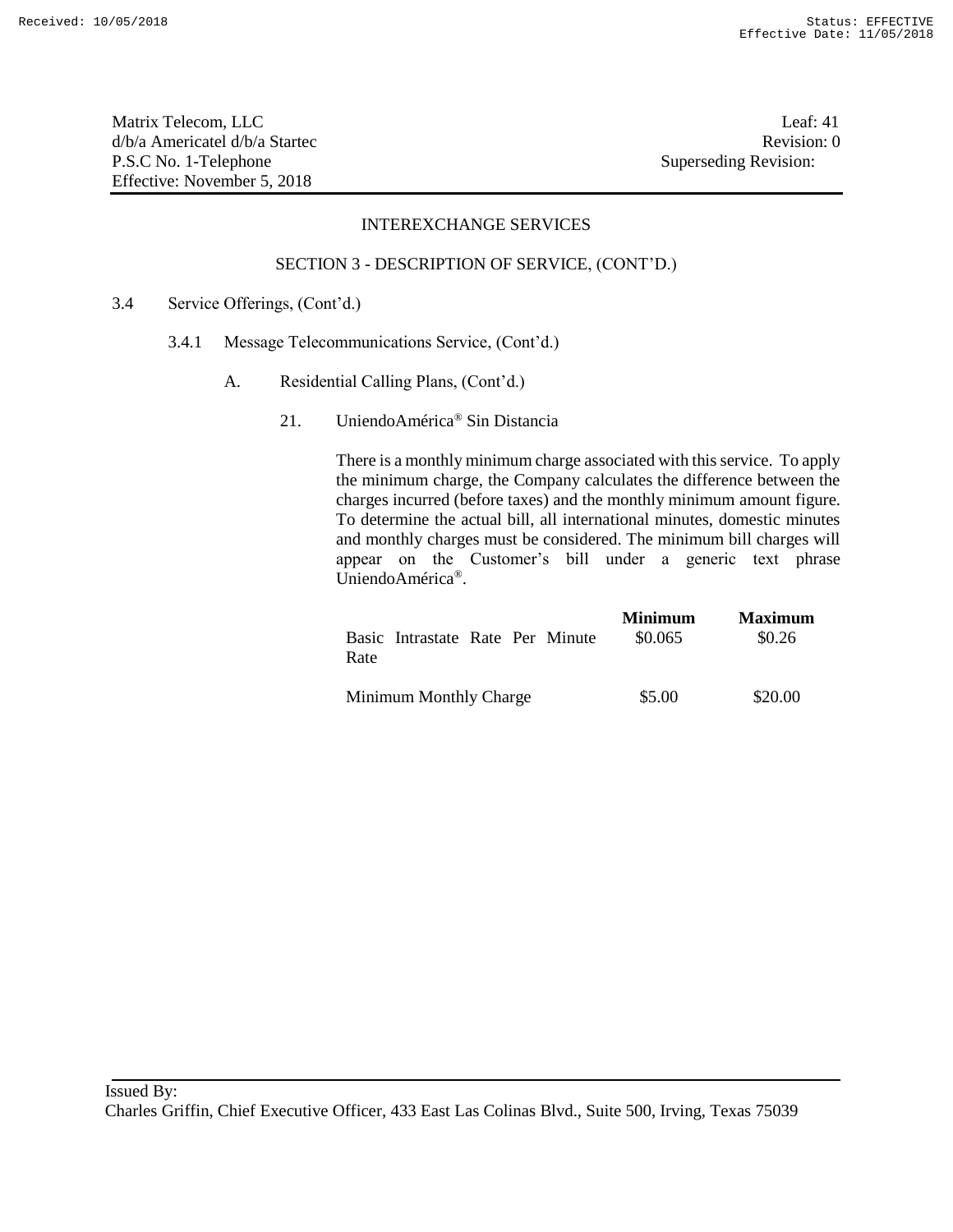Matrix Telecom, LLC
d/b/a Americatel d/b/a Startec
P.S.C No. 1-Telephone
Effective: November 5, 2018

Leaf: 41
Revision: 0
Superseding Revision:

INTEREXCHANGE SERVICES

SECTION 3 - DESCRIPTION OF SERVICE, (CONT'D.)

3.4 Service Offerings, (Cont'd.)

3.4.1 Message Telecommunications Service, (Cont'd.)

A. Residential Calling Plans, (Cont'd.)

21. UniendoAmérica® Sin Distancia

There is a monthly minimum charge associated with this service. To apply the minimum charge, the Company calculates the difference between the charges incurred (before taxes) and the monthly minimum amount figure. To determine the actual bill, all international minutes, domestic minutes and monthly charges must be considered. The minimum bill charges will appear on the Customer's bill under a generic text phrase UniendoAmérica®.

| | **Minimum** | **Maximum** |
|---|---|---|
| Basic Intrastate Rate Per Minute Rate | $0.065 | $0.26 |
| Minimum Monthly Charge | $5.00 | $20.00 |

Issued By:
Charles Griffin, Chief Executive Officer, 433 East Las Colinas Blvd., Suite 500, Irving, Texas 75039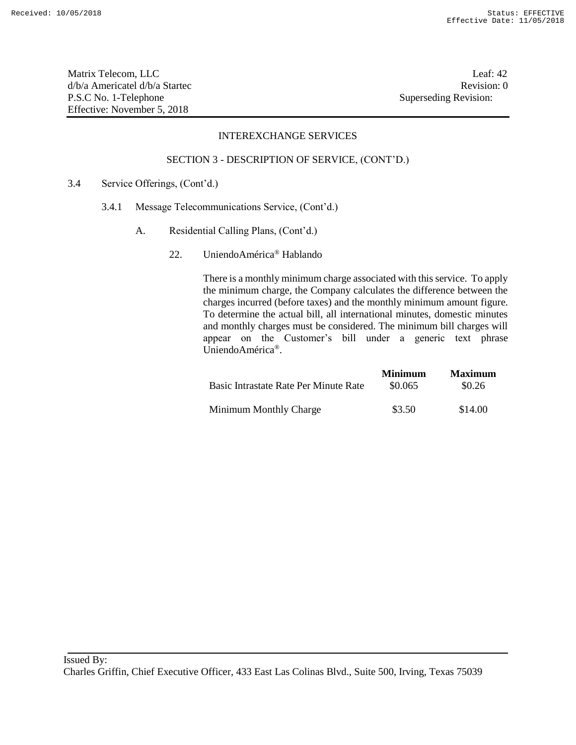Matrix Telecom, LLC
d/b/a Americatel d/b/a Startec
P.S.C No. 1-Telephone
Effective: November 5, 2018

Leaf: 42
Revision: 0
Superseding Revision:

INTEREXCHANGE SERVICES

SECTION 3 - DESCRIPTION OF SERVICE, (CONT'D.)

3.4 Service Offerings, (Cont'd.)

3.4.1 Message Telecommunications Service, (Cont'd.)

A. Residential Calling Plans, (Cont'd.)

22. UniendoAmérica® Hablando

There is a monthly minimum charge associated with this service. To apply the minimum charge, the Company calculates the difference between the charges incurred (before taxes) and the monthly minimum amount figure. To determine the actual bill, all international minutes, domestic minutes and monthly charges must be considered. The minimum bill charges will appear on the Customer's bill under a generic text phrase UniendoAmérica®.

| | **Minimum** | **Maximum** |
|---|---|---|
| Basic Intrastate Rate Per Minute Rate | \$0.065 | \$0.26 |
| Minimum Monthly Charge | \$3.50 | \$14.00 |

Issued By:
Charles Griffin, Chief Executive Officer, 433 East Las Colinas Blvd., Suite 500, Irving, Texas 75039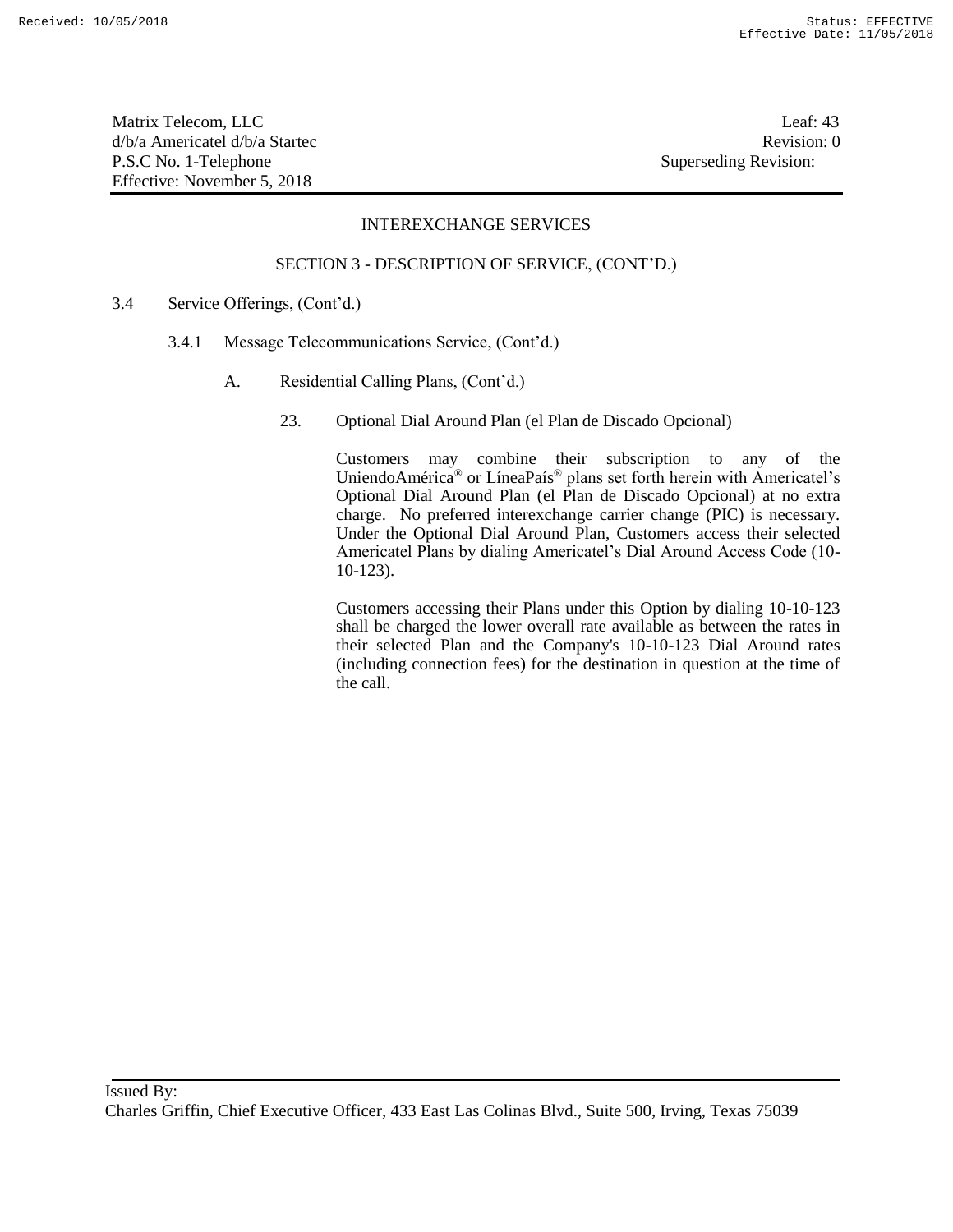Matrix Telecom, LLC
d/b/a Americatel d/b/a Startec
P.S.C No. 1-Telephone
Effective: November 5, 2018

Leaf: 43
Revision: 0
Superseding Revision:

INTEREXCHANGE SERVICES

SECTION 3 - DESCRIPTION OF SERVICE, (CONT'D.)

3.4 Service Offerings, (Cont'd.)

3.4.1 Message Telecommunications Service, (Cont'd.)

A. Residential Calling Plans, (Cont'd.)

23. Optional Dial Around Plan (el Plan de Discado Opcional)

Customers may combine their subscription to any of the UniendoAmérica® or LíneaPaís® plans set forth herein with Americatel's Optional Dial Around Plan (el Plan de Discado Opcional) at no extra charge. No preferred interexchange carrier change (PIC) is necessary. Under the Optional Dial Around Plan, Customers access their selected Americatel Plans by dialing Americatel's Dial Around Access Code (10-10-123).

Customers accessing their Plans under this Option by dialing 10-10-123 shall be charged the lower overall rate available as between the rates in their selected Plan and the Company's 10-10-123 Dial Around rates (including connection fees) for the destination in question at the time of the call.

Issued By:
Charles Griffin, Chief Executive Officer, 433 East Las Colinas Blvd., Suite 500, Irving, Texas 75039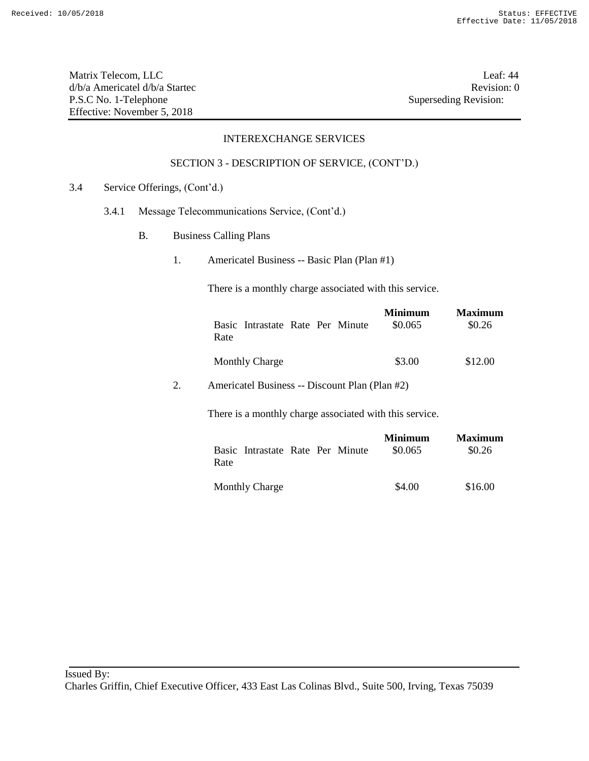Matrix Telecom, LLC
d/b/a Americatel d/b/a Startec
P.S.C No. 1-Telephone
Effective: November 5, 2018

Leaf: 44
Revision: 0
Superseding Revision:

INTEREXCHANGE SERVICES

SECTION 3 - DESCRIPTION OF SERVICE, (CONT'D.)

3.4 Service Offerings, (Cont'd.)

3.4.1 Message Telecommunications Service, (Cont'd.)

B. Business Calling Plans

1. Americatel Business -- Basic Plan (Plan #1)

There is a monthly charge associated with this service.

| | **Minimum** | **Maximum** |
|---|---|---|
| Basic Intrastate Rate Per Minute Rate | \$0.065 | \$0.26 |
| Monthly Charge | \$3.00 | \$12.00 |

2. Americatel Business -- Discount Plan (Plan #2)

There is a monthly charge associated with this service.

| | **Minimum** | **Maximum** |
|---|---|---|
| Basic Intrastate Rate Per Minute Rate | \$0.065 | \$0.26 |
| Monthly Charge | \$4.00 | \$16.00 |

Issued By:
Charles Griffin, Chief Executive Officer, 433 East Las Colinas Blvd., Suite 500, Irving, Texas 75039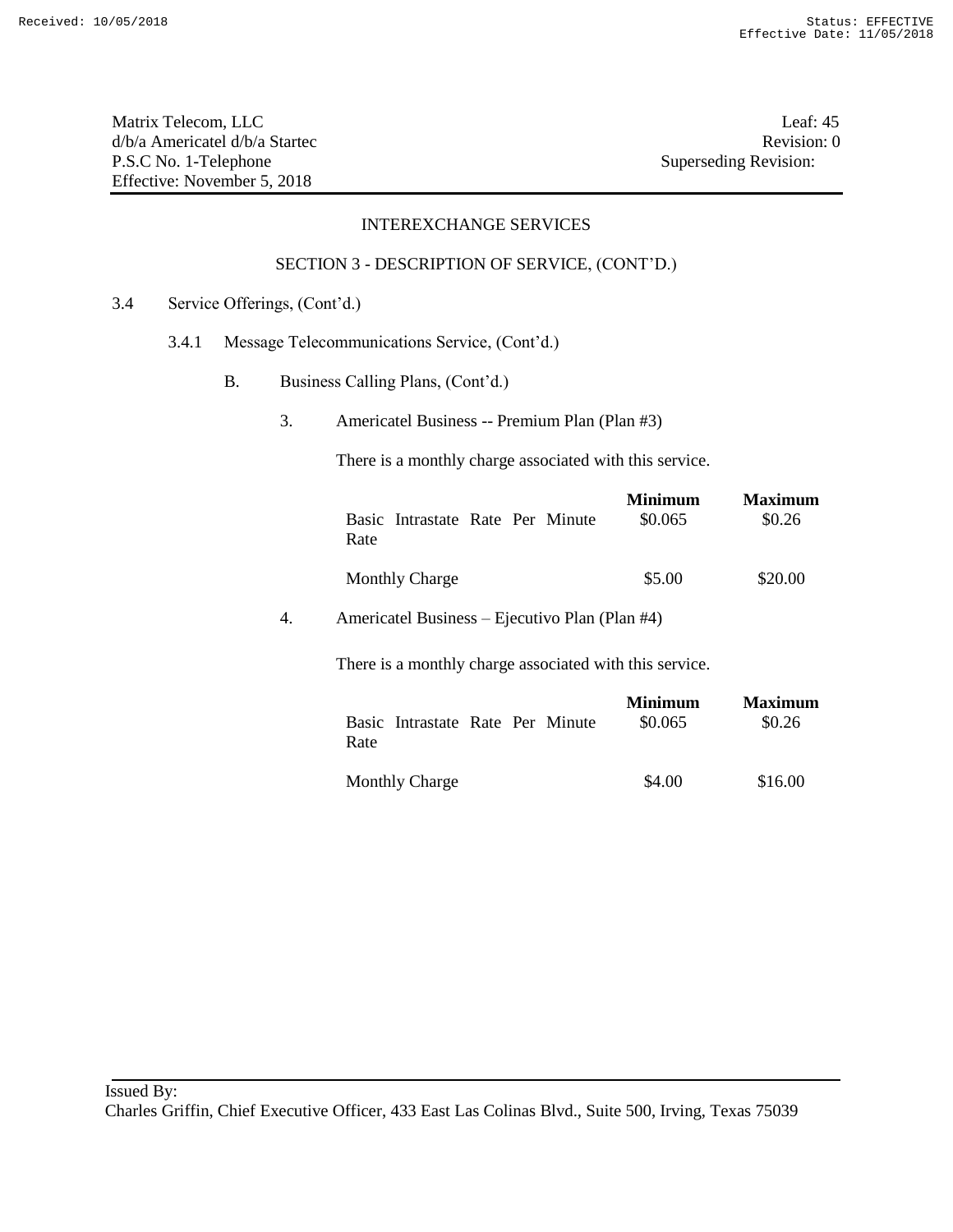Matrix Telecom, LLC
d/b/a Americatel d/b/a Startec
P.S.C No. 1-Telephone
Effective: November 5, 2018

Leaf: 45
Revision: 0
Superseding Revision:

INTEREXCHANGE SERVICES

SECTION 3 - DESCRIPTION OF SERVICE, (CONT'D.)

3.4 Service Offerings, (Cont'd.)

3.4.1 Message Telecommunications Service, (Cont'd.)

B. Business Calling Plans, (Cont'd.)

3. Americatel Business -- Premium Plan (Plan #3)

There is a monthly charge associated with this service.

| | **Minimum** | **Maximum** |
|---|---|---|
| Basic Intrastate Rate Per Minute Rate | \$0.065 | \$0.26 |
| Monthly Charge | \$5.00 | \$20.00 |

4. Americatel Business – Ejecutivo Plan (Plan #4)

There is a monthly charge associated with this service.

| | **Minimum** | **Maximum** |
|---|---|---|
| Basic Intrastate Rate Per Minute Rate | \$0.065 | \$0.26 |
| Monthly Charge | \$4.00 | \$16.00 |

Issued By:
Charles Griffin, Chief Executive Officer, 433 East Las Colinas Blvd., Suite 500, Irving, Texas 75039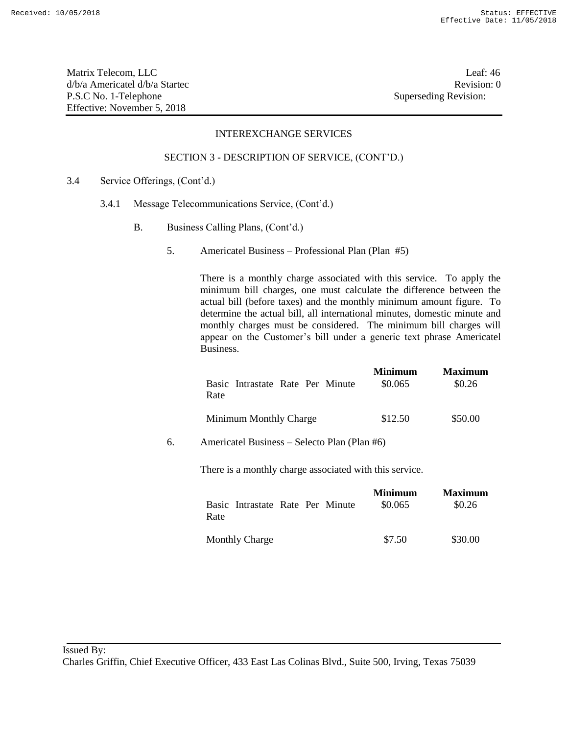Matrix Telecom, LLC
d/b/a Americatel d/b/a Startec
P.S.C No. 1-Telephone
Effective: November 5, 2018

Leaf: 46
Revision: 0
Superseding Revision:

INTEREXCHANGE SERVICES

SECTION 3 - DESCRIPTION OF SERVICE, (CONT'D.)

3.4 Service Offerings, (Cont'd.)

3.4.1 Message Telecommunications Service, (Cont'd.)

B. Business Calling Plans, (Cont'd.)

5. Americatel Business – Professional Plan (Plan #5)

There is a monthly charge associated with this service. To apply the minimum bill charges, one must calculate the difference between the actual bill (before taxes) and the monthly minimum amount figure. To determine the actual bill, all international minutes, domestic minute and monthly charges must be considered. The minimum bill charges will appear on the Customer's bill under a generic text phrase Americatel Business.

| | **Minimum** | **Maximum** |
|---|---|---|
| Basic Intrastate Rate Per Minute Rate | $0.065 | $0.26 |
| Minimum Monthly Charge | $12.50 | $50.00 |

6. Americatel Business – Selecto Plan (Plan #6)

There is a monthly charge associated with this service.

| | **Minimum** | **Maximum** |
|---|---|---|
| Basic Intrastate Rate Per Minute Rate | $0.065 | $0.26 |
| Monthly Charge | $7.50 | $30.00 |

Issued By:
Charles Griffin, Chief Executive Officer, 433 East Las Colinas Blvd., Suite 500, Irving, Texas 75039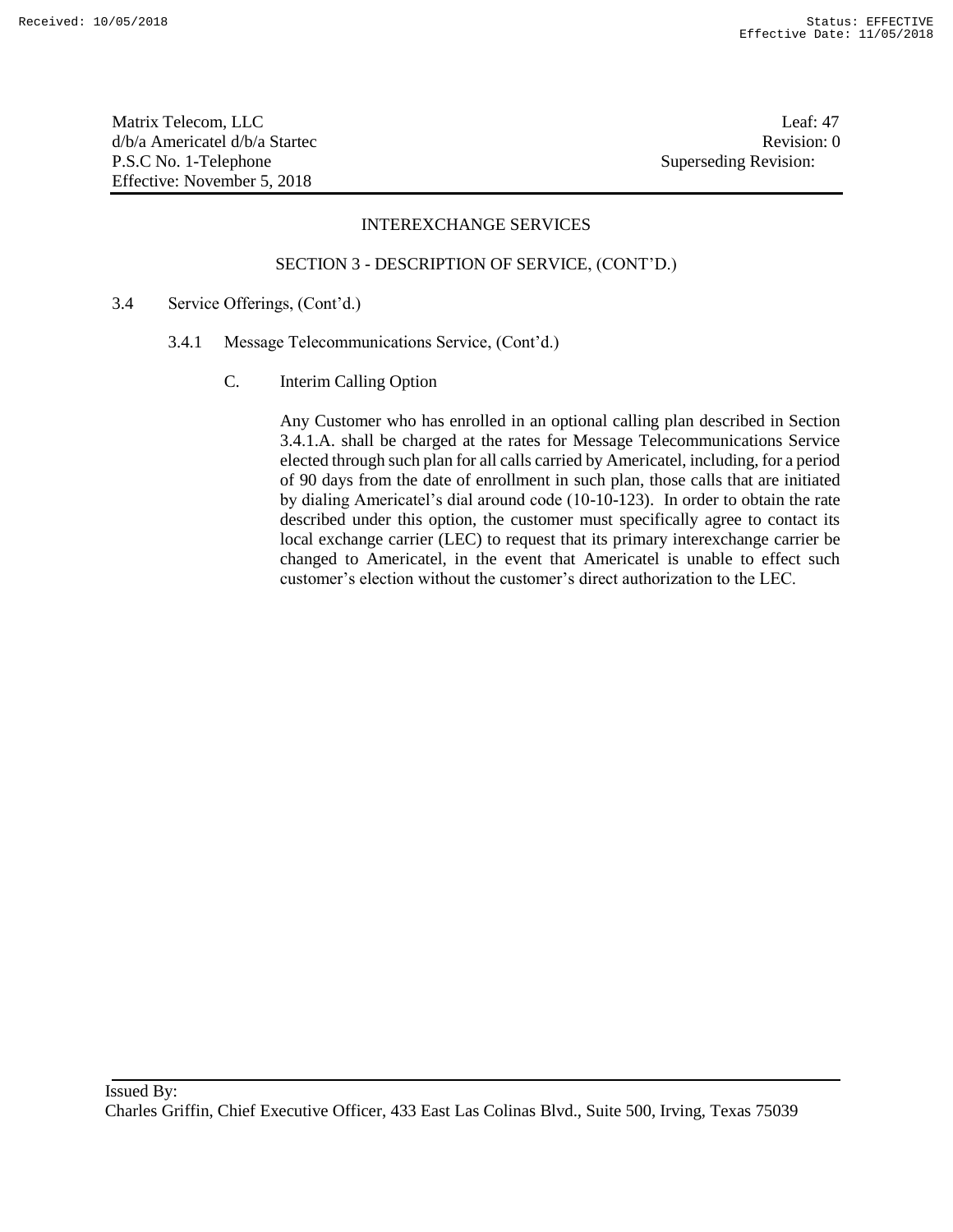## INTEREXCHANGE SERVICES

### SECTION 3 - DESCRIPTION OF SERVICE, (CONT'D.)

3.4 Service Offerings, (Cont'd.)

3.4.1 Message Telecommunications Service, (Cont'd.)

C. Interim Calling Option

Any Customer who has enrolled in an optional calling plan described in Section 3.4.1.A. shall be charged at the rates for Message Telecommunications Service elected through such plan for all calls carried by Americatel, including, for a period of 90 days from the date of enrollment in such plan, those calls that are initiated by dialing Americatel's dial around code (10-10-123). In order to obtain the rate described under this option, the customer must specifically agree to contact its local exchange carrier (LEC) to request that its primary interexchange carrier be changed to Americatel, in the event that Americatel is unable to effect such customer's election without the customer's direct authorization to the LEC.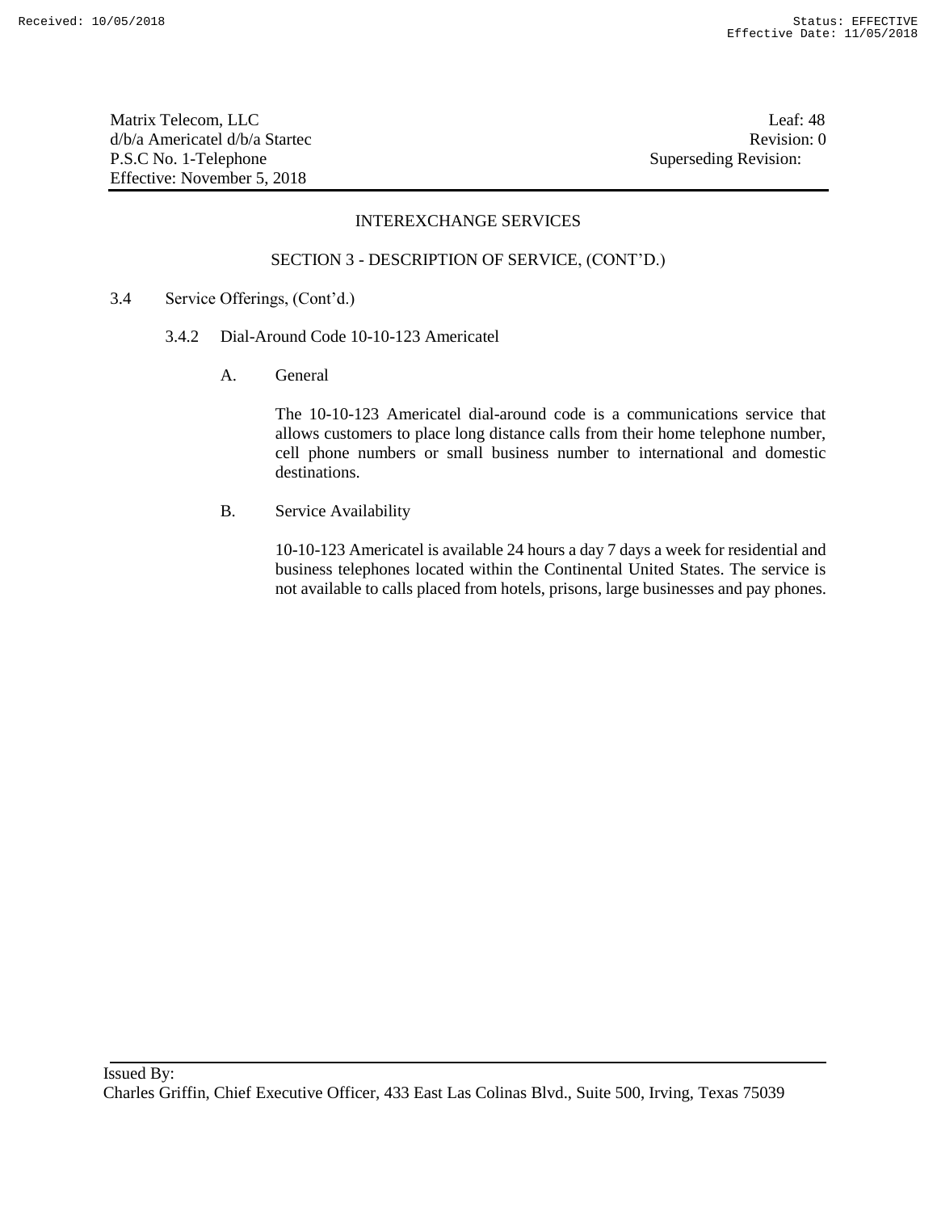## INTEREXCHANGE SERVICES

### SECTION 3 - DESCRIPTION OF SERVICE, (CONT'D.)

3.4 Service Offerings, (Cont'd.)

3.4.2 Dial-Around Code 10-10-123 Americatel

A. General

The 10-10-123 Americatel dial-around code is a communications service that allows customers to place long distance calls from their home telephone number, cell phone numbers or small business number to international and domestic destinations.

B. Service Availability

10-10-123 Americatel is available 24 hours a day 7 days a week for residential and business telephones located within the Continental United States. The service is not available to calls placed from hotels, prisons, large businesses and pay phones.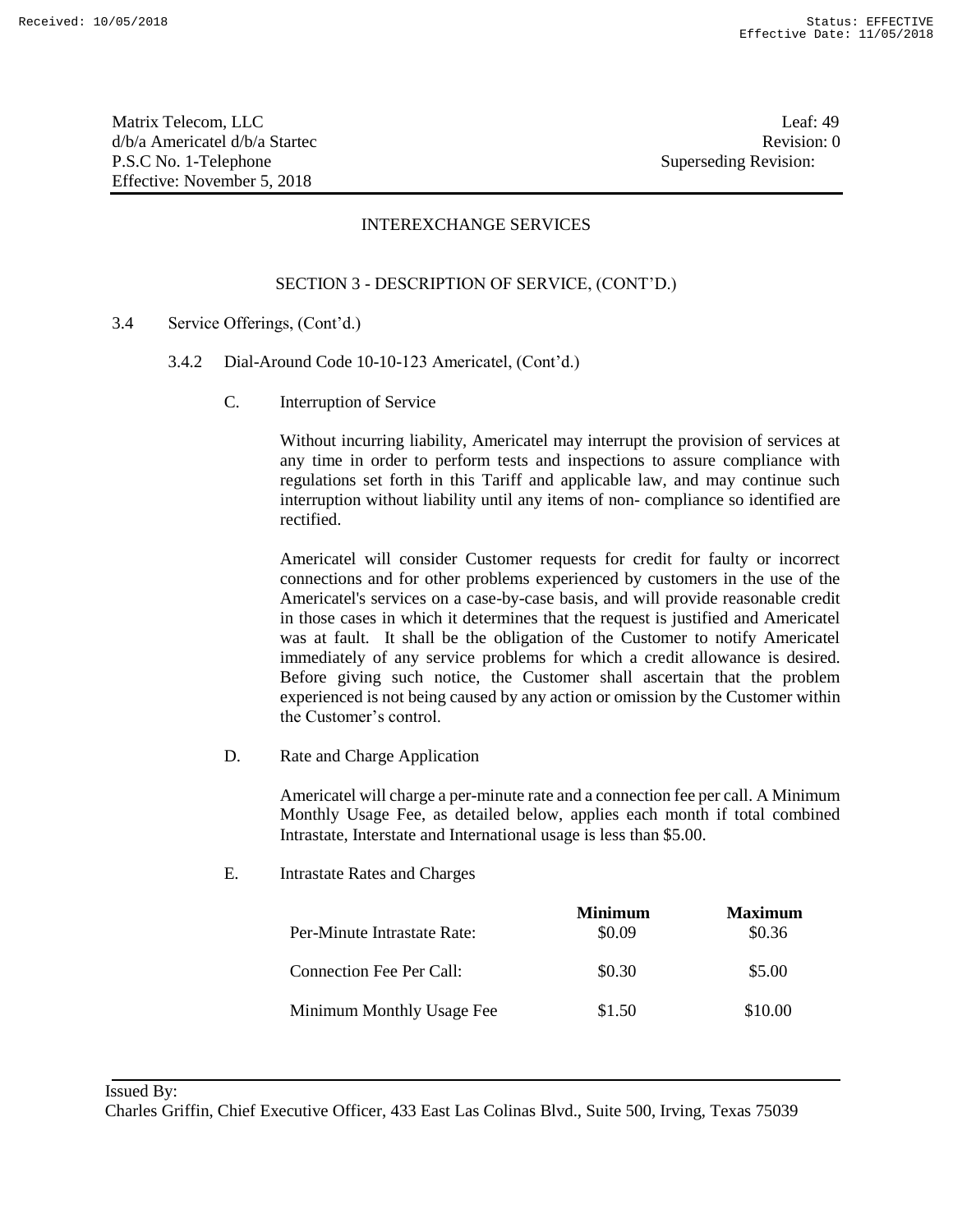Matrix Telecom, LLC
d/b/a Americatel d/b/a Startec
P.S.C No. 1-Telephone
Effective: November 5, 2018

Leaf: 49
Revision: 0
Superseding Revision:

## INTEREXCHANGE SERVICES

### SECTION 3 - DESCRIPTION OF SERVICE, (CONT'D.)

3.4 Service Offerings, (Cont'd.)

3.4.2 Dial-Around Code 10-10-123 Americatel, (Cont'd.)

C. Interruption of Service

Without incurring liability, Americatel may interrupt the provision of services at any time in order to perform tests and inspections to assure compliance with regulations set forth in this Tariff and applicable law, and may continue such interruption without liability until any items of non- compliance so identified are rectified.

Americatel will consider Customer requests for credit for faulty or incorrect connections and for other problems experienced by customers in the use of the Americatel's services on a case-by-case basis, and will provide reasonable credit in those cases in which it determines that the request is justified and Americatel was at fault. It shall be the obligation of the Customer to notify Americatel immediately of any service problems for which a credit allowance is desired. Before giving such notice, the Customer shall ascertain that the problem experienced is not being caused by any action or omission by the Customer within the Customer's control.

D. Rate and Charge Application

Americatel will charge a per-minute rate and a connection fee per call. A Minimum Monthly Usage Fee, as detailed below, applies each month if total combined Intrastate, Interstate and International usage is less than $5.00.

E. Intrastate Rates and Charges

| | **Minimum** | **Maximum** |
|---|---|---|
| Per-Minute Intrastate Rate: | $0.09 | $0.36 |
| Connection Fee Per Call: | $0.30 | $5.00 |
| Minimum Monthly Usage Fee | $1.50 | $10.00 |

Issued By:
Charles Griffin, Chief Executive Officer, 433 East Las Colinas Blvd., Suite 500, Irving, Texas 75039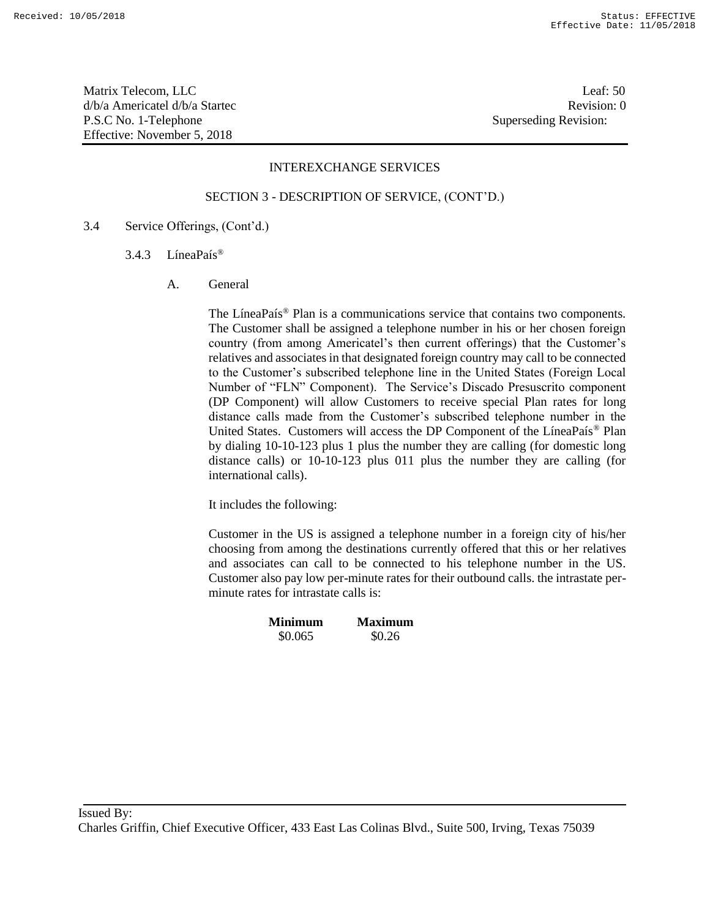INTEREXCHANGE SERVICES

SECTION 3 - DESCRIPTION OF SERVICE, (CONT'D.)

3.4 Service Offerings, (Cont'd.)

3.4.3 LíneaPaís®

A. General

The LíneaPaís® Plan is a communications service that contains two components. The Customer shall be assigned a telephone number in his or her chosen foreign country (from among Americatel's then current offerings) that the Customer's relatives and associates in that designated foreign country may call to be connected to the Customer's subscribed telephone line in the United States (Foreign Local Number of "FLN" Component). The Service's Discado Presuscrito component (DP Component) will allow Customers to receive special Plan rates for long distance calls made from the Customer's subscribed telephone number in the United States. Customers will access the DP Component of the LíneaPaís® Plan by dialing 10-10-123 plus 1 plus the number they are calling (for domestic long distance calls) or 10-10-123 plus 011 plus the number they are calling (for international calls).

It includes the following:

Customer in the US is assigned a telephone number in a foreign city of his/her choosing from among the destinations currently offered that this or her relatives and associates can call to be connected to his telephone number in the US. Customer also pay low per-minute rates for their outbound calls. the intrastate per-minute rates for intrastate calls is:

| **Minimum** | **Maximum** |
|---|---|
| $0.065 | $0.26 |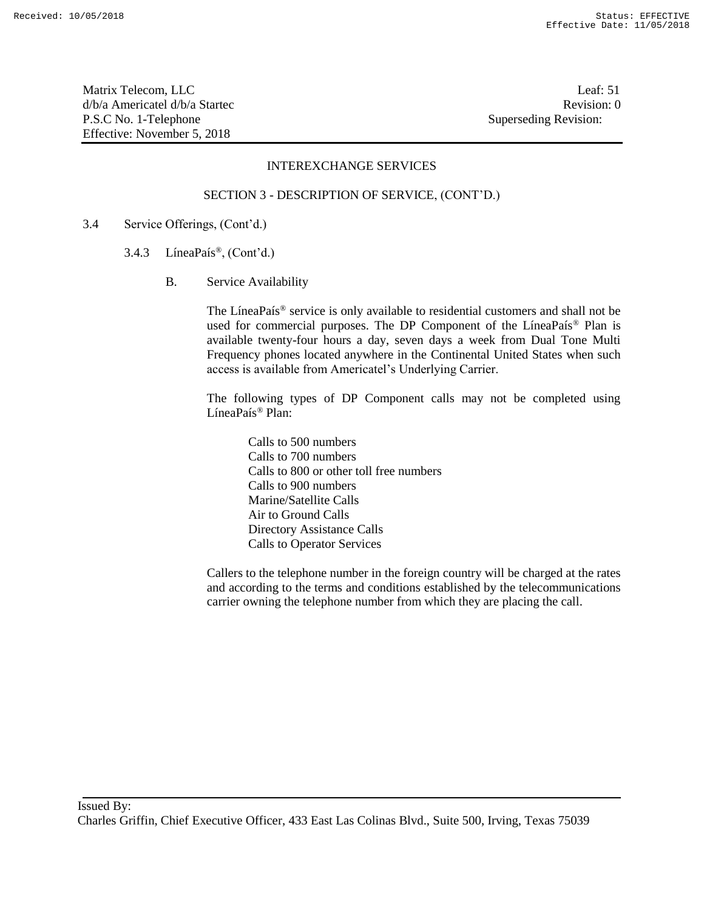INTEREXCHANGE SERVICES

SECTION 3 - DESCRIPTION OF SERVICE, (CONT'D.)

3.4 Service Offerings, (Cont'd.)

3.4.3 LíneaPaís®, (Cont'd.)

B. Service Availability

The LíneaPaís® service is only available to residential customers and shall not be used for commercial purposes. The DP Component of the LíneaPaís® Plan is available twenty-four hours a day, seven days a week from Dual Tone Multi Frequency phones located anywhere in the Continental United States when such access is available from Americatel's Underlying Carrier.

The following types of DP Component calls may not be completed using LíneaPaís® Plan:

- Calls to 500 numbers
- Calls to 700 numbers
- Calls to 800 or other toll free numbers
- Calls to 900 numbers
- Marine/Satellite Calls
- Air to Ground Calls
- Directory Assistance Calls
- Calls to Operator Services

Callers to the telephone number in the foreign country will be charged at the rates and according to the terms and conditions established by the telecommunications carrier owning the telephone number from which they are placing the call.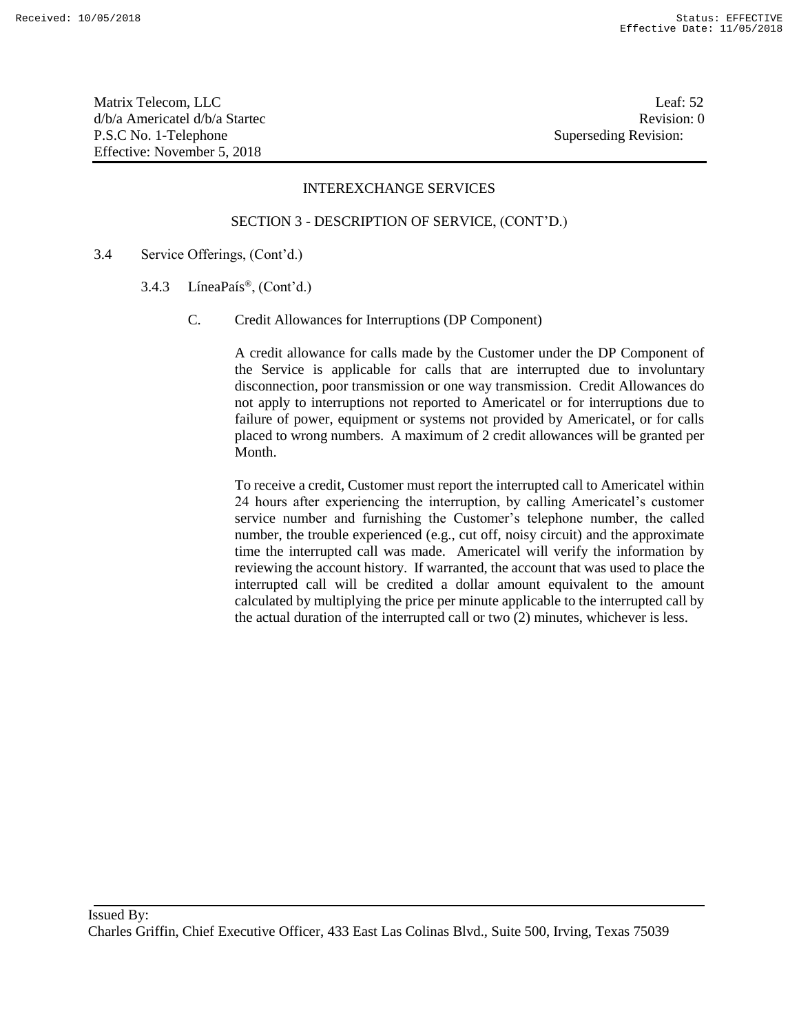## INTEREXCHANGE SERVICES

### SECTION 3 - DESCRIPTION OF SERVICE, (CONT'D.)

3.4 Service Offerings, (Cont'd.)

3.4.3 LíneaPaís®, (Cont'd.)

C. Credit Allowances for Interruptions (DP Component)

A credit allowance for calls made by the Customer under the DP Component of the Service is applicable for calls that are interrupted due to involuntary disconnection, poor transmission or one way transmission. Credit Allowances do not apply to interruptions not reported to Americatel or for interruptions due to failure of power, equipment or systems not provided by Americatel, or for calls placed to wrong numbers. A maximum of 2 credit allowances will be granted per Month.

To receive a credit, Customer must report the interrupted call to Americatel within 24 hours after experiencing the interruption, by calling Americatel's customer service number and furnishing the Customer's telephone number, the called number, the trouble experienced (e.g., cut off, noisy circuit) and the approximate time the interrupted call was made. Americatel will verify the information by reviewing the account history. If warranted, the account that was used to place the interrupted call will be credited a dollar amount equivalent to the amount calculated by multiplying the price per minute applicable to the interrupted call by the actual duration of the interrupted call or two (2) minutes, whichever is less.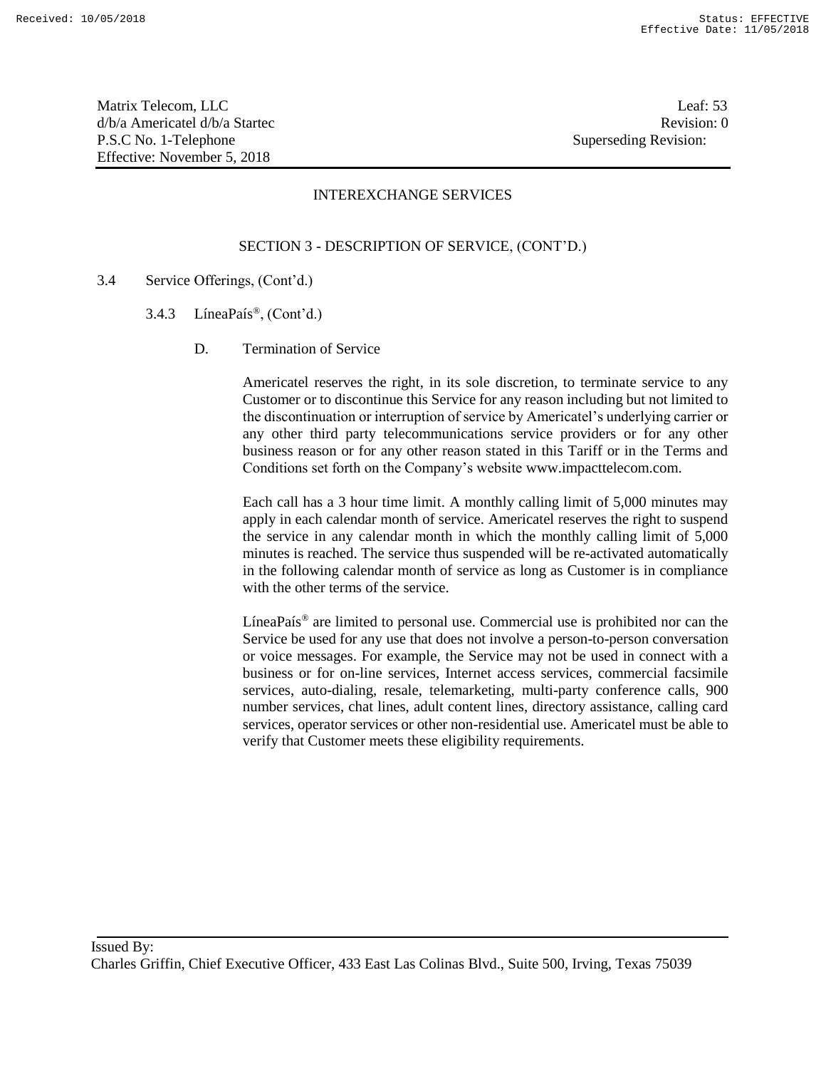## INTEREXCHANGE SERVICES

### SECTION 3 - DESCRIPTION OF SERVICE, (CONT'D.)

3.4 Service Offerings, (Cont'd.)

3.4.3 LíneaPaís®, (Cont'd.)

D. Termination of Service

Americatel reserves the right, in its sole discretion, to terminate service to any Customer or to discontinue this Service for any reason including but not limited to the discontinuation or interruption of service by Americatel's underlying carrier or any other third party telecommunications service providers or for any other business reason or for any other reason stated in this Tariff or in the Terms and Conditions set forth on the Company's website www.impacttelecom.com.

Each call has a 3 hour time limit. A monthly calling limit of 5,000 minutes may apply in each calendar month of service. Americatel reserves the right to suspend the service in any calendar month in which the monthly calling limit of 5,000 minutes is reached. The service thus suspended will be re-activated automatically in the following calendar month of service as long as Customer is in compliance with the other terms of the service.

LíneaPaís® are limited to personal use. Commercial use is prohibited nor can the Service be used for any use that does not involve a person-to-person conversation or voice messages. For example, the Service may not be used in connect with a business or for on-line services, Internet access services, commercial facsimile services, auto-dialing, resale, telemarketing, multi-party conference calls, 900 number services, chat lines, adult content lines, directory assistance, calling card services, operator services or other non-residential use. Americatel must be able to verify that Customer meets these eligibility requirements.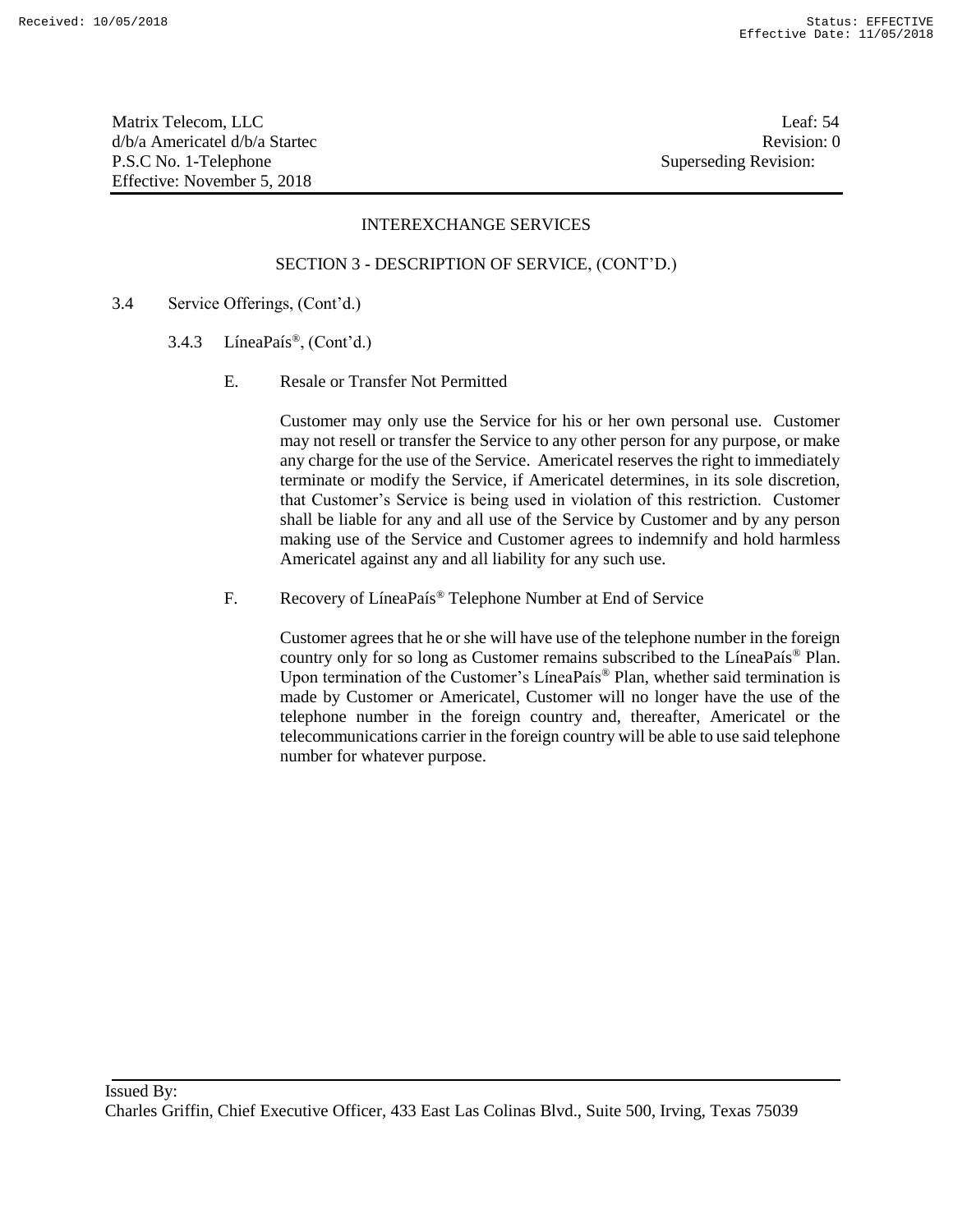## INTEREXCHANGE SERVICES

### SECTION 3 - DESCRIPTION OF SERVICE, (CONT'D.)

3.4 Service Offerings, (Cont'd.)

3.4.3 LíneaPaís®, (Cont'd.)

E. Resale or Transfer Not Permitted

Customer may only use the Service for his or her own personal use. Customer may not resell or transfer the Service to any other person for any purpose, or make any charge for the use of the Service. Americatel reserves the right to immediately terminate or modify the Service, if Americatel determines, in its sole discretion, that Customer's Service is being used in violation of this restriction. Customer shall be liable for any and all use of the Service by Customer and by any person making use of the Service and Customer agrees to indemnify and hold harmless Americatel against any and all liability for any such use.

F. Recovery of LíneaPaís® Telephone Number at End of Service

Customer agrees that he or she will have use of the telephone number in the foreign country only for so long as Customer remains subscribed to the LíneaPaís® Plan. Upon termination of the Customer's LíneaPaís® Plan, whether said termination is made by Customer or Americatel, Customer will no longer have the use of the telephone number in the foreign country and, thereafter, Americatel or the telecommunications carrier in the foreign country will be able to use said telephone number for whatever purpose.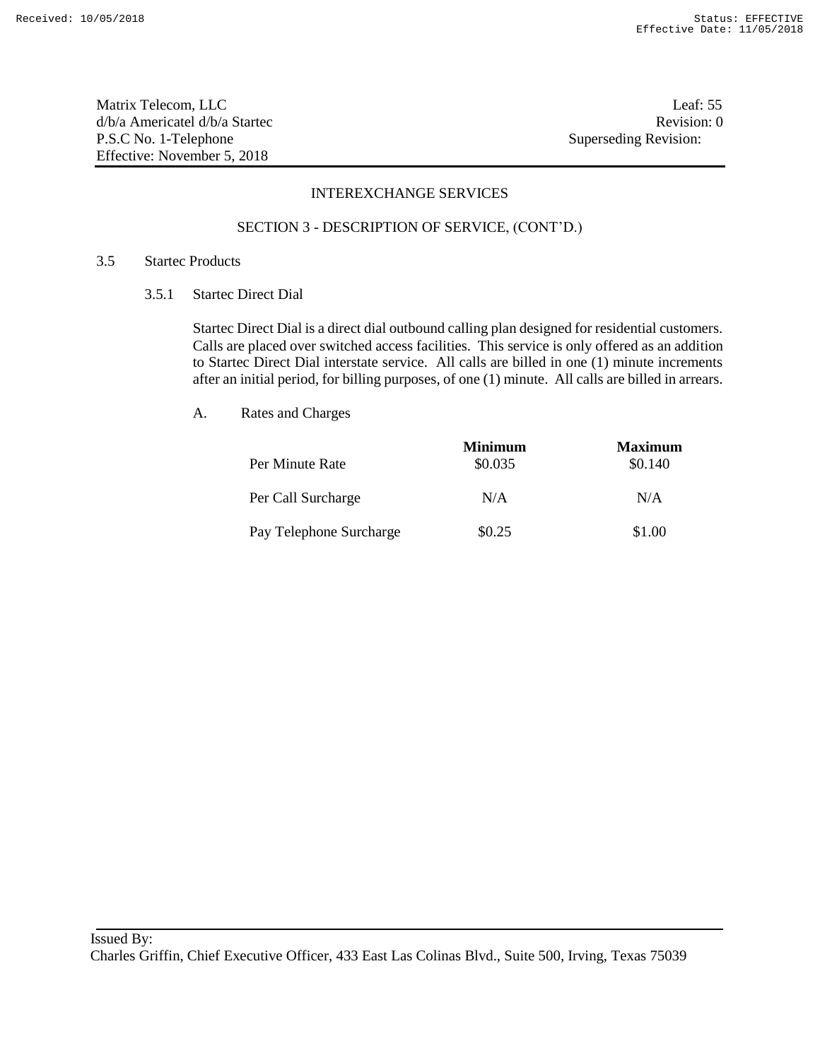## INTEREXCHANGE SERVICES

### SECTION 3 - DESCRIPTION OF SERVICE, (CONT'D.)

3.5 Startec Products

3.5.1 Startec Direct Dial

Startec Direct Dial is a direct dial outbound calling plan designed for residential customers. Calls are placed over switched access facilities. This service is only offered as an addition to Startec Direct Dial interstate service. All calls are billed in one (1) minute increments after an initial period, for billing purposes, of one (1) minute. All calls are billed in arrears.

A. Rates and Charges

| | **Minimum** | **Maximum** |
|---|---|---|
| Per Minute Rate | $0.035 | $0.140 |
| Per Call Surcharge | N/A | N/A |
| Pay Telephone Surcharge | $0.25 | $1.00 |

Issued By:
Charles Griffin, Chief Executive Officer, 433 East Las Colinas Blvd., Suite 500, Irving, Texas 75039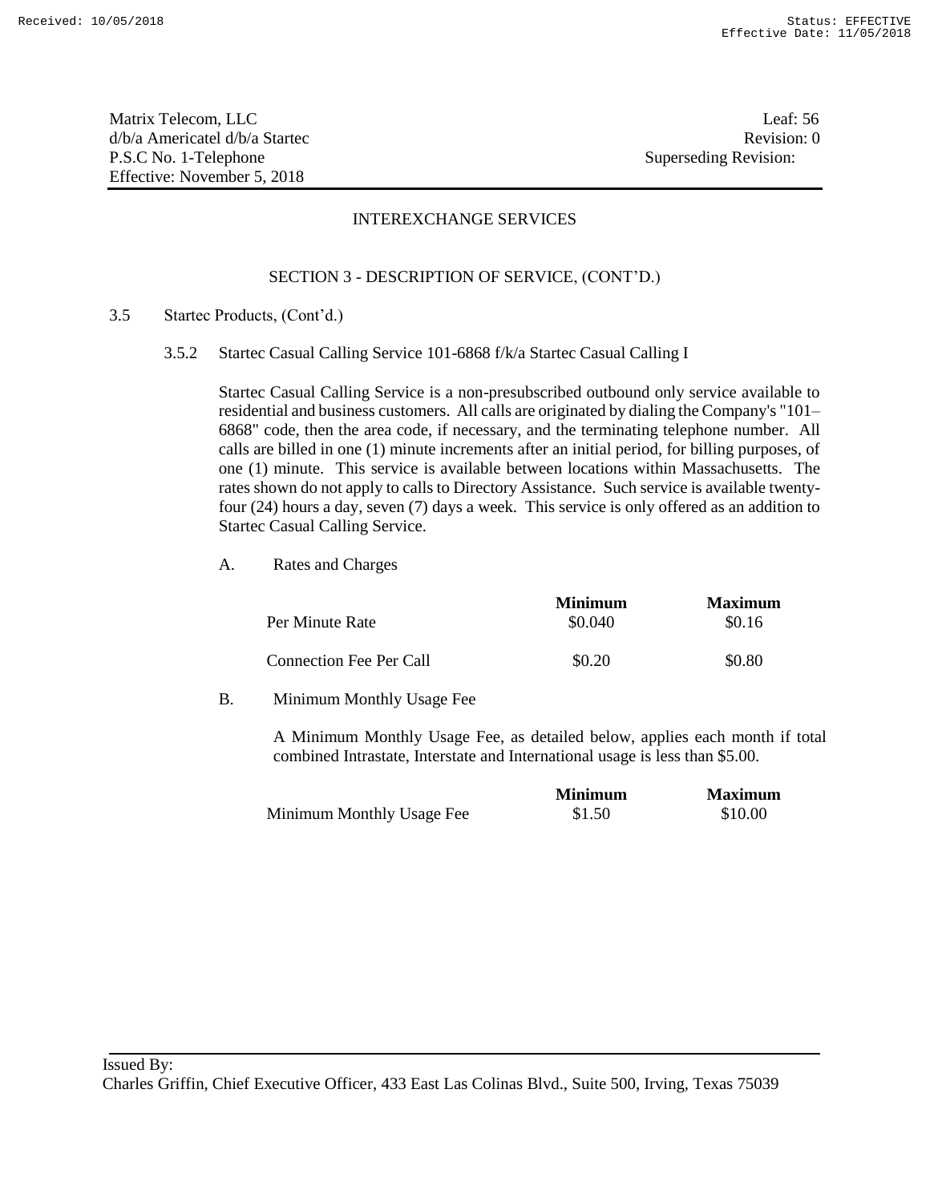Matrix Telecom, LLC
d/b/a Americatel d/b/a Startec
P.S.C No. 1-Telephone
Effective: November 5, 2018

Leaf: 56
Revision: 0
Superseding Revision:

INTEREXCHANGE SERVICES

SECTION 3 - DESCRIPTION OF SERVICE, (CONT'D.)

3.5 Startec Products, (Cont'd.)

3.5.2 Startec Casual Calling Service 101-6868 f/k/a Startec Casual Calling I

Startec Casual Calling Service is a non-presubscribed outbound only service available to residential and business customers. All calls are originated by dialing the Company's "101–6868" code, then the area code, if necessary, and the terminating telephone number. All calls are billed in one (1) minute increments after an initial period, for billing purposes, of one (1) minute. This service is available between locations within Massachusetts. The rates shown do not apply to calls to Directory Assistance. Such service is available twenty-four (24) hours a day, seven (7) days a week. This service is only offered as an addition to Startec Casual Calling Service.

A. Rates and Charges

| | **Minimum** | **Maximum** |
|---|---|---|
| Per Minute Rate | \$0.040 | \$0.16 |
| Connection Fee Per Call | \$0.20 | \$0.80 |

B. Minimum Monthly Usage Fee

A Minimum Monthly Usage Fee, as detailed below, applies each month if total combined Intrastate, Interstate and International usage is less than \$5.00.

| | **Minimum** | **Maximum** |
|---|---|---|
| Minimum Monthly Usage Fee | \$1.50 | \$10.00 |

Issued By:
Charles Griffin, Chief Executive Officer, 433 East Las Colinas Blvd., Suite 500, Irving, Texas 75039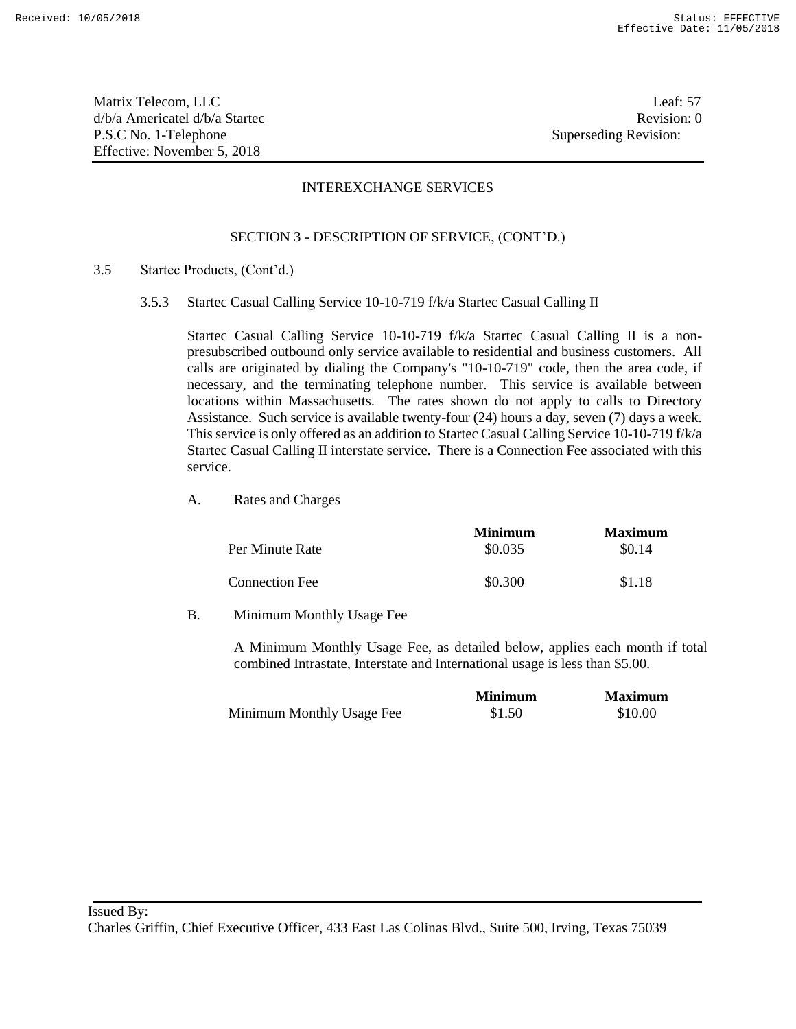## INTEREXCHANGE SERVICES

### SECTION 3 - DESCRIPTION OF SERVICE, (CONT'D.)

3.5 Startec Products, (Cont'd.)

3.5.3 Startec Casual Calling Service 10-10-719 f/k/a Startec Casual Calling II

Startec Casual Calling Service 10-10-719 f/k/a Startec Casual Calling II is a non-presubscribed outbound only service available to residential and business customers. All calls are originated by dialing the Company's "10-10-719" code, then the area code, if necessary, and the terminating telephone number. This service is available between locations within Massachusetts. The rates shown do not apply to calls to Directory Assistance. Such service is available twenty-four (24) hours a day, seven (7) days a week. This service is only offered as an addition to Startec Casual Calling Service 10-10-719 f/k/a Startec Casual Calling II interstate service. There is a Connection Fee associated with this service.

A. Rates and Charges

| | **Minimum** | **Maximum** |
|---|---|---|
| Per Minute Rate | $0.035 | $0.14 |
| Connection Fee | $0.300 | $1.18 |

B. Minimum Monthly Usage Fee

A Minimum Monthly Usage Fee, as detailed below, applies each month if total combined Intrastate, Interstate and International usage is less than $5.00.

| | **Minimum** | **Maximum** |
|---|---|---|
| Minimum Monthly Usage Fee | $1.50 | $10.00 |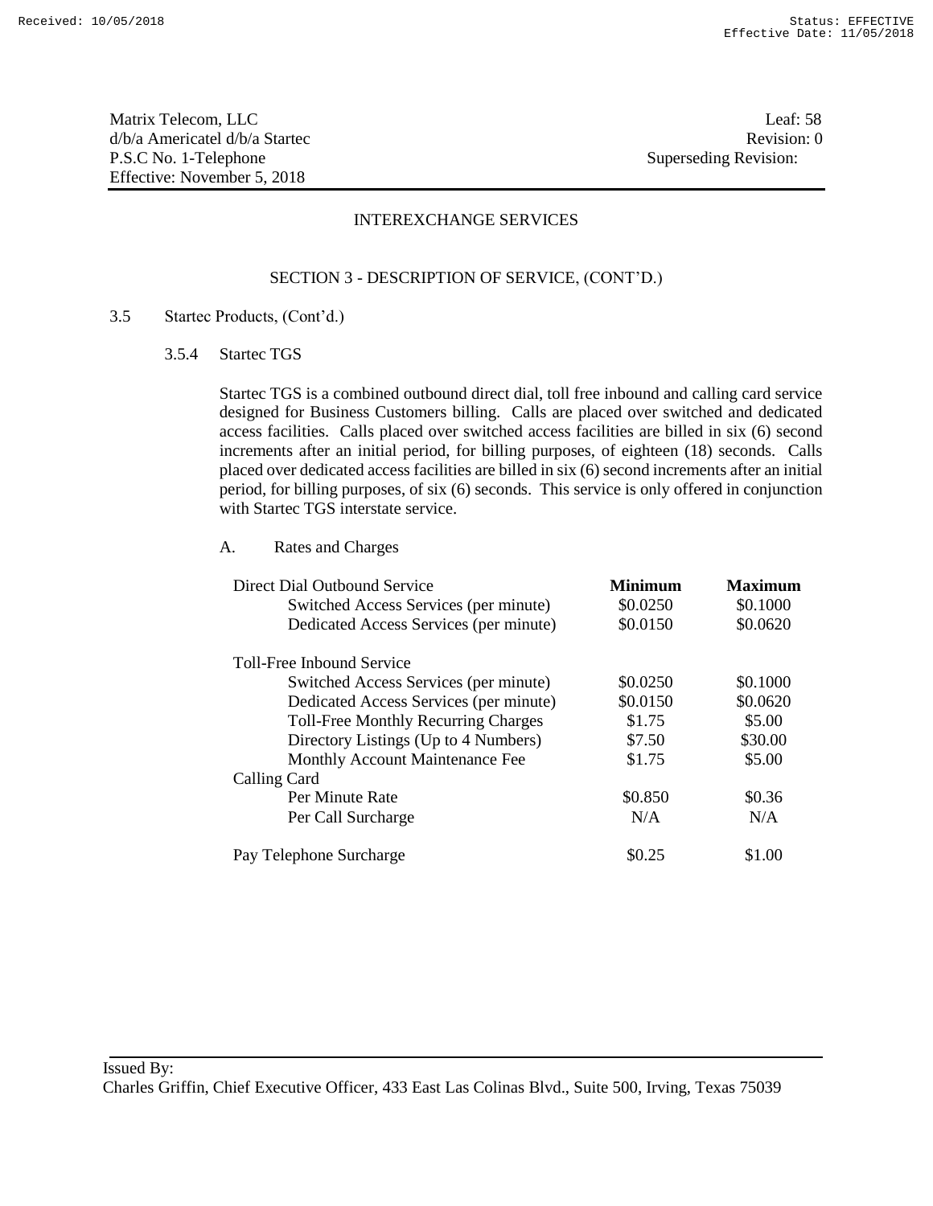Matrix Telecom, LLC
d/b/a Americatel d/b/a Startec
P.S.C No. 1-Telephone
Effective: November 5, 2018

Leaf: 58
Revision: 0
Superseding Revision:

INTEREXCHANGE SERVICES

SECTION 3 - DESCRIPTION OF SERVICE, (CONT'D.)

3.5 Startec Products, (Cont'd.)

3.5.4 Startec TGS

Startec TGS is a combined outbound direct dial, toll free inbound and calling card service designed for Business Customers billing. Calls are placed over switched and dedicated access facilities. Calls placed over switched access facilities are billed in six (6) second increments after an initial period, for billing purposes, of eighteen (18) seconds. Calls placed over dedicated access facilities are billed in six (6) second increments after an initial period, for billing purposes, of six (6) seconds. This service is only offered in conjunction with Startec TGS interstate service.

A. Rates and Charges

| | **Minimum** | **Maximum** |
|---|---|---|
| Direct Dial Outbound Service | | |
| Switched Access Services (per minute) | $0.0250 | $0.1000 |
| Dedicated Access Services (per minute) | $0.0150 | $0.0620 |
| Toll-Free Inbound Service | | |
| Switched Access Services (per minute) | $0.0250 | $0.1000 |
| Dedicated Access Services (per minute) | $0.0150 | $0.0620 |
| Toll-Free Monthly Recurring Charges | $1.75 | $5.00 |
| Directory Listings (Up to 4 Numbers) | $7.50 | $30.00 |
| Monthly Account Maintenance Fee | $1.75 | $5.00 |
| Calling Card | | |
| Per Minute Rate | $0.850 | $0.36 |
| Per Call Surcharge | N/A | N/A |
| Pay Telephone Surcharge | $0.25 | $1.00 |

Issued By:
Charles Griffin, Chief Executive Officer, 433 East Las Colinas Blvd., Suite 500, Irving, Texas 75039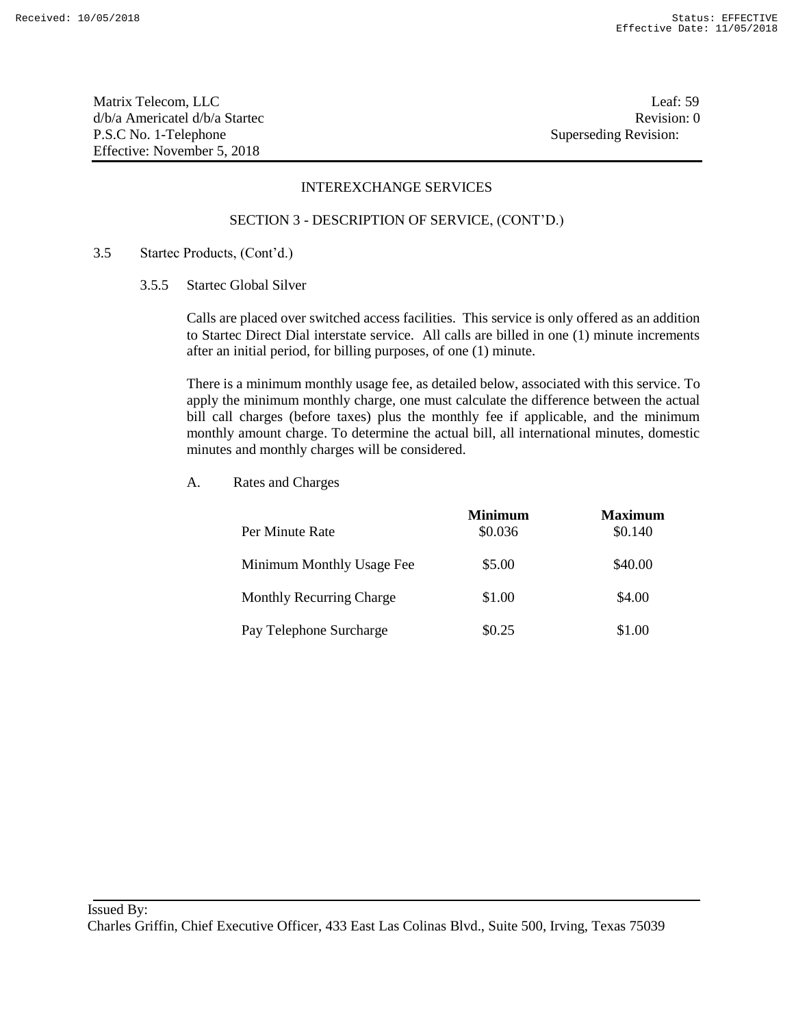Matrix Telecom, LLC
d/b/a Americatel d/b/a Startec
P.S.C No. 1-Telephone
Effective: November 5, 2018

Leaf: 59
Revision: 0
Superseding Revision:

INTEREXCHANGE SERVICES

SECTION 3 - DESCRIPTION OF SERVICE, (CONT'D.)

3.5 Startec Products, (Cont'd.)

3.5.5 Startec Global Silver

Calls are placed over switched access facilities. This service is only offered as an addition to Startec Direct Dial interstate service. All calls are billed in one (1) minute increments after an initial period, for billing purposes, of one (1) minute.

There is a minimum monthly usage fee, as detailed below, associated with this service. To apply the minimum monthly charge, one must calculate the difference between the actual bill call charges (before taxes) plus the monthly fee if applicable, and the minimum monthly amount charge. To determine the actual bill, all international minutes, domestic minutes and monthly charges will be considered.

A. Rates and Charges

| | **Minimum** | **Maximum** |
|---|---|---|
| Per Minute Rate | \$0.036 | \$0.140 |
| Minimum Monthly Usage Fee | \$5.00 | \$40.00 |
| Monthly Recurring Charge | \$1.00 | \$4.00 |
| Pay Telephone Surcharge | \$0.25 | \$1.00 |

Issued By:
Charles Griffin, Chief Executive Officer, 433 East Las Colinas Blvd., Suite 500, Irving, Texas 75039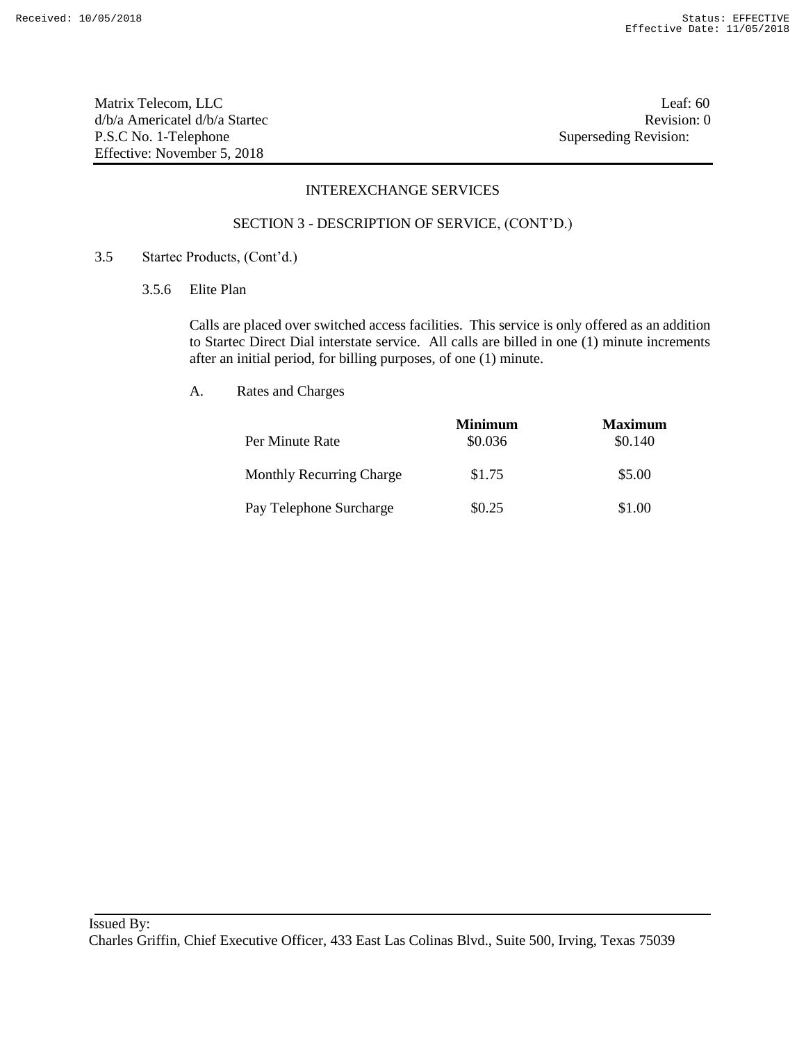Matrix Telecom, LLC
d/b/a Americatel d/b/a Startec
P.S.C No. 1-Telephone
Effective: November 5, 2018

Leaf: 60
Revision: 0
Superseding Revision:

INTEREXCHANGE SERVICES

SECTION 3 - DESCRIPTION OF SERVICE, (CONT'D.)

3.5 Startec Products, (Cont'd.)

3.5.6 Elite Plan

Calls are placed over switched access facilities. This service is only offered as an addition to Startec Direct Dial interstate service. All calls are billed in one (1) minute increments after an initial period, for billing purposes, of one (1) minute.

A. Rates and Charges

| | **Minimum** | **Maximum** |
|---|---|---|
| Per Minute Rate | \$0.036 | \$0.140 |
| Monthly Recurring Charge | \$1.75 | \$5.00 |
| Pay Telephone Surcharge | \$0.25 | \$1.00 |

Issued By:
Charles Griffin, Chief Executive Officer, 433 East Las Colinas Blvd., Suite 500, Irving, Texas 75039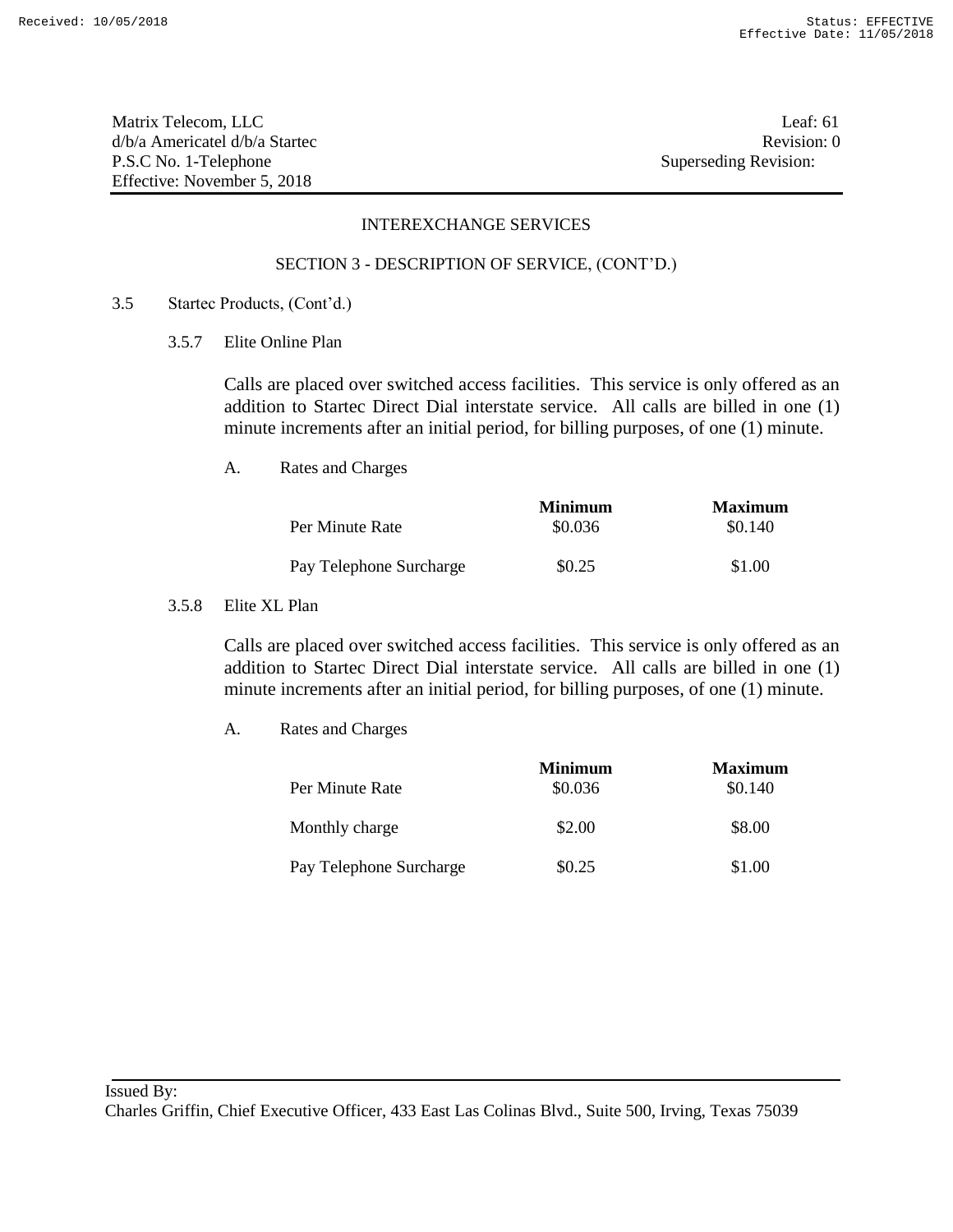Matrix Telecom, LLC
d/b/a Americatel d/b/a Startec
P.S.C No. 1-Telephone
Effective: November 5, 2018

Leaf: 61
Revision: 0
Superseding Revision:

INTEREXCHANGE SERVICES

SECTION 3 - DESCRIPTION OF SERVICE, (CONT'D.)

3.5 Startec Products, (Cont'd.)

3.5.7 Elite Online Plan

Calls are placed over switched access facilities. This service is only offered as an addition to Startec Direct Dial interstate service. All calls are billed in one (1) minute increments after an initial period, for billing purposes, of one (1) minute.

A. Rates and Charges

| | **Minimum** | **Maximum** |
|---|---|---|
| Per Minute Rate | \$0.036 | \$0.140 |
| Pay Telephone Surcharge | \$0.25 | \$1.00 |

3.5.8 Elite XL Plan

Calls are placed over switched access facilities. This service is only offered as an addition to Startec Direct Dial interstate service. All calls are billed in one (1) minute increments after an initial period, for billing purposes, of one (1) minute.

A. Rates and Charges

| | **Minimum** | **Maximum** |
|---|---|---|
| Per Minute Rate | \$0.036 | \$0.140 |
| Monthly charge | \$2.00 | \$8.00 |
| Pay Telephone Surcharge | \$0.25 | \$1.00 |

Issued By:
Charles Griffin, Chief Executive Officer, 433 East Las Colinas Blvd., Suite 500, Irving, Texas 75039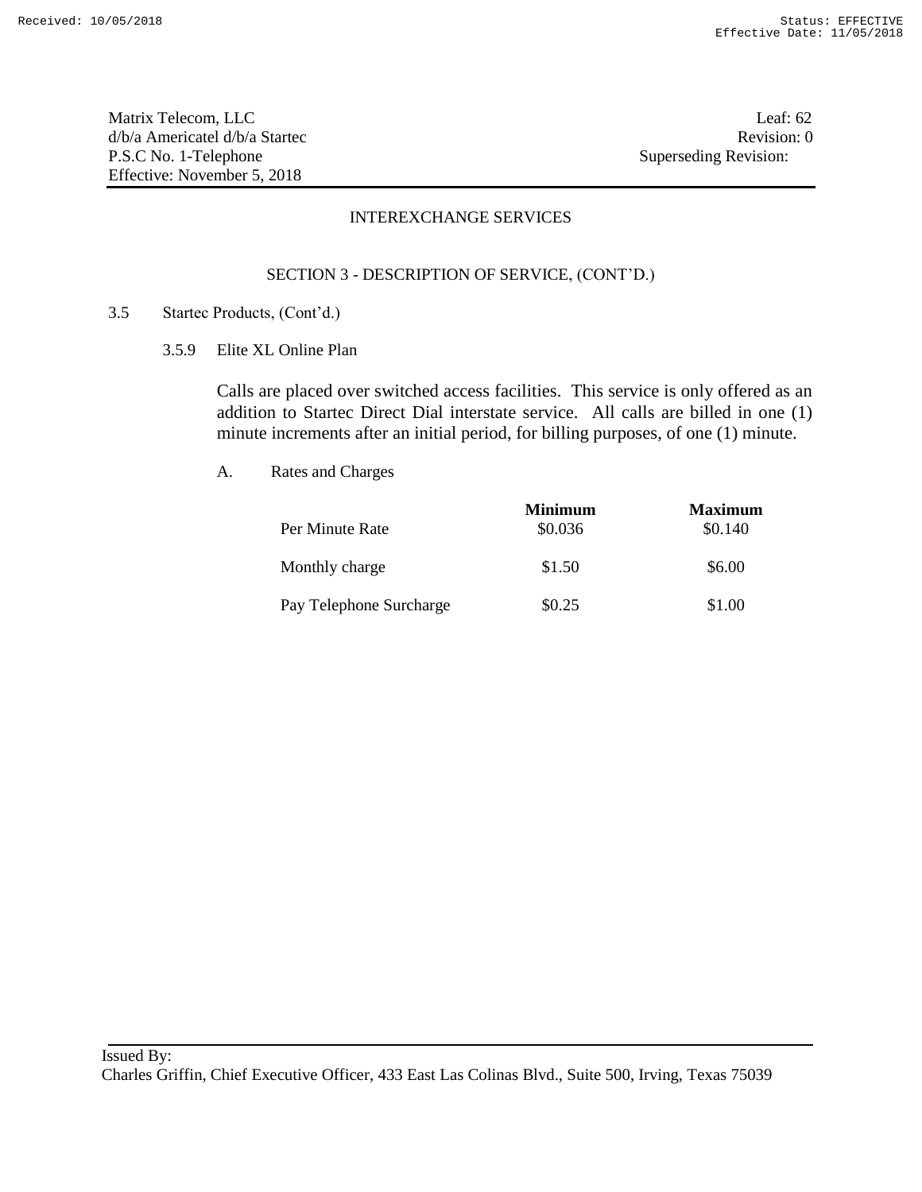Matrix Telecom, LLC
d/b/a Americatel d/b/a Startec
P.S.C No. 1-Telephone
Effective: November 5, 2018

Leaf: 62
Revision: 0
Superseding Revision:

INTEREXCHANGE SERVICES

SECTION 3 - DESCRIPTION OF SERVICE, (CONT'D.)

3.5 Startec Products, (Cont'd.)

3.5.9 Elite XL Online Plan

Calls are placed over switched access facilities. This service is only offered as an addition to Startec Direct Dial interstate service. All calls are billed in one (1) minute increments after an initial period, for billing purposes, of one (1) minute.

A. Rates and Charges

| | **Minimum** | **Maximum** |
|---|---|---|
| Per Minute Rate | \$0.036 | \$0.140 |
| Monthly charge | \$1.50 | \$6.00 |
| Pay Telephone Surcharge | \$0.25 | \$1.00 |

Issued By:
Charles Griffin, Chief Executive Officer, 433 East Las Colinas Blvd., Suite 500, Irving, Texas 75039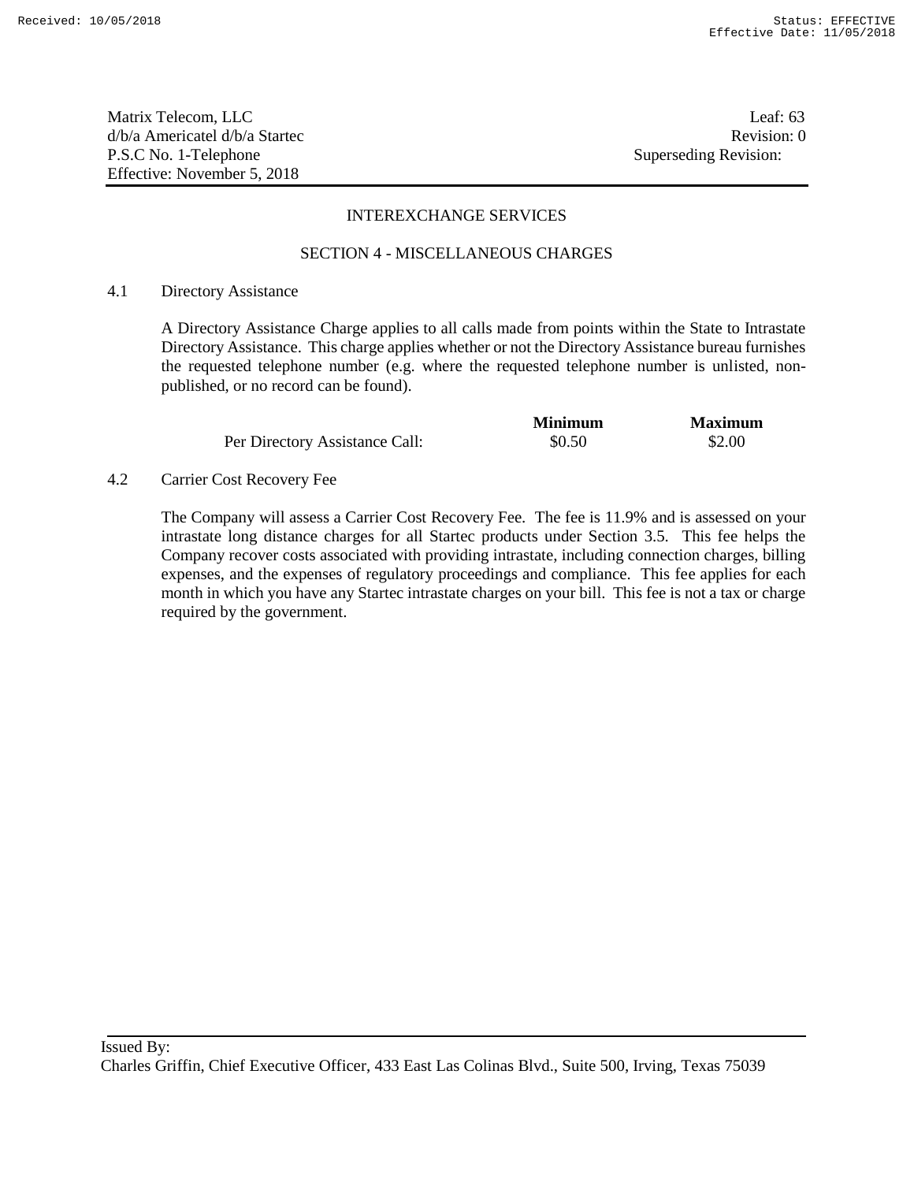Matrix Telecom, LLC
d/b/a Americatel d/b/a Startec
P.S.C No. 1-Telephone
Effective: November 5, 2018

Leaf: 63
Revision: 0
Superseding Revision:

INTEREXCHANGE SERVICES

## SECTION 4 - MISCELLANEOUS CHARGES

### 4.1 Directory Assistance

A Directory Assistance Charge applies to all calls made from points within the State to Intrastate Directory Assistance. This charge applies whether or not the Directory Assistance bureau furnishes the requested telephone number (e.g. where the requested telephone number is unlisted, non-published, or no record can be found).

| | **Minimum** | **Maximum** |
|---|---|---|
| Per Directory Assistance Call: | \$0.50 | \$2.00 |

### 4.2 Carrier Cost Recovery Fee

The Company will assess a Carrier Cost Recovery Fee. The fee is 11.9% and is assessed on your intrastate long distance charges for all Startec products under Section 3.5. This fee helps the Company recover costs associated with providing intrastate, including connection charges, billing expenses, and the expenses of regulatory proceedings and compliance. This fee applies for each month in which you have any Startec intrastate charges on your bill. This fee is not a tax or charge required by the government.

Issued By:
Charles Griffin, Chief Executive Officer, 433 East Las Colinas Blvd., Suite 500, Irving, Texas 75039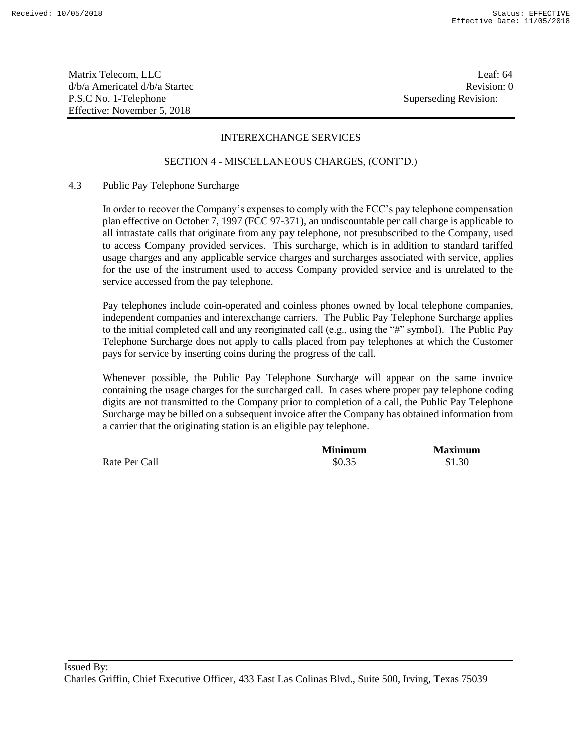INTEREXCHANGE SERVICES

SECTION 4 - MISCELLANEOUS CHARGES, (CONT'D.)

4.3 Public Pay Telephone Surcharge

In order to recover the Company's expenses to comply with the FCC's pay telephone compensation plan effective on October 7, 1997 (FCC 97-371), an undiscountable per call charge is applicable to all intrastate calls that originate from any pay telephone, not presubscribed to the Company, used to access Company provided services. This surcharge, which is in addition to standard tariffed usage charges and any applicable service charges and surcharges associated with service, applies for the use of the instrument used to access Company provided service and is unrelated to the service accessed from the pay telephone.

Pay telephones include coin-operated and coinless phones owned by local telephone companies, independent companies and interexchange carriers. The Public Pay Telephone Surcharge applies to the initial completed call and any reoriginated call (e.g., using the "#" symbol). The Public Pay Telephone Surcharge does not apply to calls placed from pay telephones at which the Customer pays for service by inserting coins during the progress of the call.

Whenever possible, the Public Pay Telephone Surcharge will appear on the same invoice containing the usage charges for the surcharged call. In cases where proper pay telephone coding digits are not transmitted to the Company prior to completion of a call, the Public Pay Telephone Surcharge may be billed on a subsequent invoice after the Company has obtained information from a carrier that the originating station is an eligible pay telephone.

| | **Minimum** | **Maximum** |
|---|---|---|
| Rate Per Call | \$0.35 | \$1.30 |